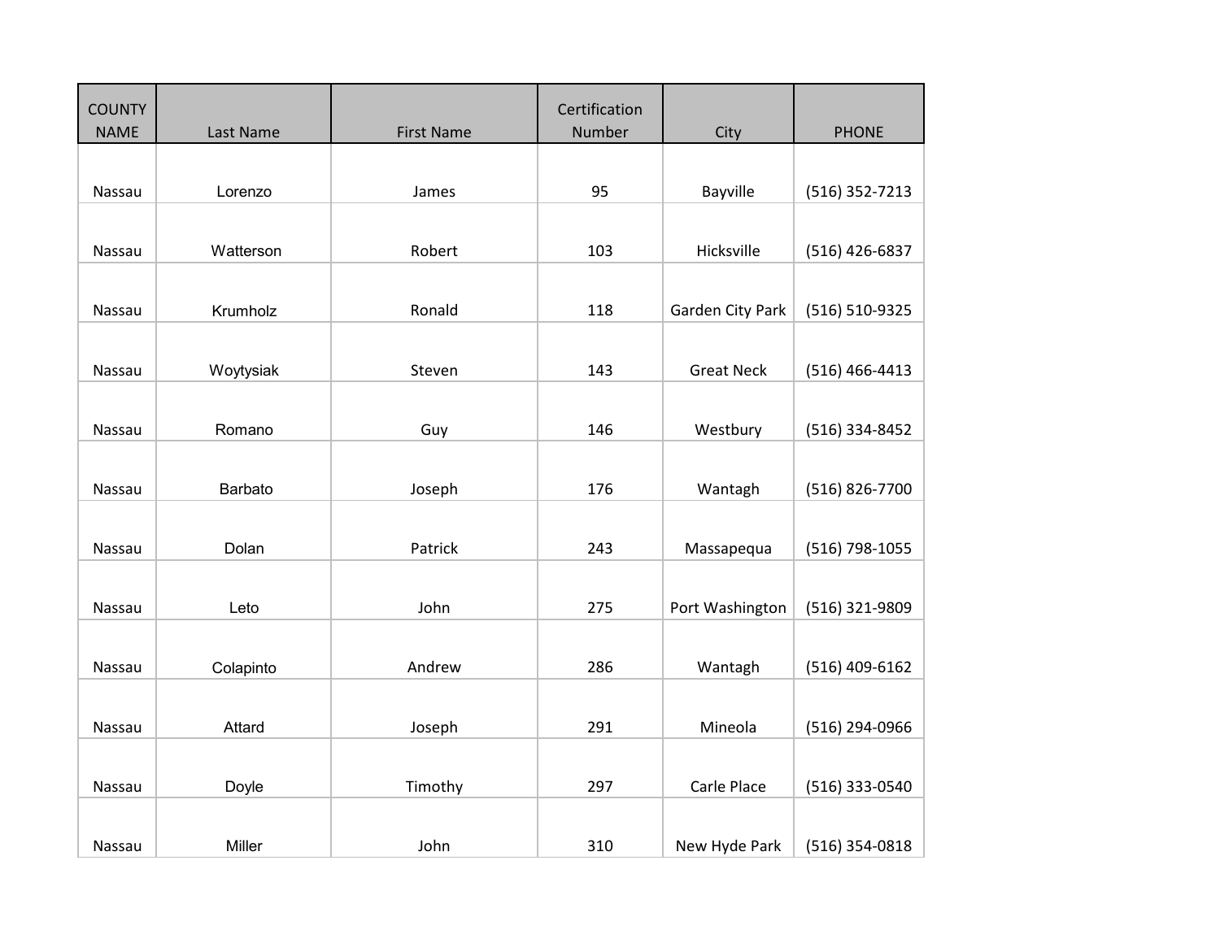| COUNTY NAME | Last Name | First Name | Certification Number | City | PHONE |
|---|---|---|---|---|---|
| Nassau | Lorenzo | James | 95 | Bayville | (516) 352-7213 |
| Nassau | Watterson | Robert | 103 | Hicksville | (516) 426-6837 |
| Nassau | Krumholz | Ronald | 118 | Garden City Park | (516) 510-9325 |
| Nassau | Woytysiak | Steven | 143 | Great Neck | (516) 466-4413 |
| Nassau | Romano | Guy | 146 | Westbury | (516) 334-8452 |
| Nassau | Barbato | Joseph | 176 | Wantagh | (516) 826-7700 |
| Nassau | Dolan | Patrick | 243 | Massapequa | (516) 798-1055 |
| Nassau | Leto | John | 275 | Port Washington | (516) 321-9809 |
| Nassau | Colapinto | Andrew | 286 | Wantagh | (516) 409-6162 |
| Nassau | Attard | Joseph | 291 | Mineola | (516) 294-0966 |
| Nassau | Doyle | Timothy | 297 | Carle Place | (516) 333-0540 |
| Nassau | Miller | John | 310 | New Hyde Park | (516) 354-0818 |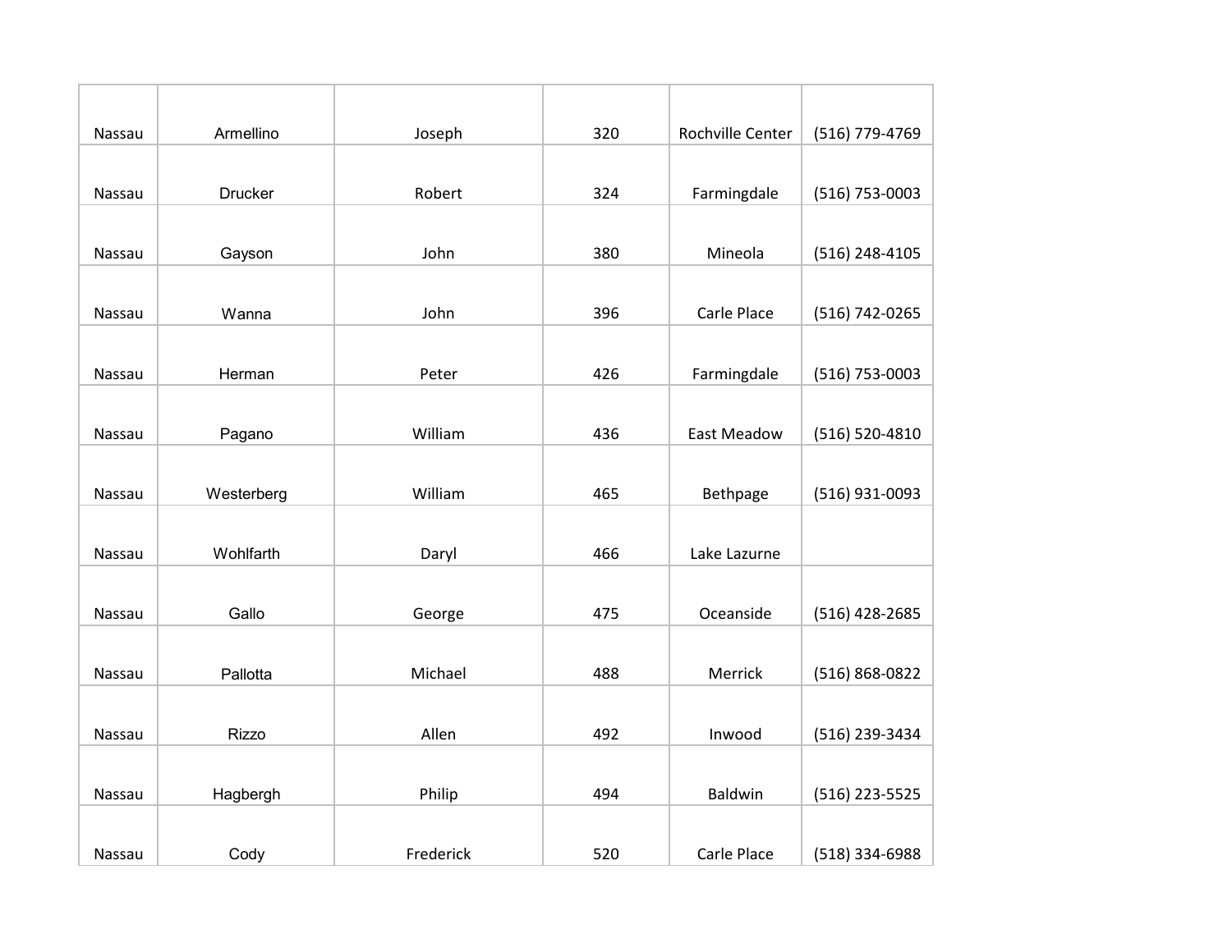| | | | | | |
|---|---|---|---|---|---|
| Nassau | Armellino | Joseph | 320 | Rochville Center | (516) 779-4769 |
| Nassau | Drucker | Robert | 324 | Farmingdale | (516) 753-0003 |
| Nassau | Gayson | John | 380 | Mineola | (516) 248-4105 |
| Nassau | Wanna | John | 396 | Carle Place | (516) 742-0265 |
| Nassau | Herman | Peter | 426 | Farmingdale | (516) 753-0003 |
| Nassau | Pagano | William | 436 | East Meadow | (516) 520-4810 |
| Nassau | Westerberg | William | 465 | Bethpage | (516) 931-0093 |
| Nassau | Wohlfarth | Daryl | 466 | Lake Lazurne | |
| Nassau | Gallo | George | 475 | Oceanside | (516) 428-2685 |
| Nassau | Pallotta | Michael | 488 | Merrick | (516) 868-0822 |
| Nassau | Rizzo | Allen | 492 | Inwood | (516) 239-3434 |
| Nassau | Hagbergh | Philip | 494 | Baldwin | (516) 223-5525 |
| Nassau | Cody | Frederick | 520 | Carle Place | (518) 334-6988 |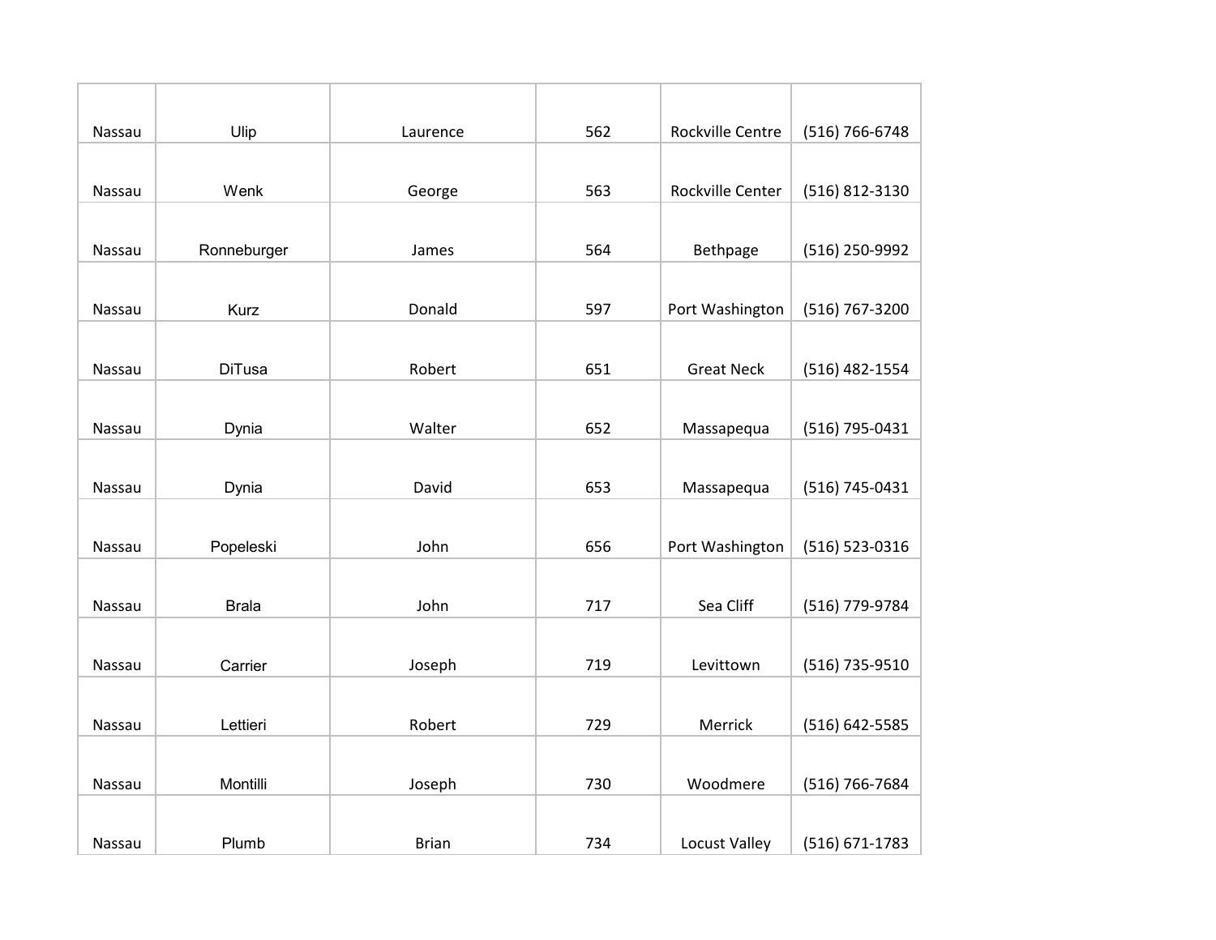| | | | | | |
|---|---|---|---|---|---|
| Nassau | Ulip | Laurence | 562 | Rockville Centre | (516) 766-6748 |
| Nassau | Wenk | George | 563 | Rockville Center | (516) 812-3130 |
| Nassau | Ronneburger | James | 564 | Bethpage | (516) 250-9992 |
| Nassau | Kurz | Donald | 597 | Port Washington | (516) 767-3200 |
| Nassau | DiTusa | Robert | 651 | Great Neck | (516) 482-1554 |
| Nassau | Dynia | Walter | 652 | Massapequa | (516) 795-0431 |
| Nassau | Dynia | David | 653 | Massapequa | (516) 745-0431 |
| Nassau | Popeleski | John | 656 | Port Washington | (516) 523-0316 |
| Nassau | Brala | John | 717 | Sea Cliff | (516) 779-9784 |
| Nassau | Carrier | Joseph | 719 | Levittown | (516) 735-9510 |
| Nassau | Lettieri | Robert | 729 | Merrick | (516) 642-5585 |
| Nassau | Montilli | Joseph | 730 | Woodmere | (516) 766-7684 |
| Nassau | Plumb | Brian | 734 | Locust Valley | (516) 671-1783 |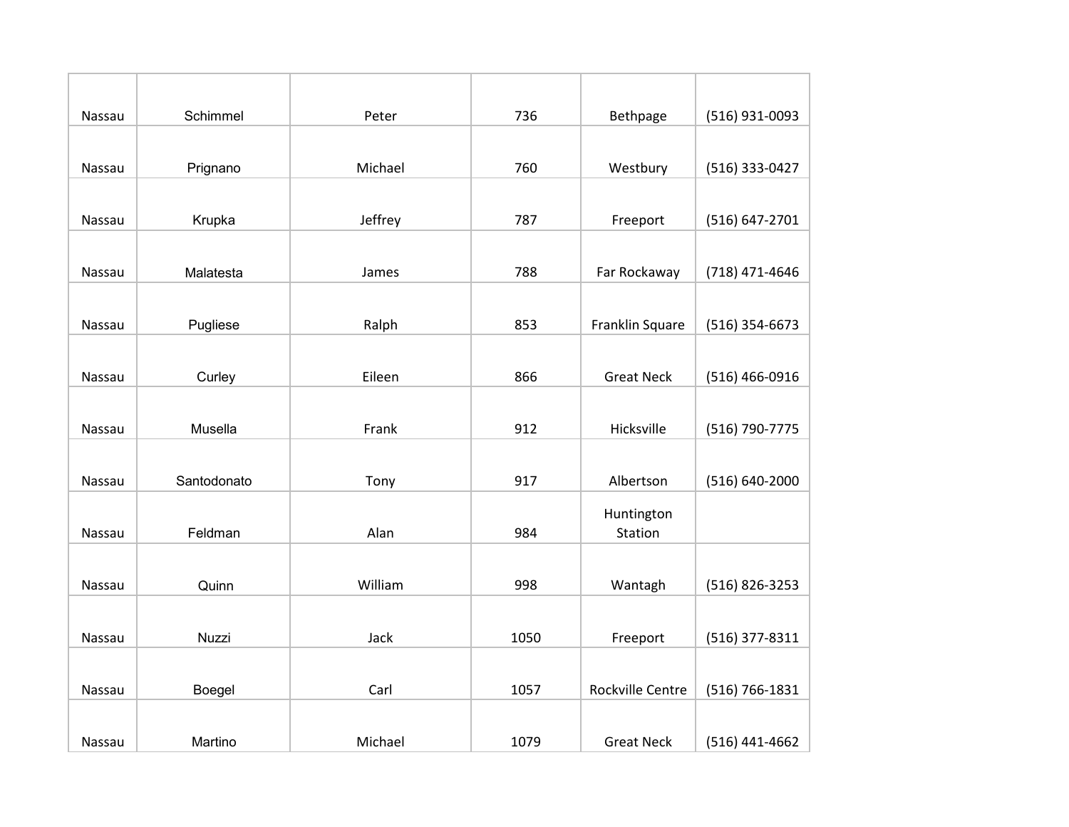| Nassau | Schimmel | Peter | 736 | Bethpage | (516) 931-0093 |
|---|---|---|---|---|---|
| Nassau | Prignano | Michael | 760 | Westbury | (516) 333-0427 |
| Nassau | Krupka | Jeffrey | 787 | Freeport | (516) 647-2701 |
| Nassau | Malatesta | James | 788 | Far Rockaway | (718) 471-4646 |
| Nassau | Pugliese | Ralph | 853 | Franklin Square | (516) 354-6673 |
| Nassau | Curley | Eileen | 866 | Great Neck | (516) 466-0916 |
| Nassau | Musella | Frank | 912 | Hicksville | (516) 790-7775 |
| Nassau | Santodonato | Tony | 917 | Albertson | (516) 640-2000 |
| Nassau | Feldman | Alan | 984 | Huntington Station | |
| Nassau | Quinn | William | 998 | Wantagh | (516) 826-3253 |
| Nassau | Nuzzi | Jack | 1050 | Freeport | (516) 377-8311 |
| Nassau | Boegel | Carl | 1057 | Rockville Centre | (516) 766-1831 |
| Nassau | Martino | Michael | 1079 | Great Neck | (516) 441-4662 |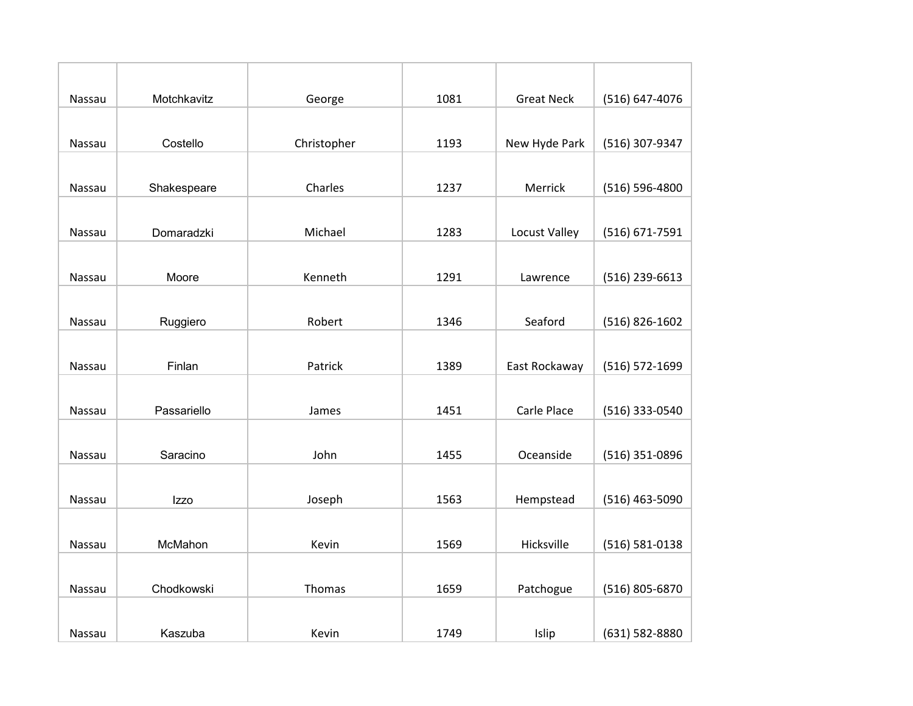| | | | | | |
|---|---|---|---|---|---|
| Nassau | Motchkavitz | George | 1081 | Great Neck | (516) 647-4076 |
| Nassau | Costello | Christopher | 1193 | New Hyde Park | (516) 307-9347 |
| Nassau | Shakespeare | Charles | 1237 | Merrick | (516) 596-4800 |
| Nassau | Domaradzki | Michael | 1283 | Locust Valley | (516) 671-7591 |
| Nassau | Moore | Kenneth | 1291 | Lawrence | (516) 239-6613 |
| Nassau | Ruggiero | Robert | 1346 | Seaford | (516) 826-1602 |
| Nassau | Finlan | Patrick | 1389 | East Rockaway | (516) 572-1699 |
| Nassau | Passariello | James | 1451 | Carle Place | (516) 333-0540 |
| Nassau | Saracino | John | 1455 | Oceanside | (516) 351-0896 |
| Nassau | Izzo | Joseph | 1563 | Hempstead | (516) 463-5090 |
| Nassau | McMahon | Kevin | 1569 | Hicksville | (516) 581-0138 |
| Nassau | Chodkowski | Thomas | 1659 | Patchogue | (516) 805-6870 |
| Nassau | Kaszuba | Kevin | 1749 | Islip | (631) 582-8880 |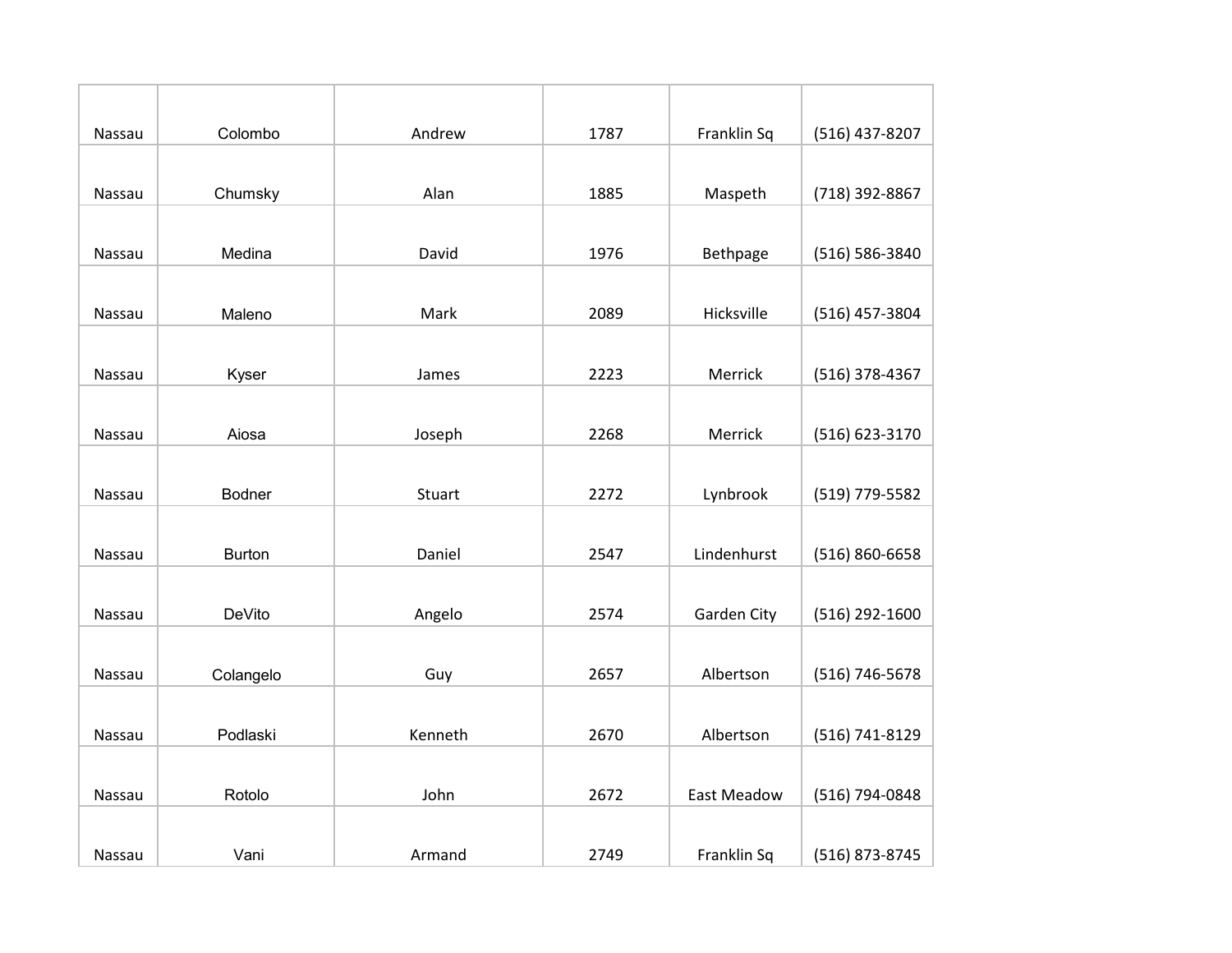| | | | | | |
|---|---|---|---|---|---|
| Nassau | Colombo | Andrew | 1787 | Franklin Sq | (516) 437-8207 |
| Nassau | Chumsky | Alan | 1885 | Maspeth | (718) 392-8867 |
| Nassau | Medina | David | 1976 | Bethpage | (516) 586-3840 |
| Nassau | Maleno | Mark | 2089 | Hicksville | (516) 457-3804 |
| Nassau | Kyser | James | 2223 | Merrick | (516) 378-4367 |
| Nassau | Aiosa | Joseph | 2268 | Merrick | (516) 623-3170 |
| Nassau | Bodner | Stuart | 2272 | Lynbrook | (519) 779-5582 |
| Nassau | Burton | Daniel | 2547 | Lindenhurst | (516) 860-6658 |
| Nassau | DeVito | Angelo | 2574 | Garden City | (516) 292-1600 |
| Nassau | Colangelo | Guy | 2657 | Albertson | (516) 746-5678 |
| Nassau | Podlaski | Kenneth | 2670 | Albertson | (516) 741-8129 |
| Nassau | Rotolo | John | 2672 | East Meadow | (516) 794-0848 |
| Nassau | Vani | Armand | 2749 | Franklin Sq | (516) 873-8745 |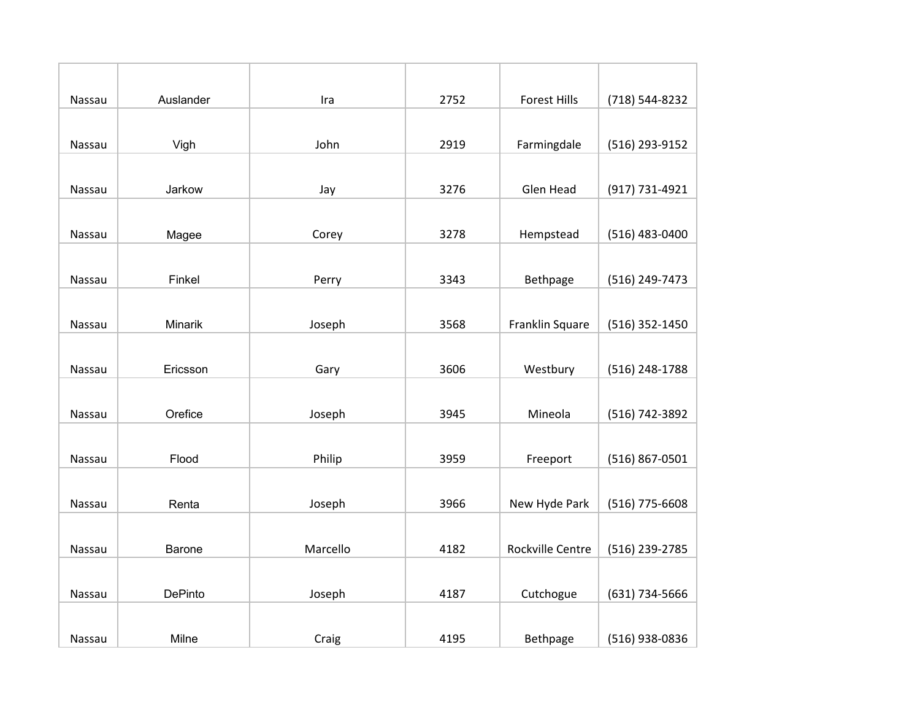| | | | | | |
|---|---|---|---|---|---|
| Nassau | Auslander | Ira | 2752 | Forest Hills | (718) 544-8232 |
| Nassau | Vigh | John | 2919 | Farmingdale | (516) 293-9152 |
| Nassau | Jarkow | Jay | 3276 | Glen Head | (917) 731-4921 |
| Nassau | Magee | Corey | 3278 | Hempstead | (516) 483-0400 |
| Nassau | Finkel | Perry | 3343 | Bethpage | (516) 249-7473 |
| Nassau | Minarik | Joseph | 3568 | Franklin Square | (516) 352-1450 |
| Nassau | Ericsson | Gary | 3606 | Westbury | (516) 248-1788 |
| Nassau | Orefice | Joseph | 3945 | Mineola | (516) 742-3892 |
| Nassau | Flood | Philip | 3959 | Freeport | (516) 867-0501 |
| Nassau | Renta | Joseph | 3966 | New Hyde Park | (516) 775-6608 |
| Nassau | Barone | Marcello | 4182 | Rockville Centre | (516) 239-2785 |
| Nassau | DePinto | Joseph | 4187 | Cutchogue | (631) 734-5666 |
| Nassau | Milne | Craig | 4195 | Bethpage | (516) 938-0836 |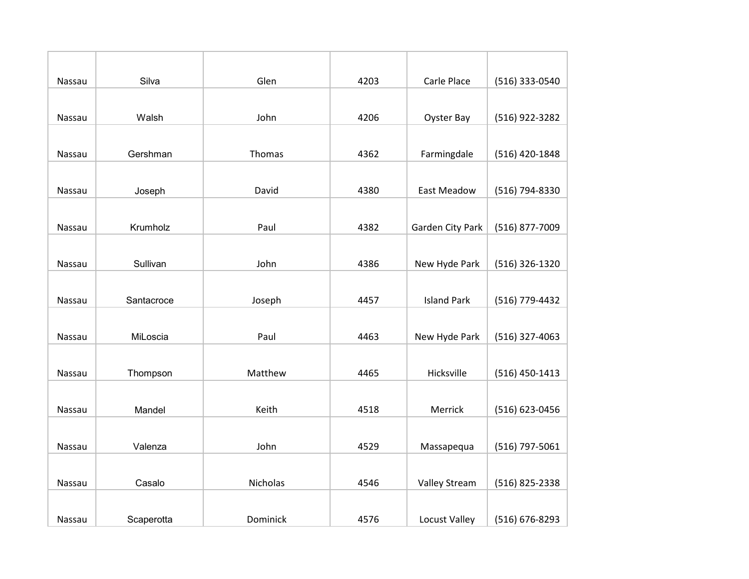| | | | | | |
|---|---|---|---|---|---|
| Nassau | Silva | Glen | 4203 | Carle Place | (516) 333-0540 |
| Nassau | Walsh | John | 4206 | Oyster Bay | (516) 922-3282 |
| Nassau | Gershman | Thomas | 4362 | Farmingdale | (516) 420-1848 |
| Nassau | Joseph | David | 4380 | East Meadow | (516) 794-8330 |
| Nassau | Krumholz | Paul | 4382 | Garden City Park | (516) 877-7009 |
| Nassau | Sullivan | John | 4386 | New Hyde Park | (516) 326-1320 |
| Nassau | Santacroce | Joseph | 4457 | Island Park | (516) 779-4432 |
| Nassau | MiLoscia | Paul | 4463 | New Hyde Park | (516) 327-4063 |
| Nassau | Thompson | Matthew | 4465 | Hicksville | (516) 450-1413 |
| Nassau | Mandel | Keith | 4518 | Merrick | (516) 623-0456 |
| Nassau | Valenza | John | 4529 | Massapequa | (516) 797-5061 |
| Nassau | Casalo | Nicholas | 4546 | Valley Stream | (516) 825-2338 |
| Nassau | Scaperotta | Dominick | 4576 | Locust Valley | (516) 676-8293 |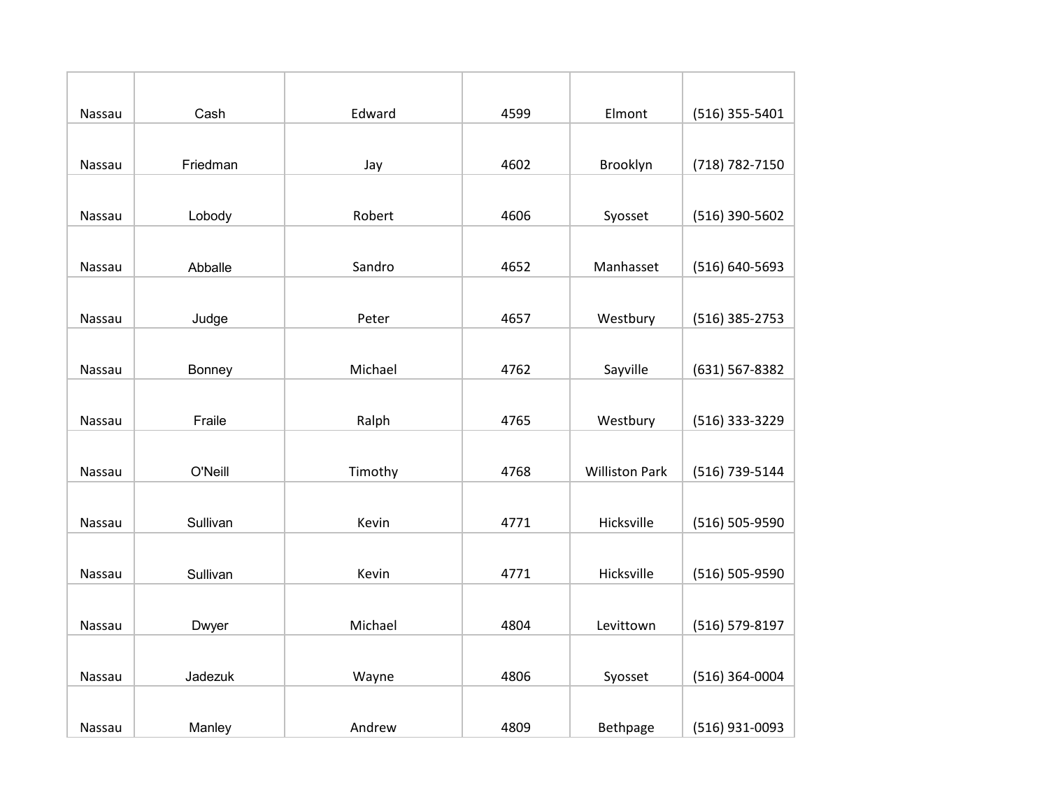| Nassau | Cash | Edward | 4599 | Elmont | (516) 355-5401 |
|---|---|---|---|---|---|
| Nassau | Friedman | Jay | 4602 | Brooklyn | (718) 782-7150 |
| Nassau | Lobody | Robert | 4606 | Syosset | (516) 390-5602 |
| Nassau | Abballe | Sandro | 4652 | Manhasset | (516) 640-5693 |
| Nassau | Judge | Peter | 4657 | Westbury | (516) 385-2753 |
| Nassau | Bonney | Michael | 4762 | Sayville | (631) 567-8382 |
| Nassau | Fraile | Ralph | 4765 | Westbury | (516) 333-3229 |
| Nassau | O'Neill | Timothy | 4768 | Williston Park | (516) 739-5144 |
| Nassau | Sullivan | Kevin | 4771 | Hicksville | (516) 505-9590 |
| Nassau | Sullivan | Kevin | 4771 | Hicksville | (516) 505-9590 |
| Nassau | Dwyer | Michael | 4804 | Levittown | (516) 579-8197 |
| Nassau | Jadezuk | Wayne | 4806 | Syosset | (516) 364-0004 |
| Nassau | Manley | Andrew | 4809 | Bethpage | (516) 931-0093 |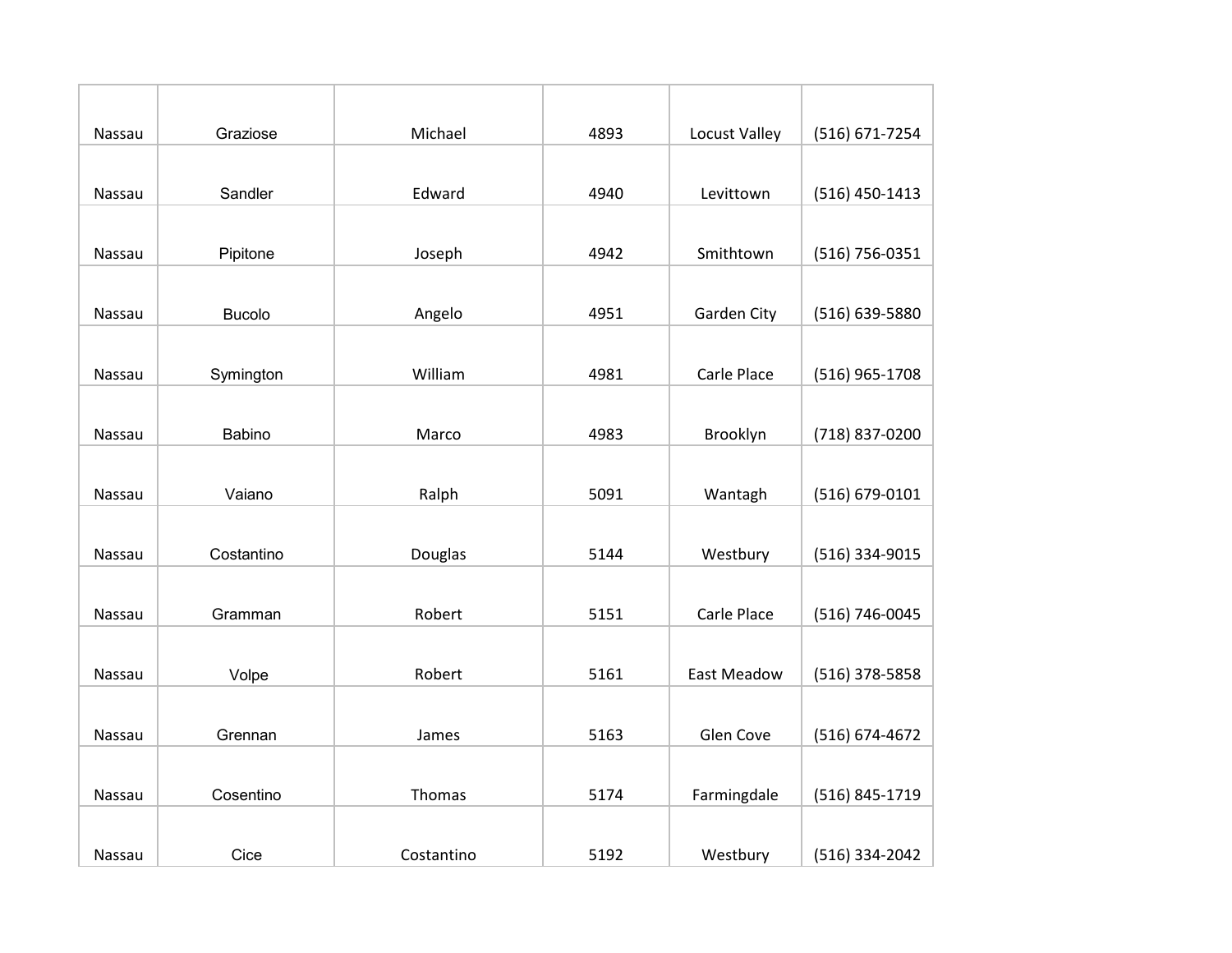| | | | | | |
|---|---|---|---|---|---|
| Nassau | Graziose | Michael | 4893 | Locust Valley | (516) 671-7254 |
| Nassau | Sandler | Edward | 4940 | Levittown | (516) 450-1413 |
| Nassau | Pipitone | Joseph | 4942 | Smithtown | (516) 756-0351 |
| Nassau | Bucolo | Angelo | 4951 | Garden City | (516) 639-5880 |
| Nassau | Symington | William | 4981 | Carle Place | (516) 965-1708 |
| Nassau | Babino | Marco | 4983 | Brooklyn | (718) 837-0200 |
| Nassau | Vaiano | Ralph | 5091 | Wantagh | (516) 679-0101 |
| Nassau | Costantino | Douglas | 5144 | Westbury | (516) 334-9015 |
| Nassau | Gramman | Robert | 5151 | Carle Place | (516) 746-0045 |
| Nassau | Volpe | Robert | 5161 | East Meadow | (516) 378-5858 |
| Nassau | Grennan | James | 5163 | Glen Cove | (516) 674-4672 |
| Nassau | Cosentino | Thomas | 5174 | Farmingdale | (516) 845-1719 |
| Nassau | Cice | Costantino | 5192 | Westbury | (516) 334-2042 |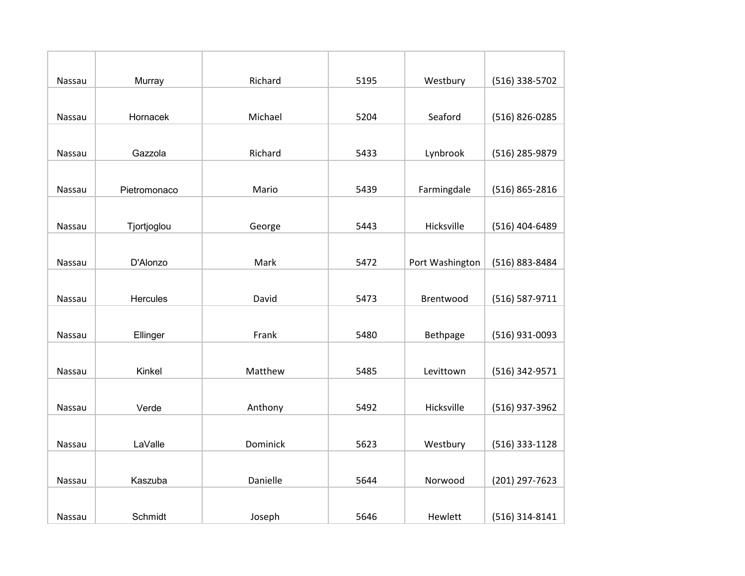| | | | | | |
|---|---|---|---|---|---|
| Nassau | Murray | Richard | 5195 | Westbury | (516) 338-5702 |
| Nassau | Hornacek | Michael | 5204 | Seaford | (516) 826-0285 |
| Nassau | Gazzola | Richard | 5433 | Lynbrook | (516) 285-9879 |
| Nassau | Pietromonaco | Mario | 5439 | Farmingdale | (516) 865-2816 |
| Nassau | Tjortjoglou | George | 5443 | Hicksville | (516) 404-6489 |
| Nassau | D'Alonzo | Mark | 5472 | Port Washington | (516) 883-8484 |
| Nassau | Hercules | David | 5473 | Brentwood | (516) 587-9711 |
| Nassau | Ellinger | Frank | 5480 | Bethpage | (516) 931-0093 |
| Nassau | Kinkel | Matthew | 5485 | Levittown | (516) 342-9571 |
| Nassau | Verde | Anthony | 5492 | Hicksville | (516) 937-3962 |
| Nassau | LaValle | Dominick | 5623 | Westbury | (516) 333-1128 |
| Nassau | Kaszuba | Danielle | 5644 | Norwood | (201) 297-7623 |
| Nassau | Schmidt | Joseph | 5646 | Hewlett | (516) 314-8141 |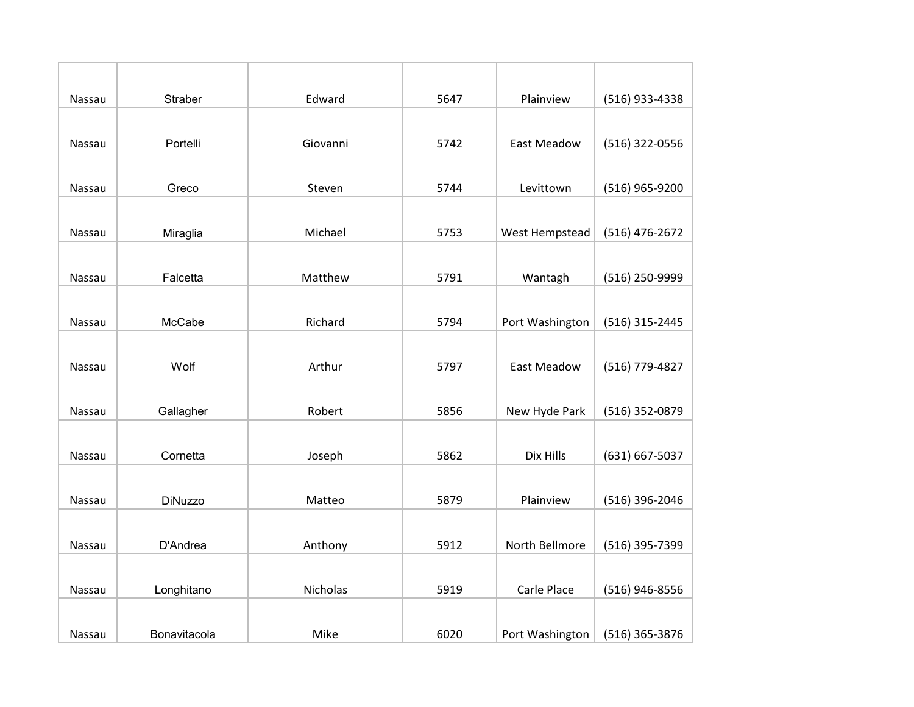| Nassau | Straber | Edward | 5647 | Plainview | (516) 933-4338 |
|---|---|---|---|---|---|
| Nassau | Portelli | Giovanni | 5742 | East Meadow | (516) 322-0556 |
| Nassau | Greco | Steven | 5744 | Levittown | (516) 965-9200 |
| Nassau | Miraglia | Michael | 5753 | West Hempstead | (516) 476-2672 |
| Nassau | Falcetta | Matthew | 5791 | Wantagh | (516) 250-9999 |
| Nassau | McCabe | Richard | 5794 | Port Washington | (516) 315-2445 |
| Nassau | Wolf | Arthur | 5797 | East Meadow | (516) 779-4827 |
| Nassau | Gallagher | Robert | 5856 | New Hyde Park | (516) 352-0879 |
| Nassau | Cornetta | Joseph | 5862 | Dix Hills | (631) 667-5037 |
| Nassau | DiNuzzo | Matteo | 5879 | Plainview | (516) 396-2046 |
| Nassau | D'Andrea | Anthony | 5912 | North Bellmore | (516) 395-7399 |
| Nassau | Longhitano | Nicholas | 5919 | Carle Place | (516) 946-8556 |
| Nassau | Bonavitacola | Mike | 6020 | Port Washington | (516) 365-3876 |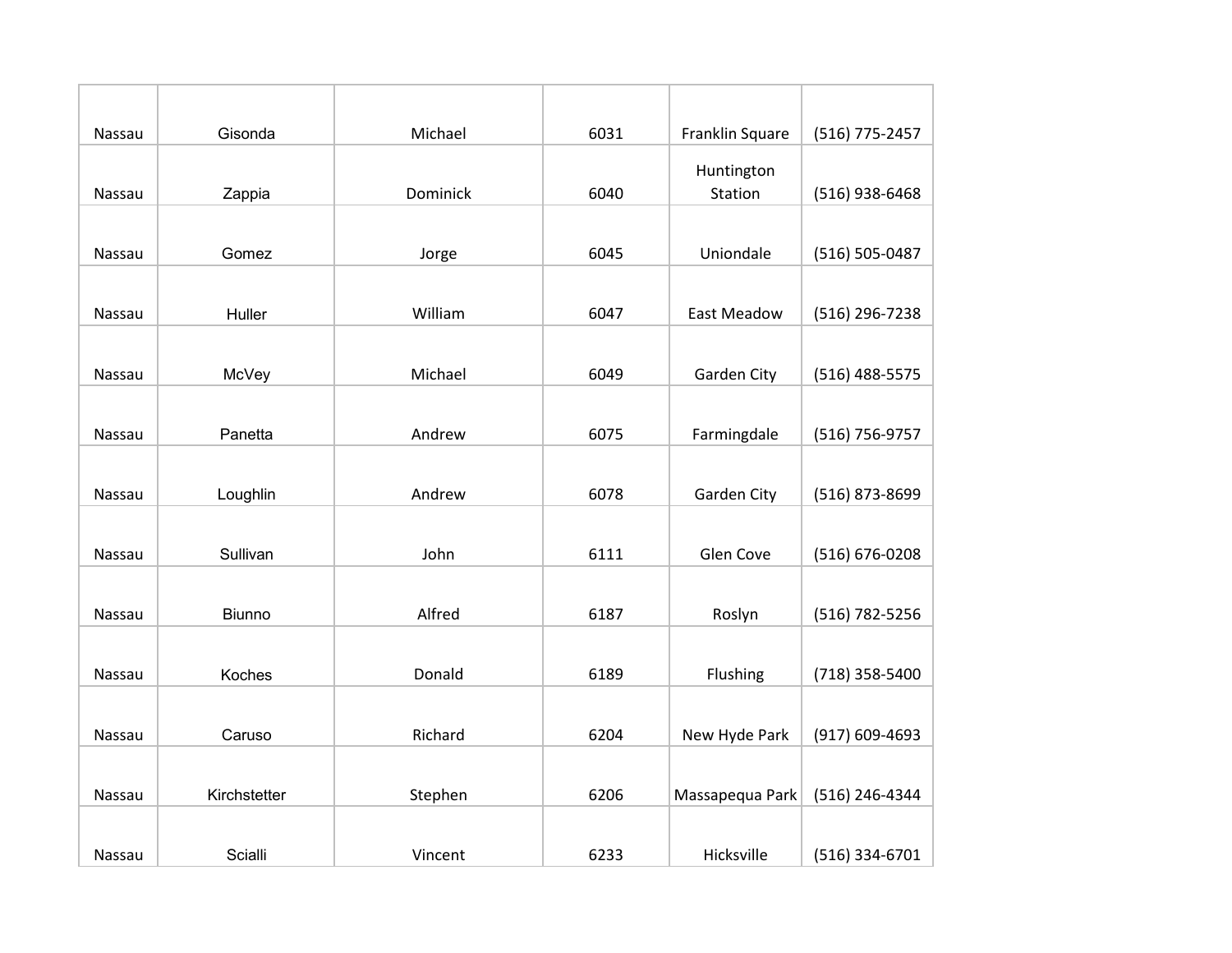| | | | | | |
|---|---|---|---|---|---|
| Nassau | Gisonda | Michael | 6031 | Franklin Square | (516) 775-2457 |
| Nassau | Zappia | Dominick | 6040 | Huntington Station | (516) 938-6468 |
| Nassau | Gomez | Jorge | 6045 | Uniondale | (516) 505-0487 |
| Nassau | Huller | William | 6047 | East Meadow | (516) 296-7238 |
| Nassau | McVey | Michael | 6049 | Garden City | (516) 488-5575 |
| Nassau | Panetta | Andrew | 6075 | Farmingdale | (516) 756-9757 |
| Nassau | Loughlin | Andrew | 6078 | Garden City | (516) 873-8699 |
| Nassau | Sullivan | John | 6111 | Glen Cove | (516) 676-0208 |
| Nassau | Biunno | Alfred | 6187 | Roslyn | (516) 782-5256 |
| Nassau | Koches | Donald | 6189 | Flushing | (718) 358-5400 |
| Nassau | Caruso | Richard | 6204 | New Hyde Park | (917) 609-4693 |
| Nassau | Kirchstetter | Stephen | 6206 | Massapequa Park | (516) 246-4344 |
| Nassau | Scialli | Vincent | 6233 | Hicksville | (516) 334-6701 |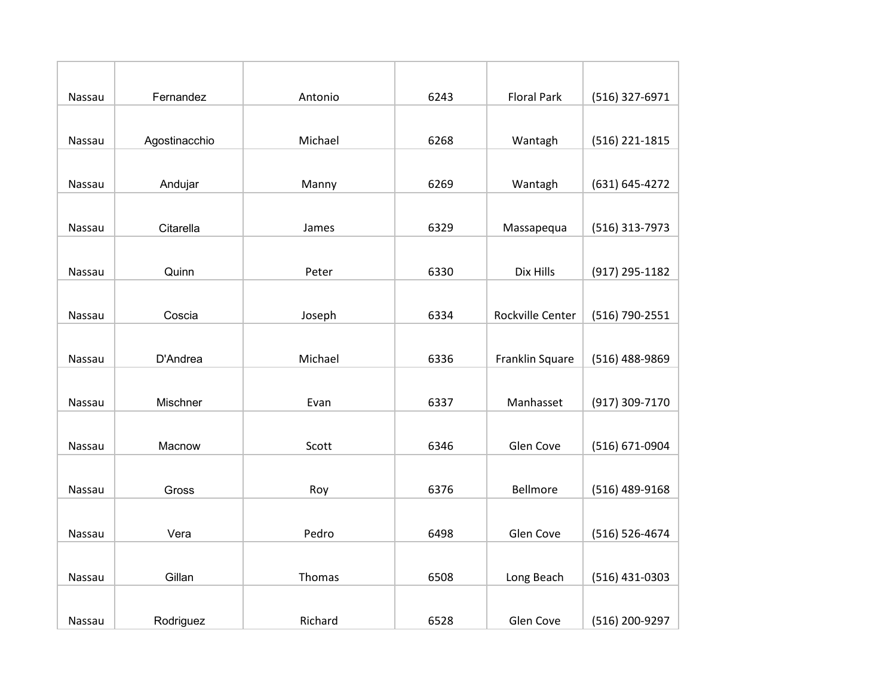| Nassau | Fernandez | Antonio | 6243 | Floral Park | (516) 327-6971 |
|---|---|---|---|---|---|
| Nassau | Agostinacchio | Michael | 6268 | Wantagh | (516) 221-1815 |
| Nassau | Andujar | Manny | 6269 | Wantagh | (631) 645-4272 |
| Nassau | Citarella | James | 6329 | Massapequa | (516) 313-7973 |
| Nassau | Quinn | Peter | 6330 | Dix Hills | (917) 295-1182 |
| Nassau | Coscia | Joseph | 6334 | Rockville Center | (516) 790-2551 |
| Nassau | D'Andrea | Michael | 6336 | Franklin Square | (516) 488-9869 |
| Nassau | Mischner | Evan | 6337 | Manhasset | (917) 309-7170 |
| Nassau | Macnow | Scott | 6346 | Glen Cove | (516) 671-0904 |
| Nassau | Gross | Roy | 6376 | Bellmore | (516) 489-9168 |
| Nassau | Vera | Pedro | 6498 | Glen Cove | (516) 526-4674 |
| Nassau | Gillan | Thomas | 6508 | Long Beach | (516) 431-0303 |
| Nassau | Rodriguez | Richard | 6528 | Glen Cove | (516) 200-9297 |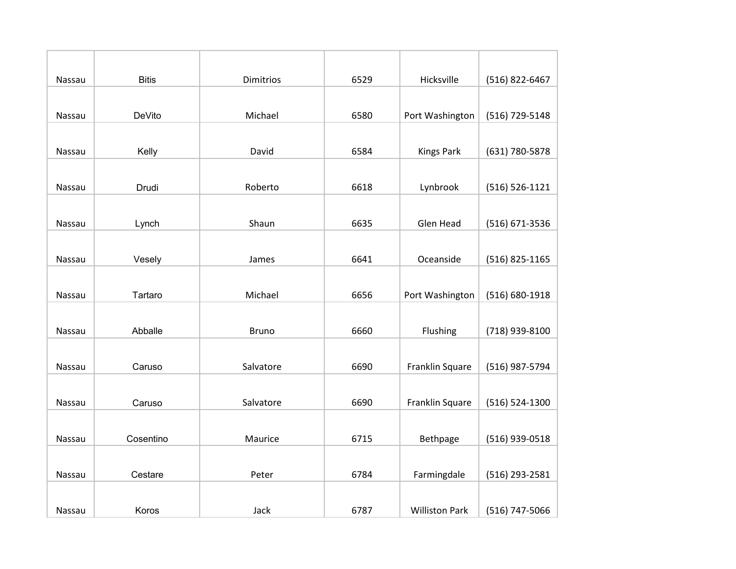| | | | | | |
|---|---|---|---|---|---|
| Nassau | Bitis | Dimitrios | 6529 | Hicksville | (516) 822-6467 |
| Nassau | DeVito | Michael | 6580 | Port Washington | (516) 729-5148 |
| Nassau | Kelly | David | 6584 | Kings Park | (631) 780-5878 |
| Nassau | Drudi | Roberto | 6618 | Lynbrook | (516) 526-1121 |
| Nassau | Lynch | Shaun | 6635 | Glen Head | (516) 671-3536 |
| Nassau | Vesely | James | 6641 | Oceanside | (516) 825-1165 |
| Nassau | Tartaro | Michael | 6656 | Port Washington | (516) 680-1918 |
| Nassau | Abballe | Bruno | 6660 | Flushing | (718) 939-8100 |
| Nassau | Caruso | Salvatore | 6690 | Franklin Square | (516) 987-5794 |
| Nassau | Caruso | Salvatore | 6690 | Franklin Square | (516) 524-1300 |
| Nassau | Cosentino | Maurice | 6715 | Bethpage | (516) 939-0518 |
| Nassau | Cestare | Peter | 6784 | Farmingdale | (516) 293-2581 |
| Nassau | Koros | Jack | 6787 | Williston Park | (516) 747-5066 |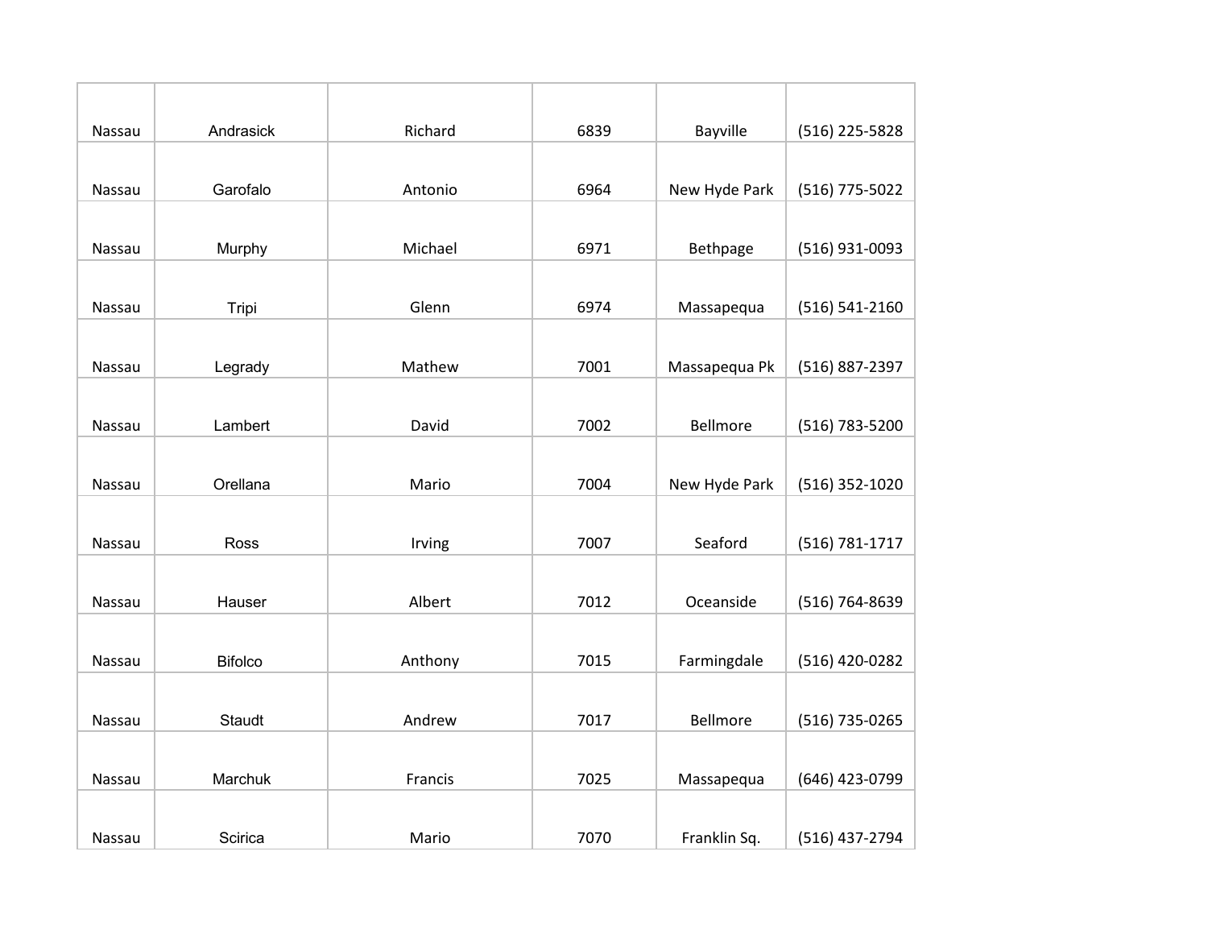| | | | | | |
|---|---|---|---|---|---|
| Nassau | Andrasick | Richard | 6839 | Bayville | (516) 225-5828 |
| Nassau | Garofalo | Antonio | 6964 | New Hyde Park | (516) 775-5022 |
| Nassau | Murphy | Michael | 6971 | Bethpage | (516) 931-0093 |
| Nassau | Tripi | Glenn | 6974 | Massapequa | (516) 541-2160 |
| Nassau | Legrady | Mathew | 7001 | Massapequa Pk | (516) 887-2397 |
| Nassau | Lambert | David | 7002 | Bellmore | (516) 783-5200 |
| Nassau | Orellana | Mario | 7004 | New Hyde Park | (516) 352-1020 |
| Nassau | Ross | Irving | 7007 | Seaford | (516) 781-1717 |
| Nassau | Hauser | Albert | 7012 | Oceanside | (516) 764-8639 |
| Nassau | Bifolco | Anthony | 7015 | Farmingdale | (516) 420-0282 |
| Nassau | Staudt | Andrew | 7017 | Bellmore | (516) 735-0265 |
| Nassau | Marchuk | Francis | 7025 | Massapequa | (646) 423-0799 |
| Nassau | Scirica | Mario | 7070 | Franklin Sq. | (516) 437-2794 |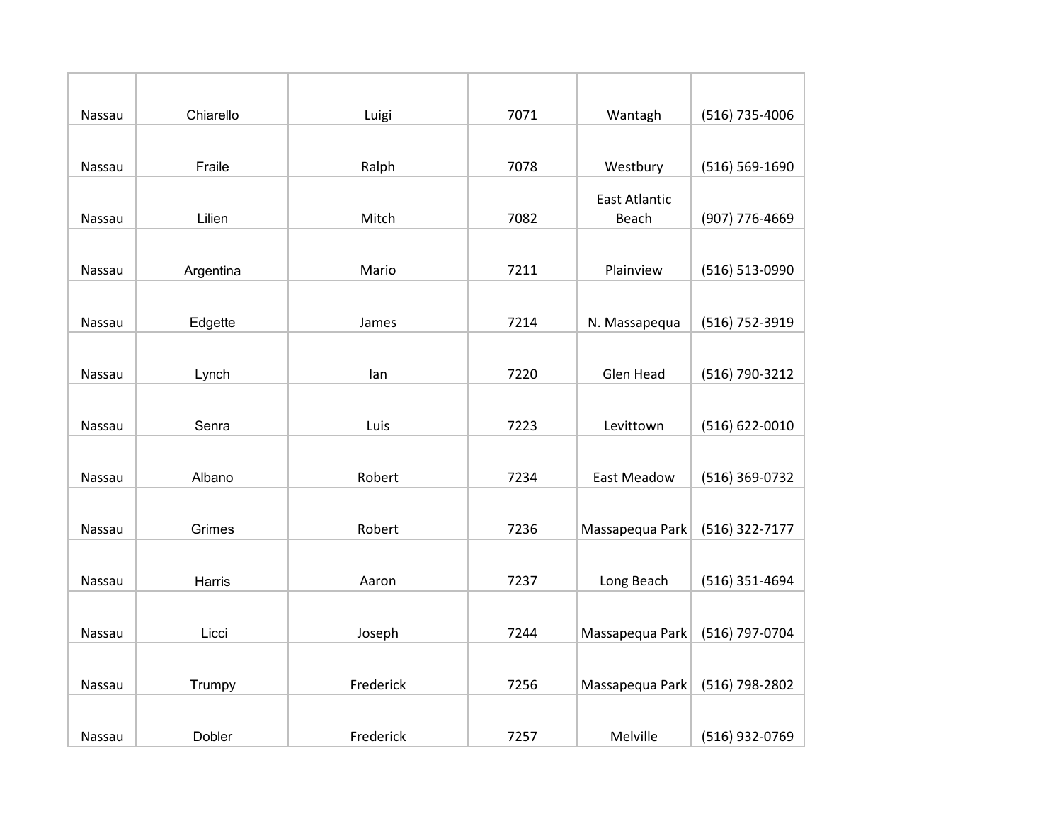| | | | | | |
|---|---|---|---|---|---|
| Nassau | Chiarello | Luigi | 7071 | Wantagh | (516) 735-4006 |
| Nassau | Fraile | Ralph | 7078 | Westbury | (516) 569-1690 |
| Nassau | Lilien | Mitch | 7082 | East Atlantic Beach | (907) 776-4669 |
| Nassau | Argentina | Mario | 7211 | Plainview | (516) 513-0990 |
| Nassau | Edgette | James | 7214 | N. Massapequa | (516) 752-3919 |
| Nassau | Lynch | Ian | 7220 | Glen Head | (516) 790-3212 |
| Nassau | Senra | Luis | 7223 | Levittown | (516) 622-0010 |
| Nassau | Albano | Robert | 7234 | East Meadow | (516) 369-0732 |
| Nassau | Grimes | Robert | 7236 | Massapequa Park | (516) 322-7177 |
| Nassau | Harris | Aaron | 7237 | Long Beach | (516) 351-4694 |
| Nassau | Licci | Joseph | 7244 | Massapequa Park | (516) 797-0704 |
| Nassau | Trumpy | Frederick | 7256 | Massapequa Park | (516) 798-2802 |
| Nassau | Dobler | Frederick | 7257 | Melville | (516) 932-0769 |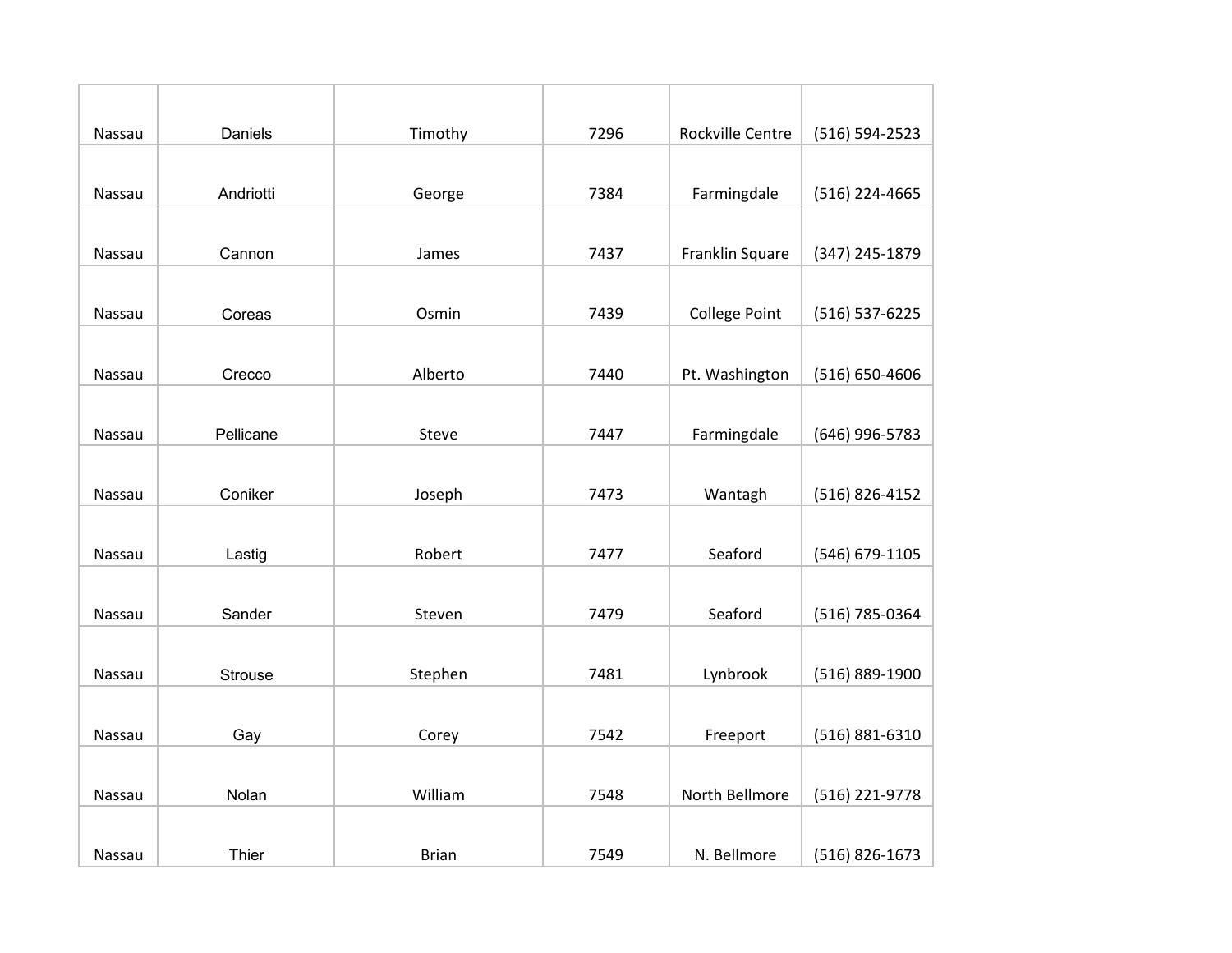| Nassau | Daniels | Timothy | 7296 | Rockville Centre | (516) 594-2523 |
|---|---|---|---|---|---|
| Nassau | Andriotti | George | 7384 | Farmingdale | (516) 224-4665 |
| Nassau | Cannon | James | 7437 | Franklin Square | (347) 245-1879 |
| Nassau | Coreas | Osmin | 7439 | College Point | (516) 537-6225 |
| Nassau | Crecco | Alberto | 7440 | Pt. Washington | (516) 650-4606 |
| Nassau | Pellicane | Steve | 7447 | Farmingdale | (646) 996-5783 |
| Nassau | Coniker | Joseph | 7473 | Wantagh | (516) 826-4152 |
| Nassau | Lastig | Robert | 7477 | Seaford | (546) 679-1105 |
| Nassau | Sander | Steven | 7479 | Seaford | (516) 785-0364 |
| Nassau | Strouse | Stephen | 7481 | Lynbrook | (516) 889-1900 |
| Nassau | Gay | Corey | 7542 | Freeport | (516) 881-6310 |
| Nassau | Nolan | William | 7548 | North Bellmore | (516) 221-9778 |
| Nassau | Thier | Brian | 7549 | N. Bellmore | (516) 826-1673 |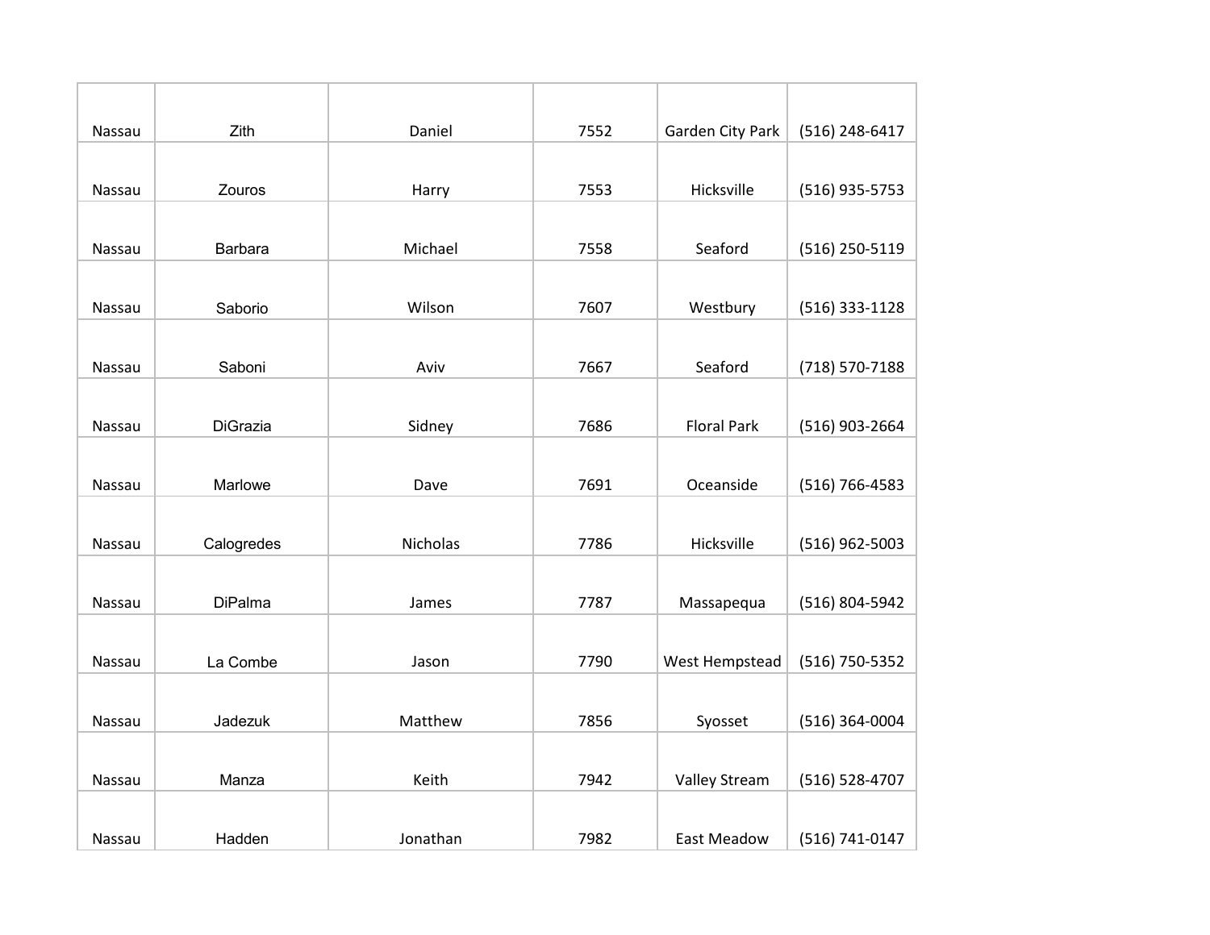| | | | | | |
|---|---|---|---|---|---|
| Nassau | Zith | Daniel | 7552 | Garden City Park | (516) 248-6417 |
| Nassau | Zouros | Harry | 7553 | Hicksville | (516) 935-5753 |
| Nassau | Barbara | Michael | 7558 | Seaford | (516) 250-5119 |
| Nassau | Saborio | Wilson | 7607 | Westbury | (516) 333-1128 |
| Nassau | Saboni | Aviv | 7667 | Seaford | (718) 570-7188 |
| Nassau | DiGrazia | Sidney | 7686 | Floral Park | (516) 903-2664 |
| Nassau | Marlowe | Dave | 7691 | Oceanside | (516) 766-4583 |
| Nassau | Calogredes | Nicholas | 7786 | Hicksville | (516) 962-5003 |
| Nassau | DiPalma | James | 7787 | Massapequa | (516) 804-5942 |
| Nassau | La Combe | Jason | 7790 | West Hempstead | (516) 750-5352 |
| Nassau | Jadezuk | Matthew | 7856 | Syosset | (516) 364-0004 |
| Nassau | Manza | Keith | 7942 | Valley Stream | (516) 528-4707 |
| Nassau | Hadden | Jonathan | 7982 | East Meadow | (516) 741-0147 |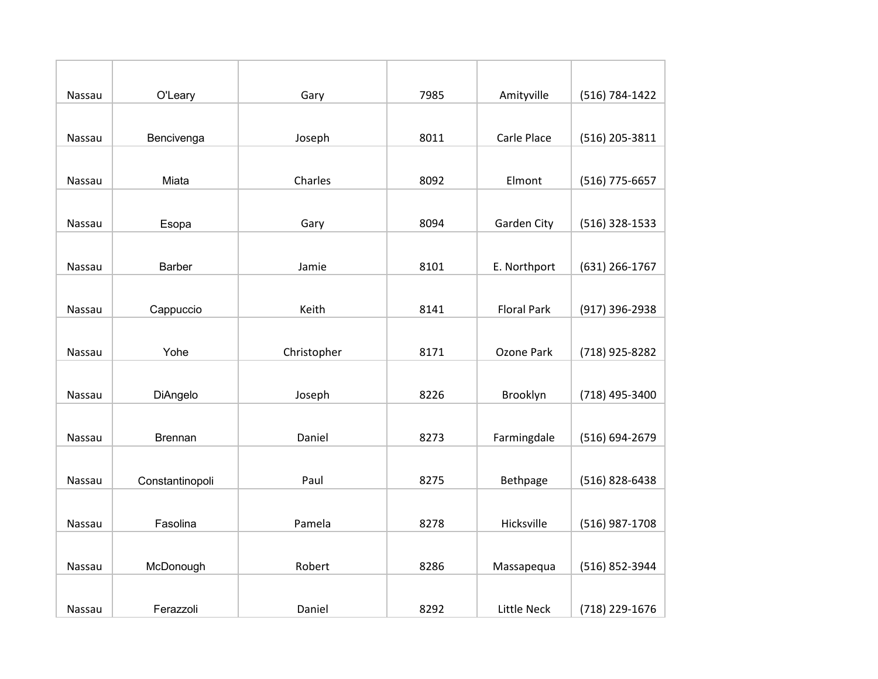| | | | | | |
|---|---|---|---|---|---|
| Nassau | O'Leary | Gary | 7985 | Amityville | (516) 784-1422 |
| Nassau | Bencivenga | Joseph | 8011 | Carle Place | (516) 205-3811 |
| Nassau | Miata | Charles | 8092 | Elmont | (516) 775-6657 |
| Nassau | Esopa | Gary | 8094 | Garden City | (516) 328-1533 |
| Nassau | Barber | Jamie | 8101 | E. Northport | (631) 266-1767 |
| Nassau | Cappuccio | Keith | 8141 | Floral Park | (917) 396-2938 |
| Nassau | Yohe | Christopher | 8171 | Ozone Park | (718) 925-8282 |
| Nassau | DiAngelo | Joseph | 8226 | Brooklyn | (718) 495-3400 |
| Nassau | Brennan | Daniel | 8273 | Farmingdale | (516) 694-2679 |
| Nassau | Constantinopoli | Paul | 8275 | Bethpage | (516) 828-6438 |
| Nassau | Fasolina | Pamela | 8278 | Hicksville | (516) 987-1708 |
| Nassau | McDonough | Robert | 8286 | Massapequa | (516) 852-3944 |
| Nassau | Ferazzoli | Daniel | 8292 | Little Neck | (718) 229-1676 |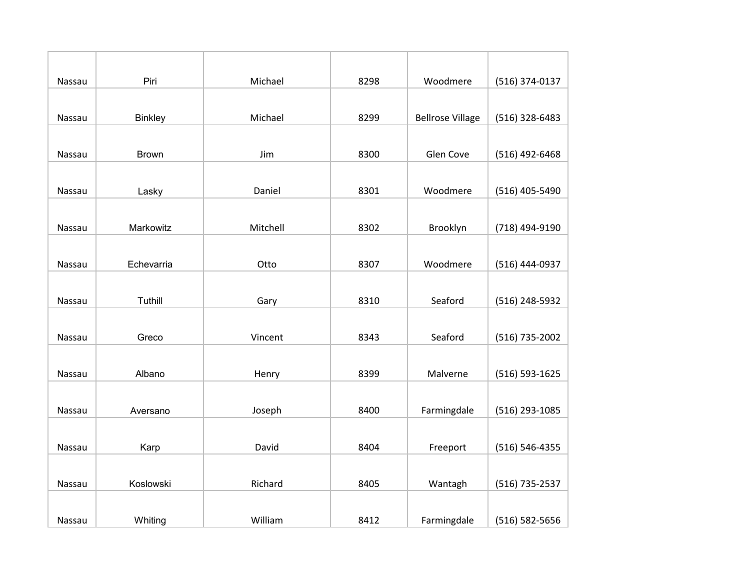| | | | | | |
|---|---|---|---|---|---|
| Nassau | Piri | Michael | 8298 | Woodmere | (516) 374-0137 |
| Nassau | Binkley | Michael | 8299 | Bellrose Village | (516) 328-6483 |
| Nassau | Brown | Jim | 8300 | Glen Cove | (516) 492-6468 |
| Nassau | Lasky | Daniel | 8301 | Woodmere | (516) 405-5490 |
| Nassau | Markowitz | Mitchell | 8302 | Brooklyn | (718) 494-9190 |
| Nassau | Echevarria | Otto | 8307 | Woodmere | (516) 444-0937 |
| Nassau | Tuthill | Gary | 8310 | Seaford | (516) 248-5932 |
| Nassau | Greco | Vincent | 8343 | Seaford | (516) 735-2002 |
| Nassau | Albano | Henry | 8399 | Malverne | (516) 593-1625 |
| Nassau | Aversano | Joseph | 8400 | Farmingdale | (516) 293-1085 |
| Nassau | Karp | David | 8404 | Freeport | (516) 546-4355 |
| Nassau | Koslowski | Richard | 8405 | Wantagh | (516) 735-2537 |
| Nassau | Whiting | William | 8412 | Farmingdale | (516) 582-5656 |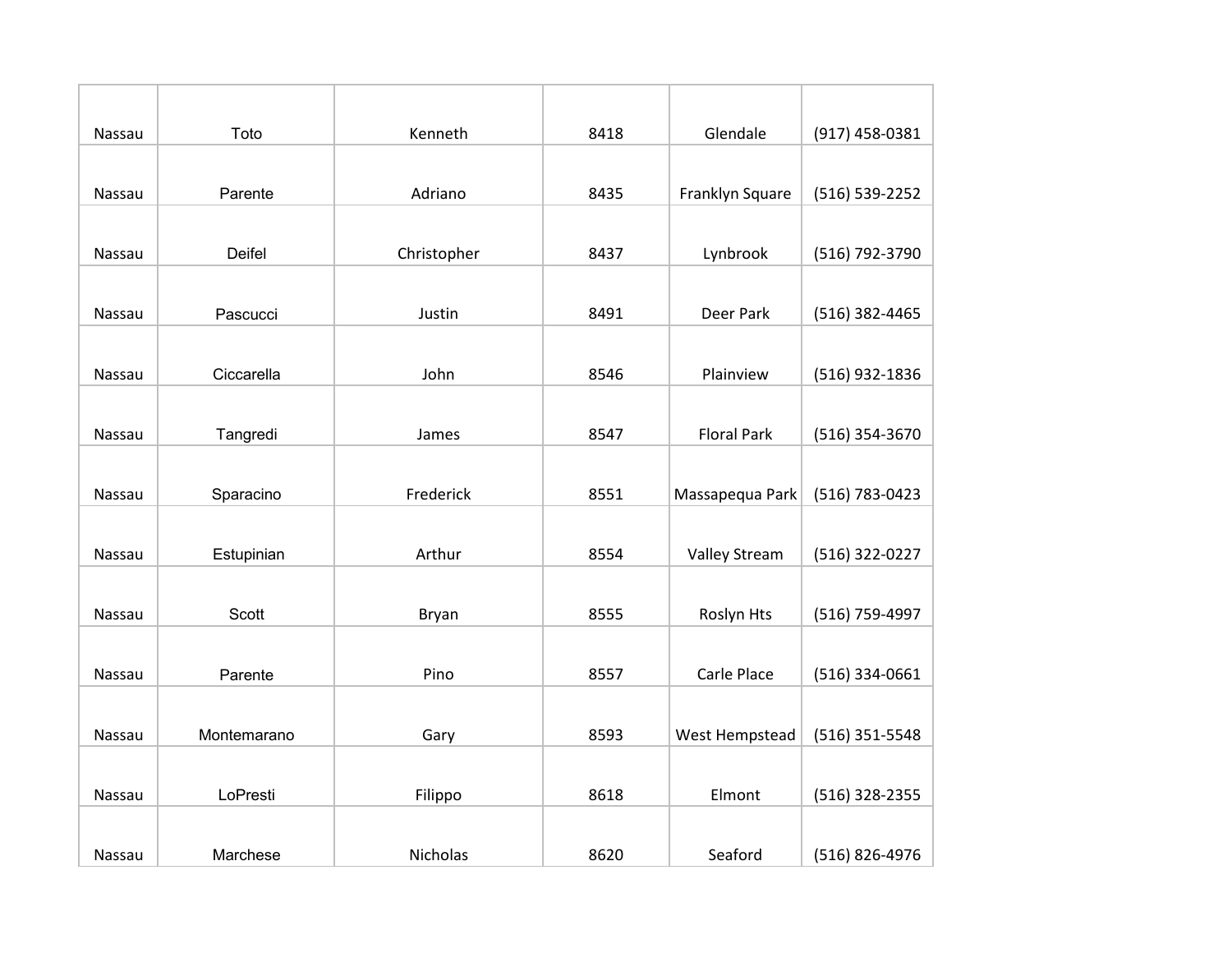| Nassau | Toto | Kenneth | 8418 | Glendale | (917) 458-0381 |
|---|---|---|---|---|---|
| Nassau | Parente | Adriano | 8435 | Franklyn Square | (516) 539-2252 |
| Nassau | Deifel | Christopher | 8437 | Lynbrook | (516) 792-3790 |
| Nassau | Pascucci | Justin | 8491 | Deer Park | (516) 382-4465 |
| Nassau | Ciccarella | John | 8546 | Plainview | (516) 932-1836 |
| Nassau | Tangredi | James | 8547 | Floral Park | (516) 354-3670 |
| Nassau | Sparacino | Frederick | 8551 | Massapequa Park | (516) 783-0423 |
| Nassau | Estupinian | Arthur | 8554 | Valley Stream | (516) 322-0227 |
| Nassau | Scott | Bryan | 8555 | Roslyn Hts | (516) 759-4997 |
| Nassau | Parente | Pino | 8557 | Carle Place | (516) 334-0661 |
| Nassau | Montemarano | Gary | 8593 | West Hempstead | (516) 351-5548 |
| Nassau | LoPresti | Filippo | 8618 | Elmont | (516) 328-2355 |
| Nassau | Marchese | Nicholas | 8620 | Seaford | (516) 826-4976 |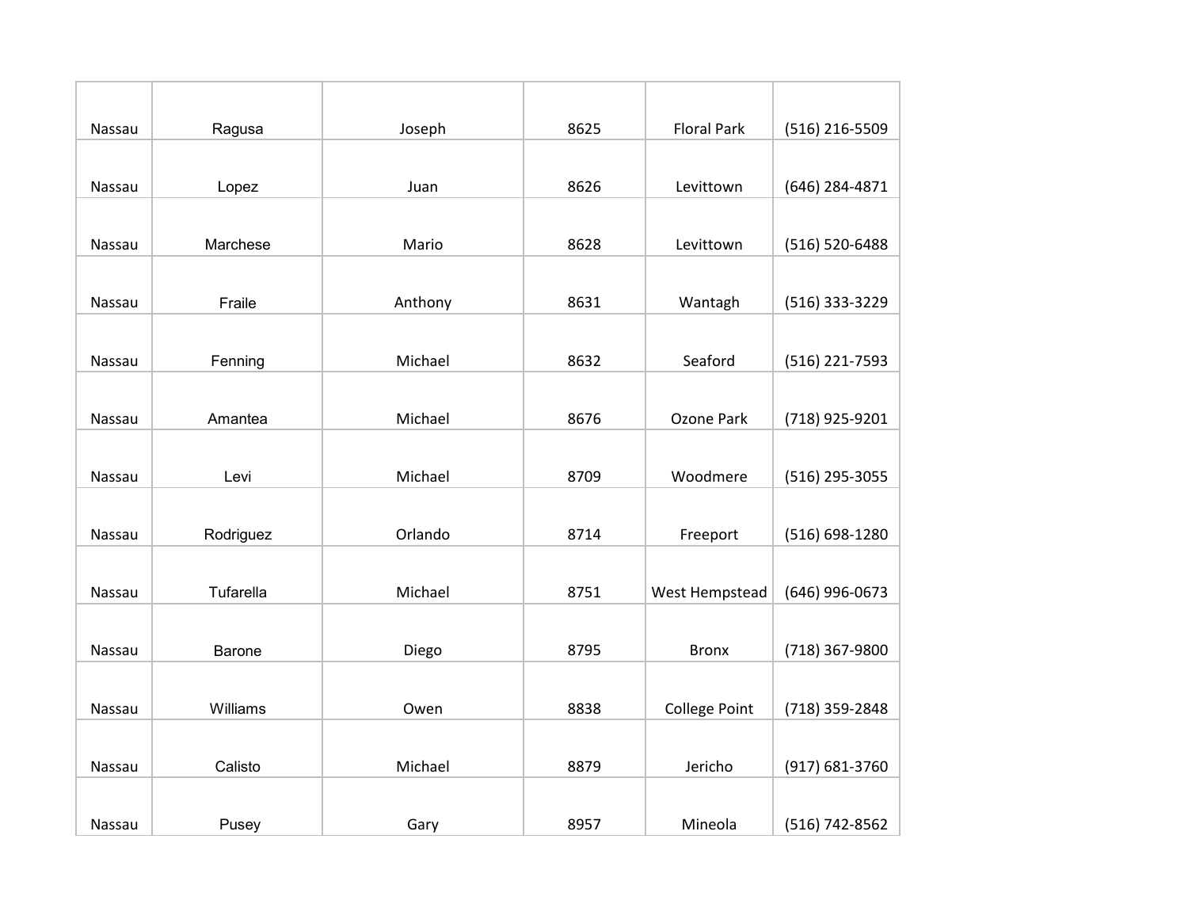| Nassau | Ragusa | Joseph | 8625 | Floral Park | (516) 216-5509 |
|---|---|---|---|---|---|
| Nassau | Lopez | Juan | 8626 | Levittown | (646) 284-4871 |
| Nassau | Marchese | Mario | 8628 | Levittown | (516) 520-6488 |
| Nassau | Fraile | Anthony | 8631 | Wantagh | (516) 333-3229 |
| Nassau | Fenning | Michael | 8632 | Seaford | (516) 221-7593 |
| Nassau | Amantea | Michael | 8676 | Ozone Park | (718) 925-9201 |
| Nassau | Levi | Michael | 8709 | Woodmere | (516) 295-3055 |
| Nassau | Rodriguez | Orlando | 8714 | Freeport | (516) 698-1280 |
| Nassau | Tufarella | Michael | 8751 | West Hempstead | (646) 996-0673 |
| Nassau | Barone | Diego | 8795 | Bronx | (718) 367-9800 |
| Nassau | Williams | Owen | 8838 | College Point | (718) 359-2848 |
| Nassau | Calisto | Michael | 8879 | Jericho | (917) 681-3760 |
| Nassau | Pusey | Gary | 8957 | Mineola | (516) 742-8562 |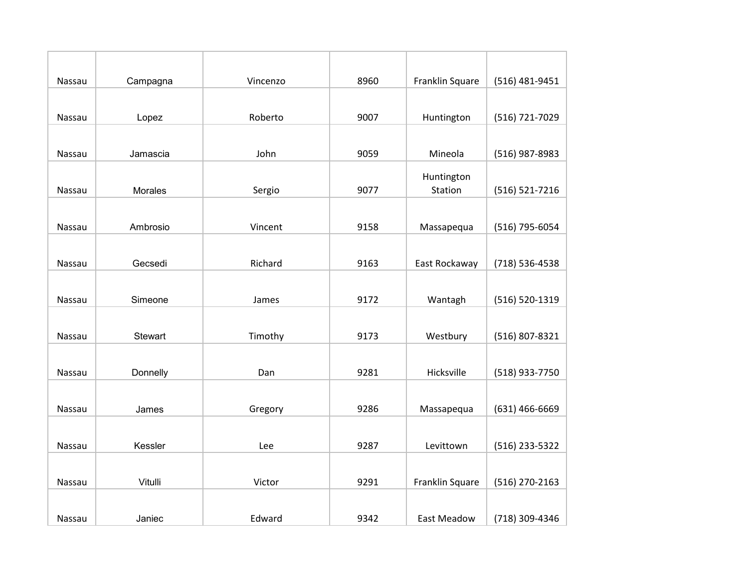| Nassau | Campagna | Vincenzo | 8960 | Franklin Square | (516) 481-9451 |
|---|---|---|---|---|---|
| Nassau | Lopez | Roberto | 9007 | Huntington | (516) 721-7029 |
| Nassau | Jamascia | John | 9059 | Mineola | (516) 987-8983 |
| Nassau | Morales | Sergio | 9077 | Huntington Station | (516) 521-7216 |
| Nassau | Ambrosio | Vincent | 9158 | Massapequa | (516) 795-6054 |
| Nassau | Gecsedi | Richard | 9163 | East Rockaway | (718) 536-4538 |
| Nassau | Simeone | James | 9172 | Wantagh | (516) 520-1319 |
| Nassau | Stewart | Timothy | 9173 | Westbury | (516) 807-8321 |
| Nassau | Donnelly | Dan | 9281 | Hicksville | (518) 933-7750 |
| Nassau | James | Gregory | 9286 | Massapequa | (631) 466-6669 |
| Nassau | Kessler | Lee | 9287 | Levittown | (516) 233-5322 |
| Nassau | Vitulli | Victor | 9291 | Franklin Square | (516) 270-2163 |
| Nassau | Janiec | Edward | 9342 | East Meadow | (718) 309-4346 |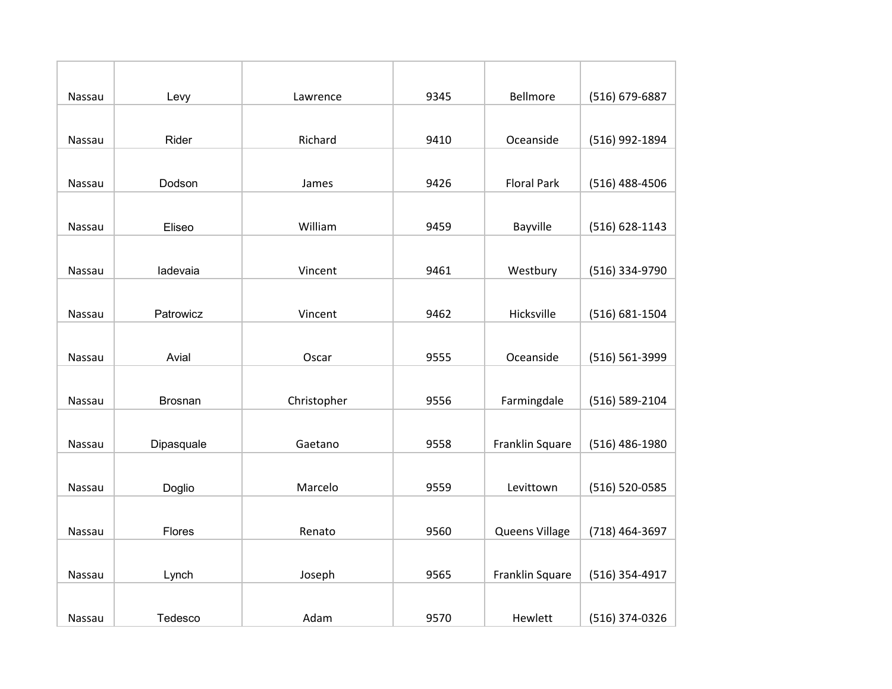| Nassau | Levy | Lawrence | 9345 | Bellmore | (516) 679-6887 |
|---|---|---|---|---|---|
| Nassau | Rider | Richard | 9410 | Oceanside | (516) 992-1894 |
| Nassau | Dodson | James | 9426 | Floral Park | (516) 488-4506 |
| Nassau | Eliseo | William | 9459 | Bayville | (516) 628-1143 |
| Nassau | Iadevaia | Vincent | 9461 | Westbury | (516) 334-9790 |
| Nassau | Patrowicz | Vincent | 9462 | Hicksville | (516) 681-1504 |
| Nassau | Avial | Oscar | 9555 | Oceanside | (516) 561-3999 |
| Nassau | Brosnan | Christopher | 9556 | Farmingdale | (516) 589-2104 |
| Nassau | Dipasquale | Gaetano | 9558 | Franklin Square | (516) 486-1980 |
| Nassau | Doglio | Marcelo | 9559 | Levittown | (516) 520-0585 |
| Nassau | Flores | Renato | 9560 | Queens Village | (718) 464-3697 |
| Nassau | Lynch | Joseph | 9565 | Franklin Square | (516) 354-4917 |
| Nassau | Tedesco | Adam | 9570 | Hewlett | (516) 374-0326 |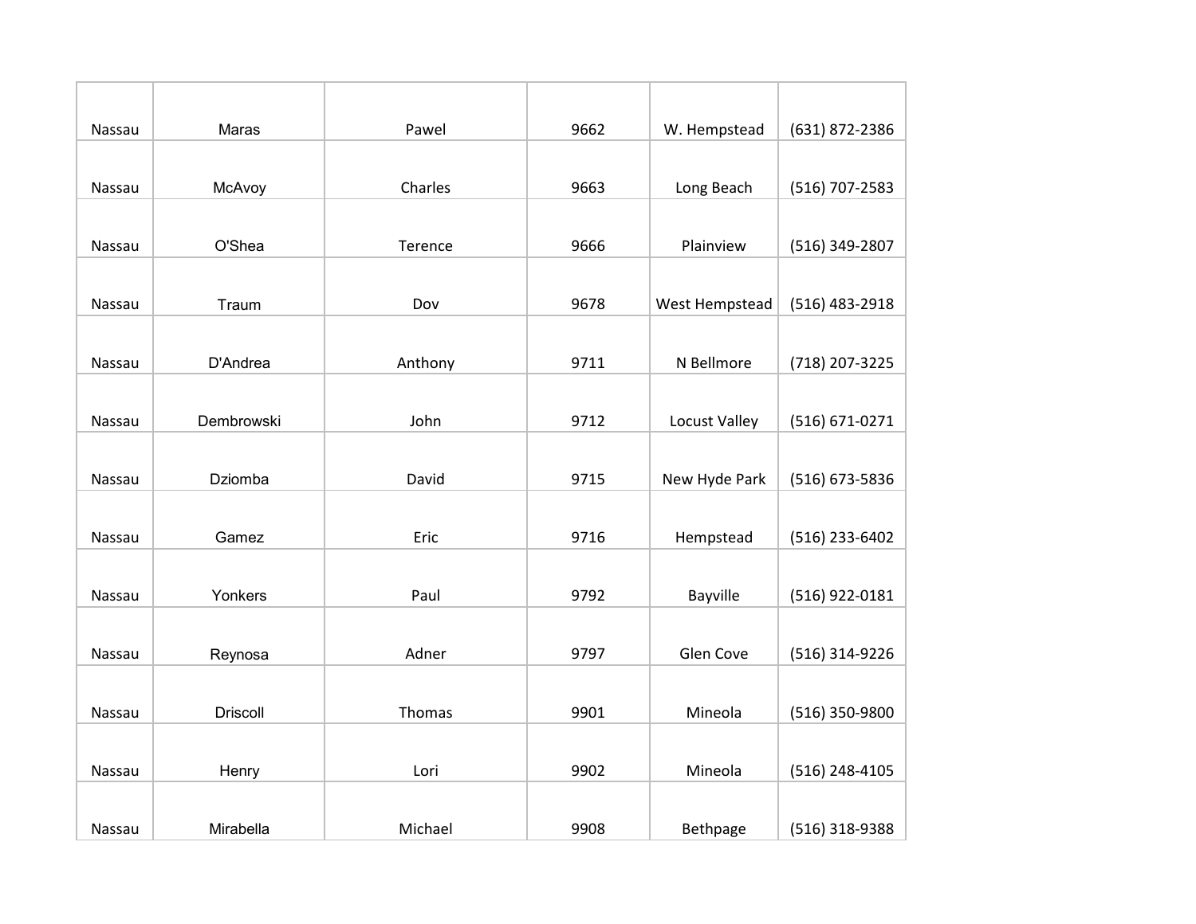| Nassau | Maras | Pawel | 9662 | W. Hempstead | (631) 872-2386 |
|---|---|---|---|---|---|
| Nassau | McAvoy | Charles | 9663 | Long Beach | (516) 707-2583 |
| Nassau | O'Shea | Terence | 9666 | Plainview | (516) 349-2807 |
| Nassau | Traum | Dov | 9678 | West Hempstead | (516) 483-2918 |
| Nassau | D'Andrea | Anthony | 9711 | N Bellmore | (718) 207-3225 |
| Nassau | Dembrowski | John | 9712 | Locust Valley | (516) 671-0271 |
| Nassau | Dziomba | David | 9715 | New Hyde Park | (516) 673-5836 |
| Nassau | Gamez | Eric | 9716 | Hempstead | (516) 233-6402 |
| Nassau | Yonkers | Paul | 9792 | Bayville | (516) 922-0181 |
| Nassau | Reynosa | Adner | 9797 | Glen Cove | (516) 314-9226 |
| Nassau | Driscoll | Thomas | 9901 | Mineola | (516) 350-9800 |
| Nassau | Henry | Lori | 9902 | Mineola | (516) 248-4105 |
| Nassau | Mirabella | Michael | 9908 | Bethpage | (516) 318-9388 |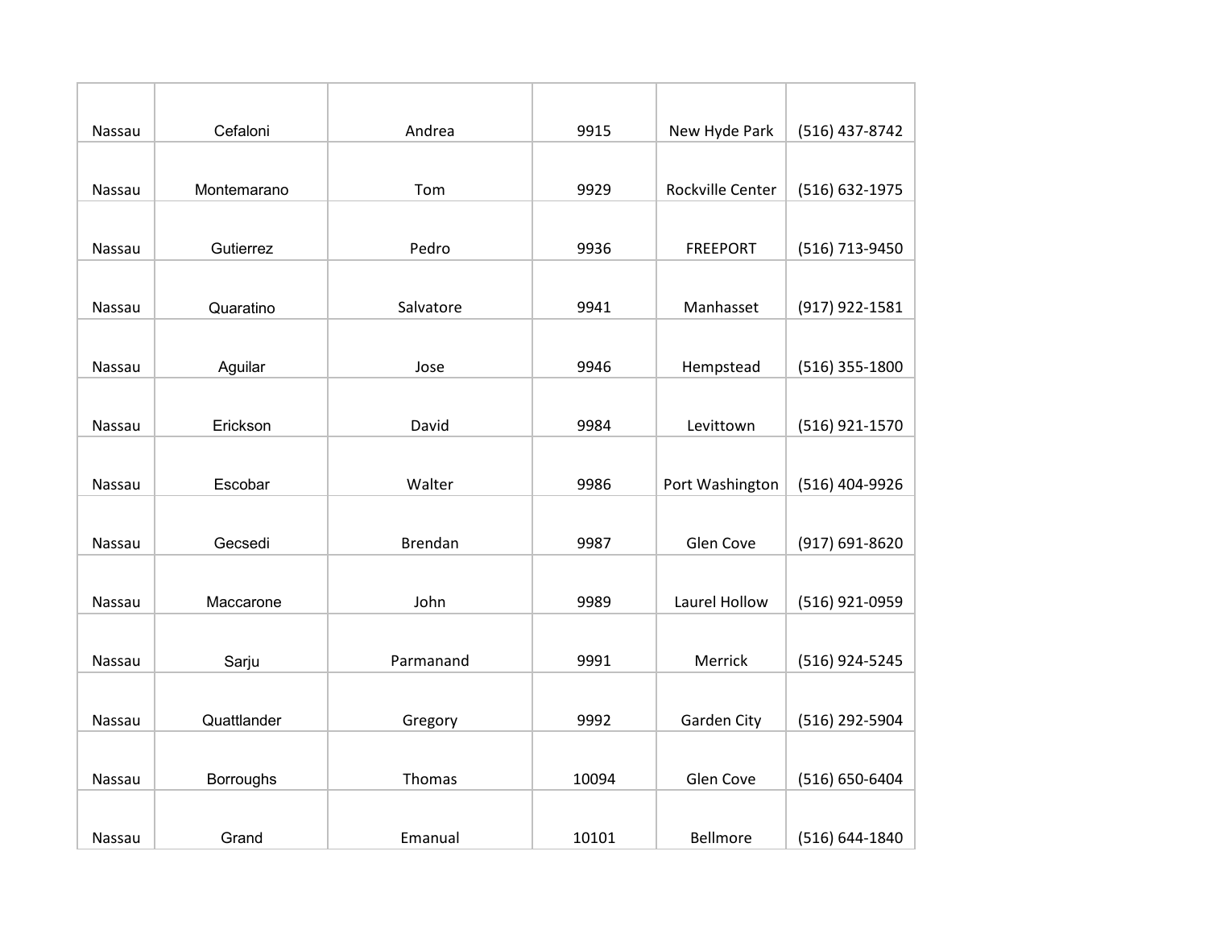| | | | | | |
|---|---|---|---|---|---|
| Nassau | Cefaloni | Andrea | 9915 | New Hyde Park | (516) 437-8742 |
| Nassau | Montemarano | Tom | 9929 | Rockville Center | (516) 632-1975 |
| Nassau | Gutierrez | Pedro | 9936 | FREEPORT | (516) 713-9450 |
| Nassau | Quaratino | Salvatore | 9941 | Manhasset | (917) 922-1581 |
| Nassau | Aguilar | Jose | 9946 | Hempstead | (516) 355-1800 |
| Nassau | Erickson | David | 9984 | Levittown | (516) 921-1570 |
| Nassau | Escobar | Walter | 9986 | Port Washington | (516) 404-9926 |
| Nassau | Gecsedi | Brendan | 9987 | Glen Cove | (917) 691-8620 |
| Nassau | Maccarone | John | 9989 | Laurel Hollow | (516) 921-0959 |
| Nassau | Sarju | Parmanand | 9991 | Merrick | (516) 924-5245 |
| Nassau | Quattlander | Gregory | 9992 | Garden City | (516) 292-5904 |
| Nassau | Borroughs | Thomas | 10094 | Glen Cove | (516) 650-6404 |
| Nassau | Grand | Emanual | 10101 | Bellmore | (516) 644-1840 |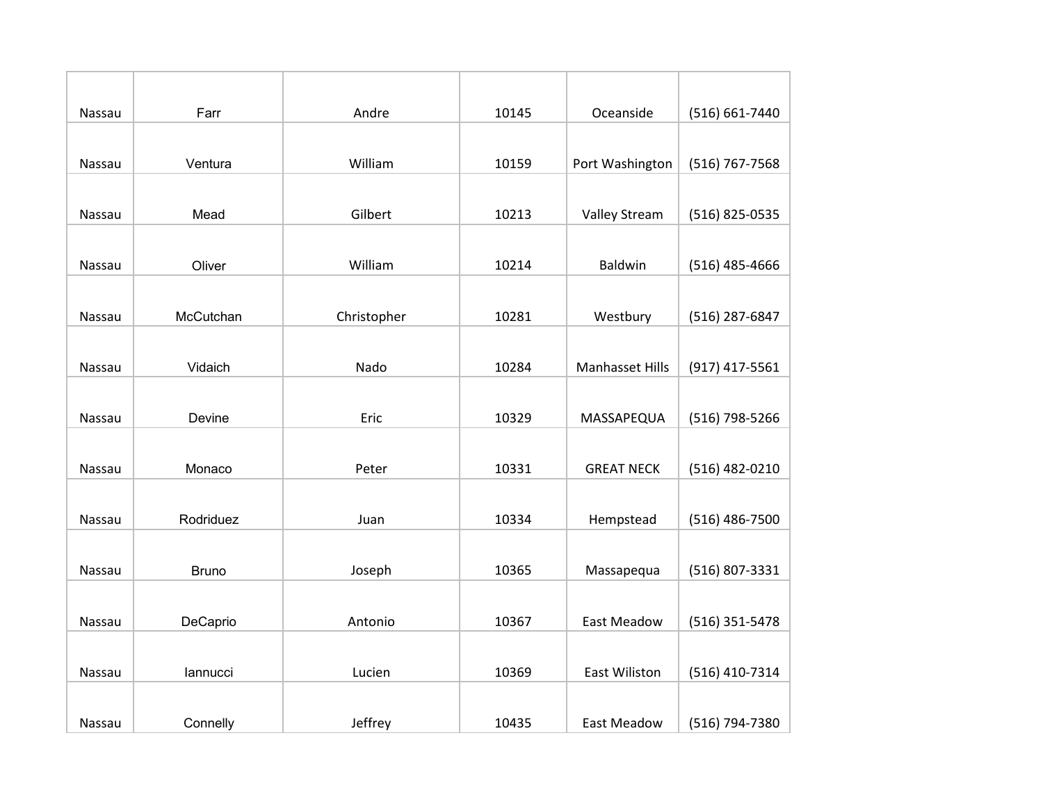| Nassau | Farr | Andre | 10145 | Oceanside | (516) 661-7440 |
|---|---|---|---|---|---|
| Nassau | Ventura | William | 10159 | Port Washington | (516) 767-7568 |
| Nassau | Mead | Gilbert | 10213 | Valley Stream | (516) 825-0535 |
| Nassau | Oliver | William | 10214 | Baldwin | (516) 485-4666 |
| Nassau | McCutchan | Christopher | 10281 | Westbury | (516) 287-6847 |
| Nassau | Vidaich | Nado | 10284 | Manhasset Hills | (917) 417-5561 |
| Nassau | Devine | Eric | 10329 | MASSAPEQUA | (516) 798-5266 |
| Nassau | Monaco | Peter | 10331 | GREAT NECK | (516) 482-0210 |
| Nassau | Rodriduez | Juan | 10334 | Hempstead | (516) 486-7500 |
| Nassau | Bruno | Joseph | 10365 | Massapequa | (516) 807-3331 |
| Nassau | DeCaprio | Antonio | 10367 | East Meadow | (516) 351-5478 |
| Nassau | Iannucci | Lucien | 10369 | East Wiliston | (516) 410-7314 |
| Nassau | Connelly | Jeffrey | 10435 | East Meadow | (516) 794-7380 |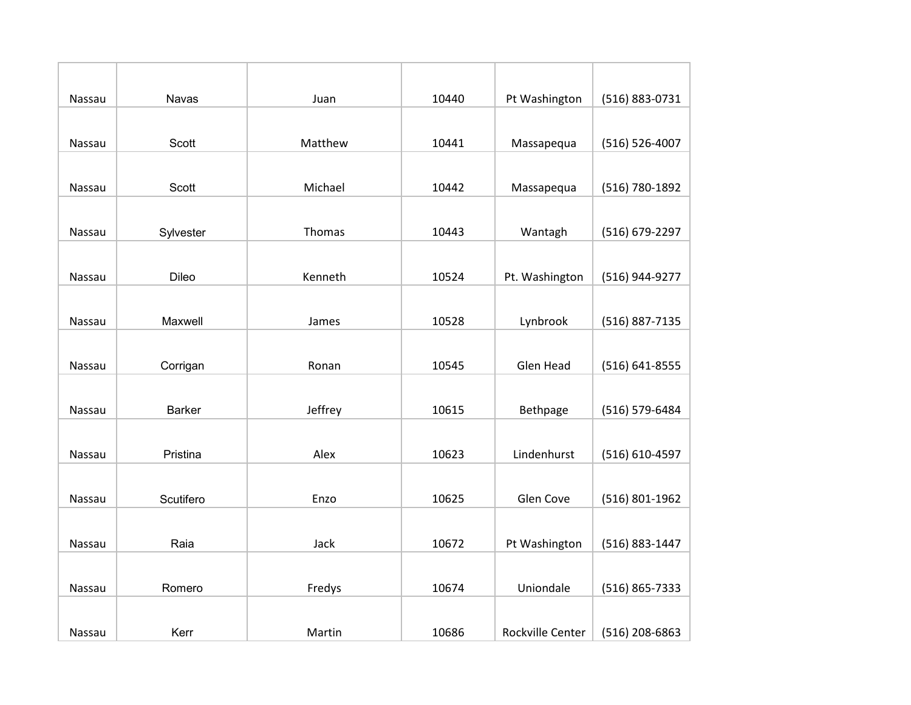| | | | | | |
|---|---|---|---|---|---|
| Nassau | Navas | Juan | 10440 | Pt Washington | (516) 883-0731 |
| Nassau | Scott | Matthew | 10441 | Massapequa | (516) 526-4007 |
| Nassau | Scott | Michael | 10442 | Massapequa | (516) 780-1892 |
| Nassau | Sylvester | Thomas | 10443 | Wantagh | (516) 679-2297 |
| Nassau | Dileo | Kenneth | 10524 | Pt. Washington | (516) 944-9277 |
| Nassau | Maxwell | James | 10528 | Lynbrook | (516) 887-7135 |
| Nassau | Corrigan | Ronan | 10545 | Glen Head | (516) 641-8555 |
| Nassau | Barker | Jeffrey | 10615 | Bethpage | (516) 579-6484 |
| Nassau | Pristina | Alex | 10623 | Lindenhurst | (516) 610-4597 |
| Nassau | Scutifero | Enzo | 10625 | Glen Cove | (516) 801-1962 |
| Nassau | Raia | Jack | 10672 | Pt Washington | (516) 883-1447 |
| Nassau | Romero | Fredys | 10674 | Uniondale | (516) 865-7333 |
| Nassau | Kerr | Martin | 10686 | Rockville Center | (516) 208-6863 |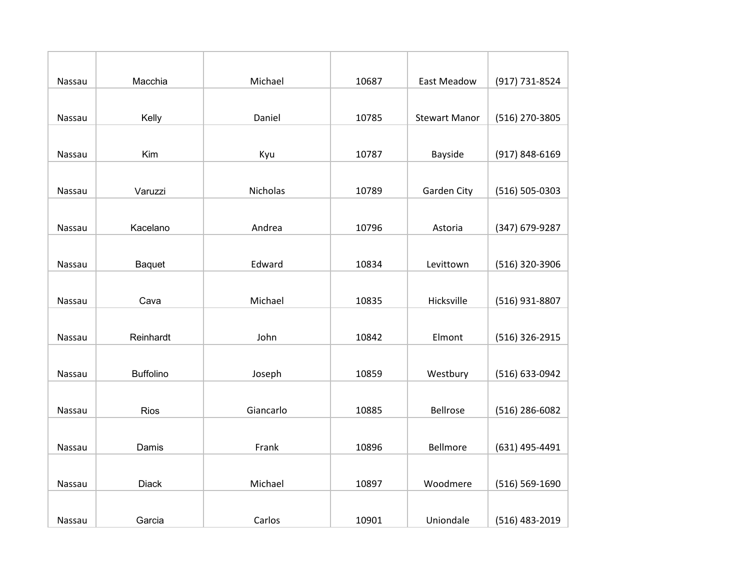| | | | | | |
|---|---|---|---|---|---|
| Nassau | Macchia | Michael | 10687 | East Meadow | (917) 731-8524 |
| Nassau | Kelly | Daniel | 10785 | Stewart Manor | (516) 270-3805 |
| Nassau | Kim | Kyu | 10787 | Bayside | (917) 848-6169 |
| Nassau | Varuzzi | Nicholas | 10789 | Garden City | (516) 505-0303 |
| Nassau | Kacelano | Andrea | 10796 | Astoria | (347) 679-9287 |
| Nassau | Baquet | Edward | 10834 | Levittown | (516) 320-3906 |
| Nassau | Cava | Michael | 10835 | Hicksville | (516) 931-8807 |
| Nassau | Reinhardt | John | 10842 | Elmont | (516) 326-2915 |
| Nassau | Buffolino | Joseph | 10859 | Westbury | (516) 633-0942 |
| Nassau | Rios | Giancarlo | 10885 | Bellrose | (516) 286-6082 |
| Nassau | Damis | Frank | 10896 | Bellmore | (631) 495-4491 |
| Nassau | Diack | Michael | 10897 | Woodmere | (516) 569-1690 |
| Nassau | Garcia | Carlos | 10901 | Uniondale | (516) 483-2019 |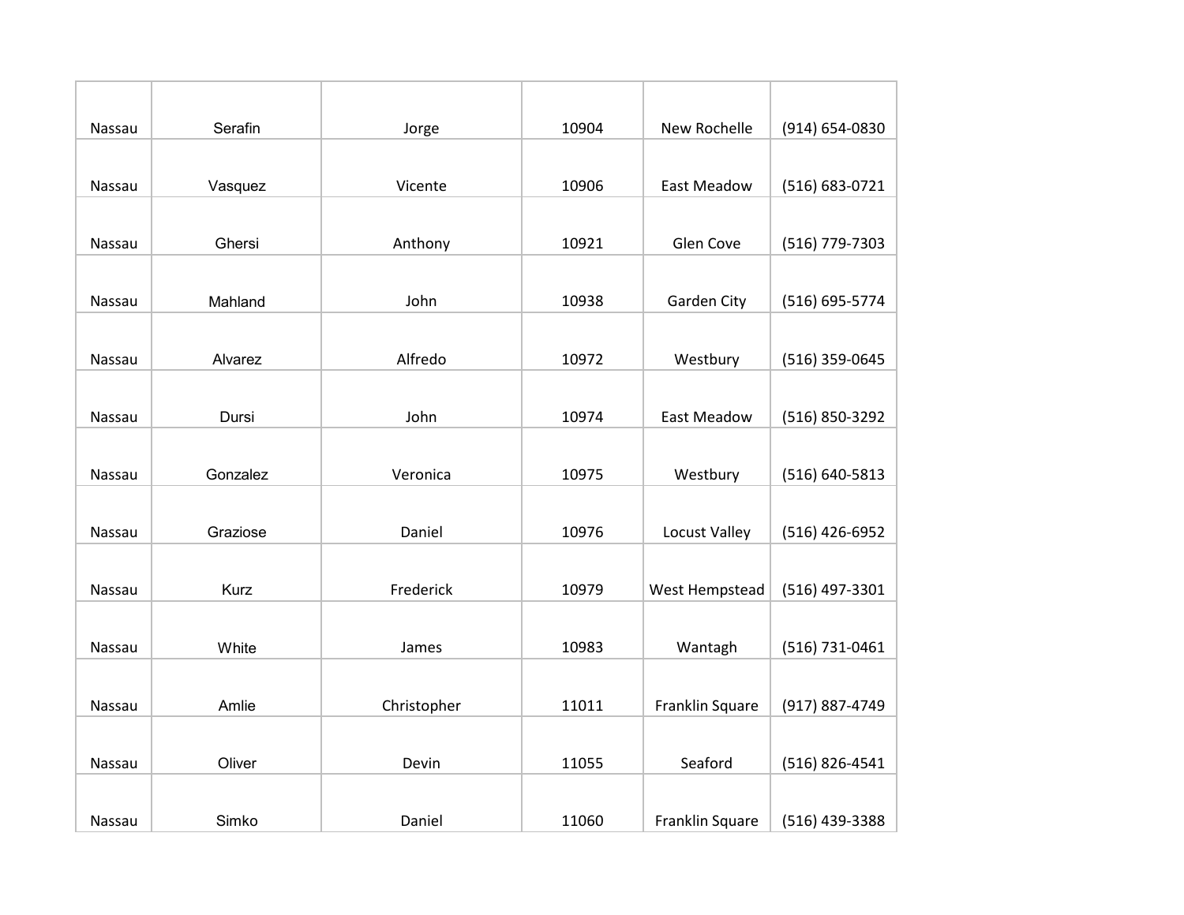| | | | | | |
|---|---|---|---|---|---|
| Nassau | Serafin | Jorge | 10904 | New Rochelle | (914) 654-0830 |
| Nassau | Vasquez | Vicente | 10906 | East Meadow | (516) 683-0721 |
| Nassau | Ghersi | Anthony | 10921 | Glen Cove | (516) 779-7303 |
| Nassau | Mahland | John | 10938 | Garden City | (516) 695-5774 |
| Nassau | Alvarez | Alfredo | 10972 | Westbury | (516) 359-0645 |
| Nassau | Dursi | John | 10974 | East Meadow | (516) 850-3292 |
| Nassau | Gonzalez | Veronica | 10975 | Westbury | (516) 640-5813 |
| Nassau | Graziose | Daniel | 10976 | Locust Valley | (516) 426-6952 |
| Nassau | Kurz | Frederick | 10979 | West Hempstead | (516) 497-3301 |
| Nassau | White | James | 10983 | Wantagh | (516) 731-0461 |
| Nassau | Amlie | Christopher | 11011 | Franklin Square | (917) 887-4749 |
| Nassau | Oliver | Devin | 11055 | Seaford | (516) 826-4541 |
| Nassau | Simko | Daniel | 11060 | Franklin Square | (516) 439-3388 |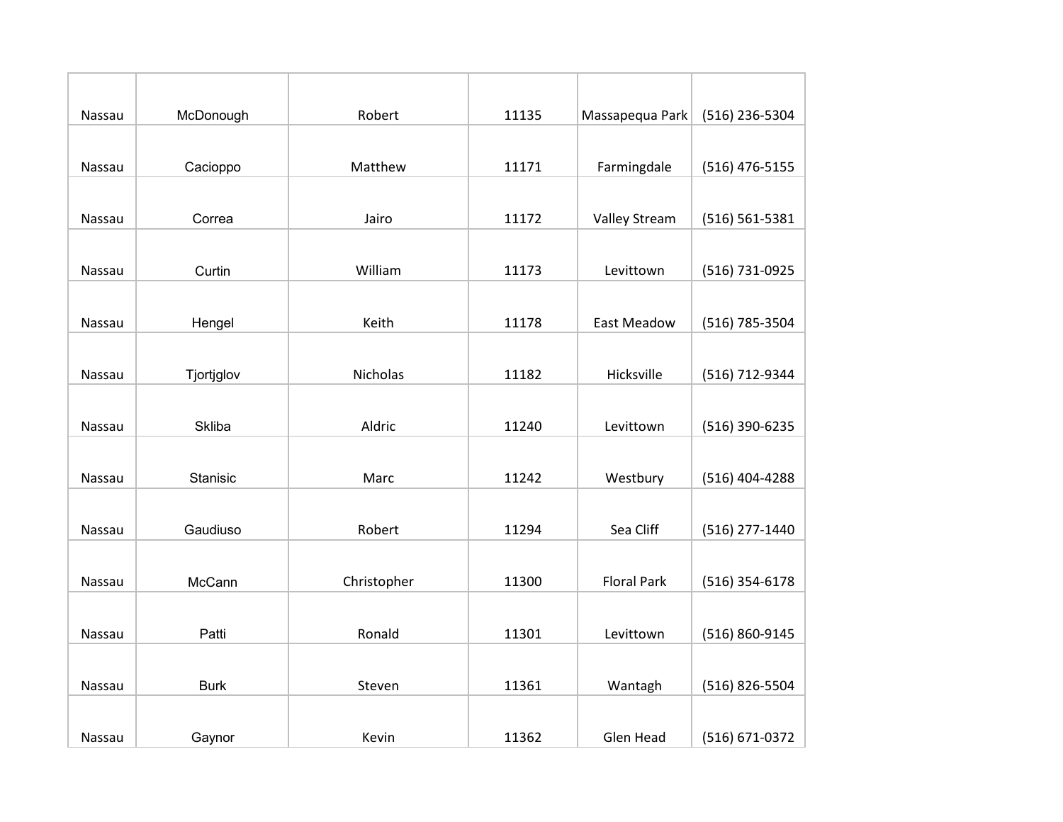| | | | | | |
|---|---|---|---|---|---|
| Nassau | McDonough | Robert | 11135 | Massapequa Park | (516) 236-5304 |
| Nassau | Cacioppo | Matthew | 11171 | Farmingdale | (516) 476-5155 |
| Nassau | Correa | Jairo | 11172 | Valley Stream | (516) 561-5381 |
| Nassau | Curtin | William | 11173 | Levittown | (516) 731-0925 |
| Nassau | Hengel | Keith | 11178 | East Meadow | (516) 785-3504 |
| Nassau | Tjortjglov | Nicholas | 11182 | Hicksville | (516) 712-9344 |
| Nassau | Skliba | Aldric | 11240 | Levittown | (516) 390-6235 |
| Nassau | Stanisic | Marc | 11242 | Westbury | (516) 404-4288 |
| Nassau | Gaudiuso | Robert | 11294 | Sea Cliff | (516) 277-1440 |
| Nassau | McCann | Christopher | 11300 | Floral Park | (516) 354-6178 |
| Nassau | Patti | Ronald | 11301 | Levittown | (516) 860-9145 |
| Nassau | Burk | Steven | 11361 | Wantagh | (516) 826-5504 |
| Nassau | Gaynor | Kevin | 11362 | Glen Head | (516) 671-0372 |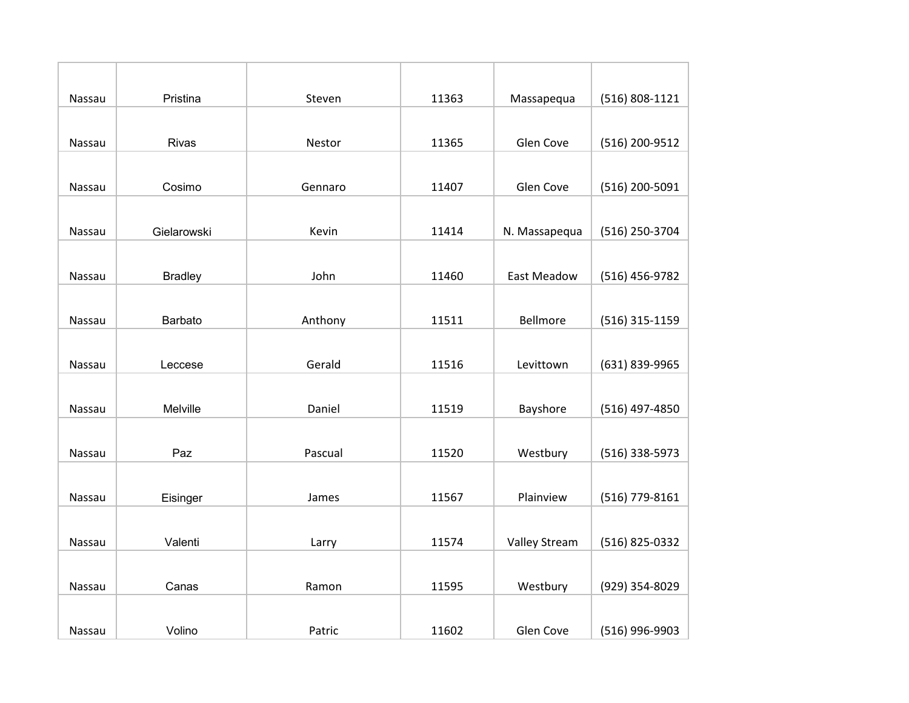| | | | | | |
|---|---|---|---|---|---|
| Nassau | Pristina | Steven | 11363 | Massapequa | (516) 808-1121 |
| Nassau | Rivas | Nestor | 11365 | Glen Cove | (516) 200-9512 |
| Nassau | Cosimo | Gennaro | 11407 | Glen Cove | (516) 200-5091 |
| Nassau | Gielarowski | Kevin | 11414 | N. Massapequa | (516) 250-3704 |
| Nassau | Bradley | John | 11460 | East Meadow | (516) 456-9782 |
| Nassau | Barbato | Anthony | 11511 | Bellmore | (516) 315-1159 |
| Nassau | Leccese | Gerald | 11516 | Levittown | (631) 839-9965 |
| Nassau | Melville | Daniel | 11519 | Bayshore | (516) 497-4850 |
| Nassau | Paz | Pascual | 11520 | Westbury | (516) 338-5973 |
| Nassau | Eisinger | James | 11567 | Plainview | (516) 779-8161 |
| Nassau | Valenti | Larry | 11574 | Valley Stream | (516) 825-0332 |
| Nassau | Canas | Ramon | 11595 | Westbury | (929) 354-8029 |
| Nassau | Volino | Patric | 11602 | Glen Cove | (516) 996-9903 |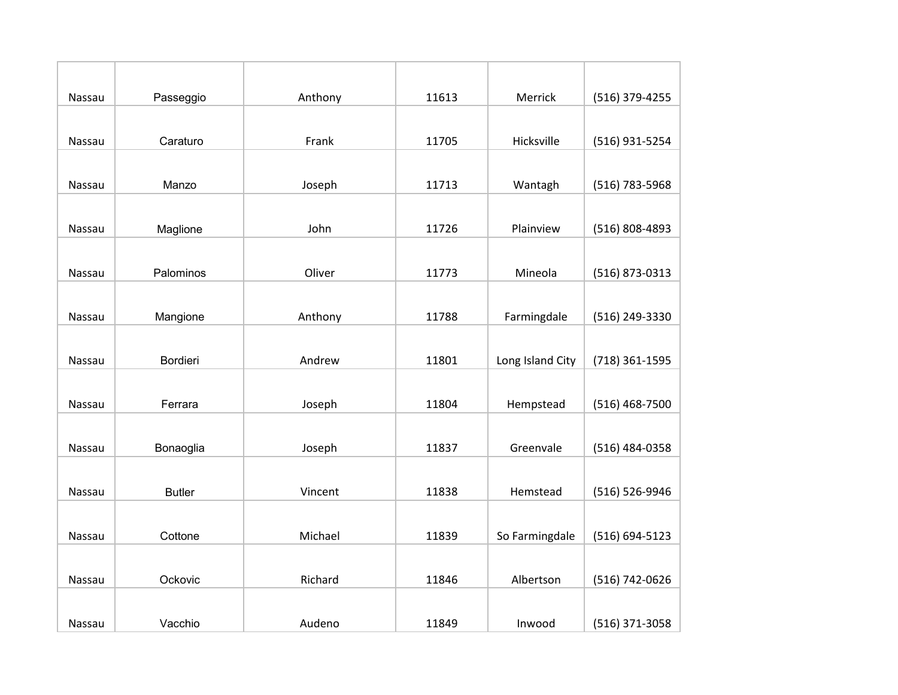| | | | | | |
|---|---|---|---|---|---|
| Nassau | Passeggio | Anthony | 11613 | Merrick | (516) 379-4255 |
| Nassau | Caraturo | Frank | 11705 | Hicksville | (516) 931-5254 |
| Nassau | Manzo | Joseph | 11713 | Wantagh | (516) 783-5968 |
| Nassau | Maglione | John | 11726 | Plainview | (516) 808-4893 |
| Nassau | Palominos | Oliver | 11773 | Mineola | (516) 873-0313 |
| Nassau | Mangione | Anthony | 11788 | Farmingdale | (516) 249-3330 |
| Nassau | Bordieri | Andrew | 11801 | Long Island City | (718) 361-1595 |
| Nassau | Ferrara | Joseph | 11804 | Hempstead | (516) 468-7500 |
| Nassau | Bonaoglia | Joseph | 11837 | Greenvale | (516) 484-0358 |
| Nassau | Butler | Vincent | 11838 | Hemstead | (516) 526-9946 |
| Nassau | Cottone | Michael | 11839 | So Farmingdale | (516) 694-5123 |
| Nassau | Ockovic | Richard | 11846 | Albertson | (516) 742-0626 |
| Nassau | Vacchio | Audeno | 11849 | Inwood | (516) 371-3058 |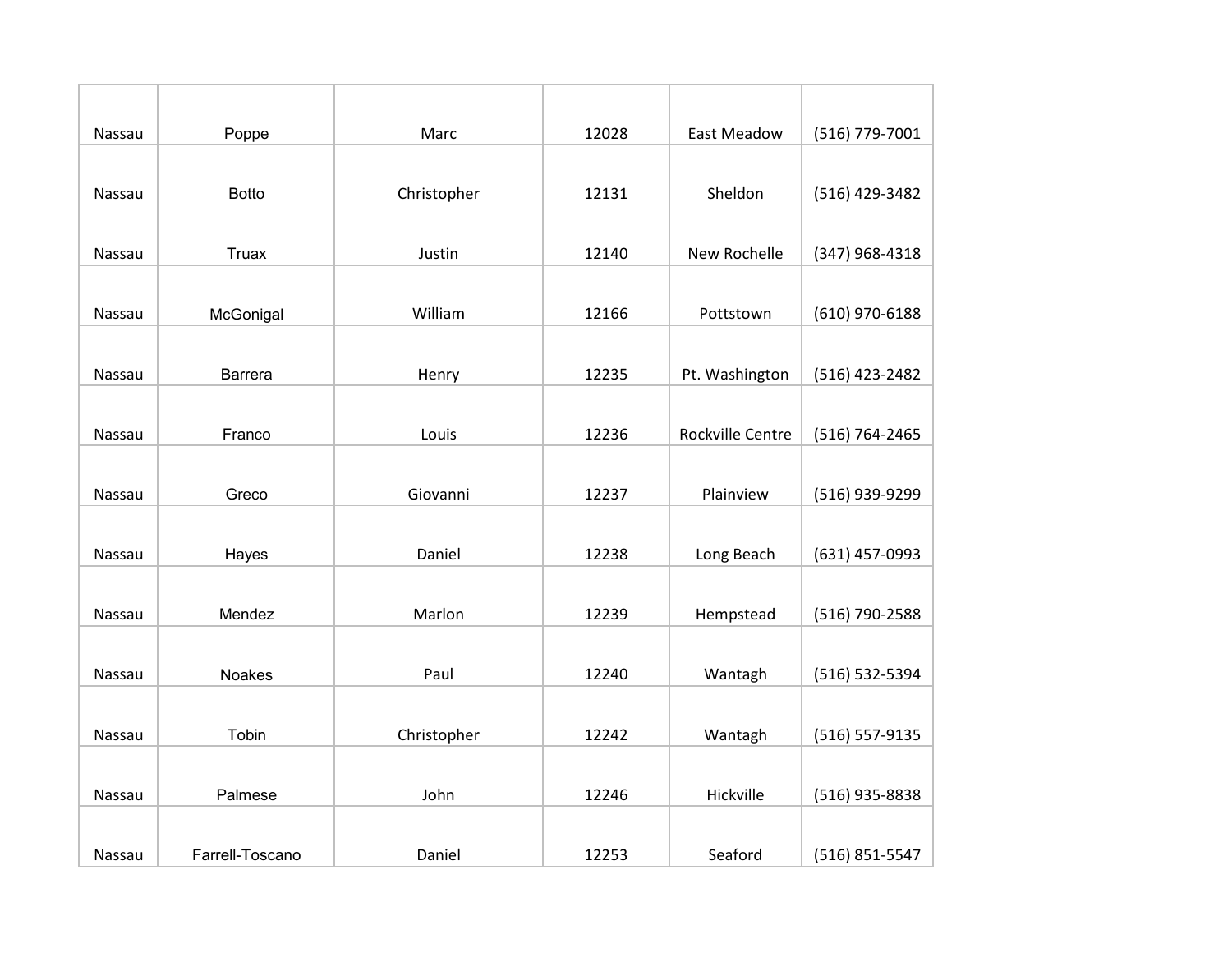| | | | | | |
|---|---|---|---|---|---|
| Nassau | Poppe | Marc | 12028 | East Meadow | (516) 779-7001 |
| Nassau | Botto | Christopher | 12131 | Sheldon | (516) 429-3482 |
| Nassau | Truax | Justin | 12140 | New Rochelle | (347) 968-4318 |
| Nassau | McGonigal | William | 12166 | Pottstown | (610) 970-6188 |
| Nassau | Barrera | Henry | 12235 | Pt. Washington | (516) 423-2482 |
| Nassau | Franco | Louis | 12236 | Rockville Centre | (516) 764-2465 |
| Nassau | Greco | Giovanni | 12237 | Plainview | (516) 939-9299 |
| Nassau | Hayes | Daniel | 12238 | Long Beach | (631) 457-0993 |
| Nassau | Mendez | Marlon | 12239 | Hempstead | (516) 790-2588 |
| Nassau | Noakes | Paul | 12240 | Wantagh | (516) 532-5394 |
| Nassau | Tobin | Christopher | 12242 | Wantagh | (516) 557-9135 |
| Nassau | Palmese | John | 12246 | Hickville | (516) 935-8838 |
| Nassau | Farrell-Toscano | Daniel | 12253 | Seaford | (516) 851-5547 |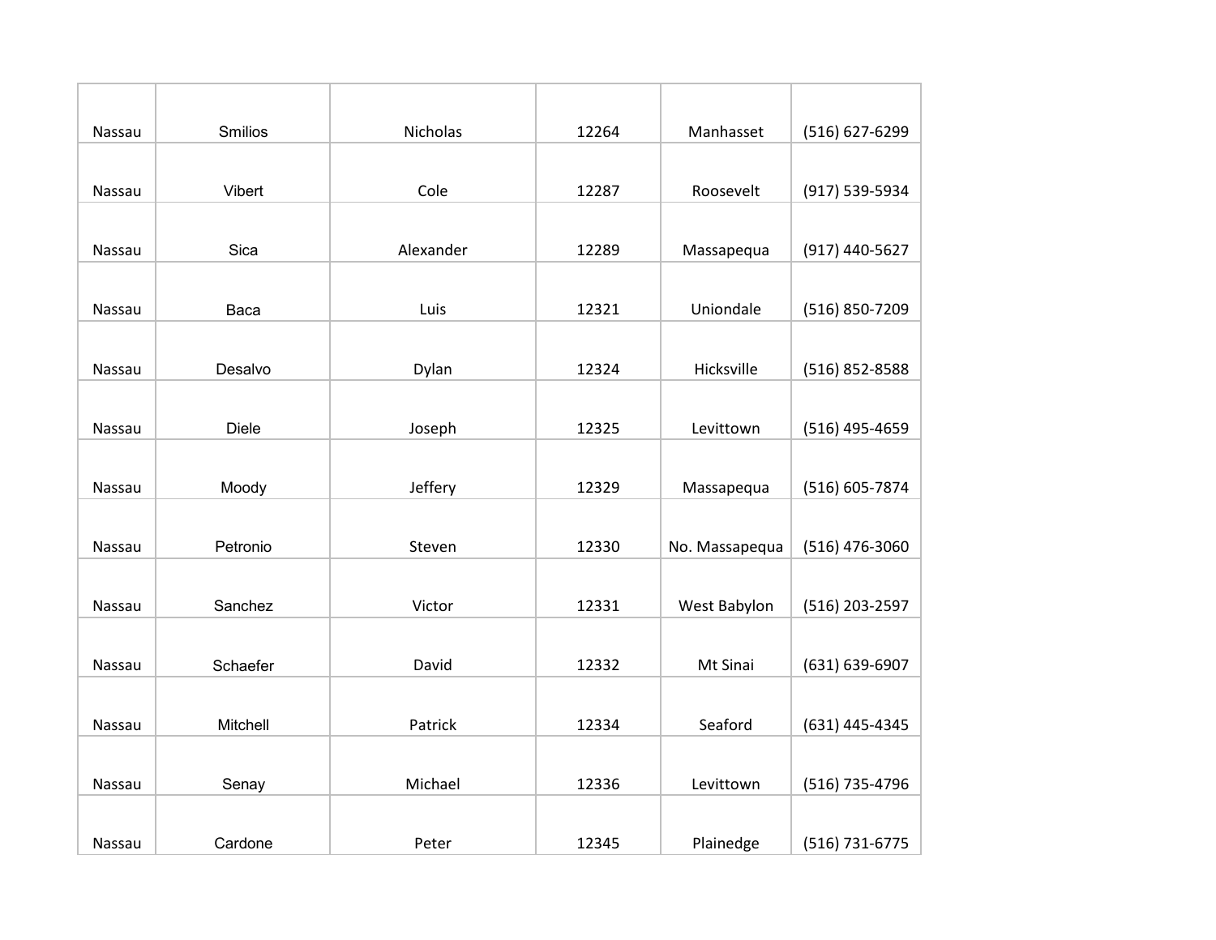| Nassau | Smilios | Nicholas | 12264 | Manhasset | (516) 627-6299 |
|---|---|---|---|---|---|
| Nassau | Vibert | Cole | 12287 | Roosevelt | (917) 539-5934 |
| Nassau | Sica | Alexander | 12289 | Massapequa | (917) 440-5627 |
| Nassau | Baca | Luis | 12321 | Uniondale | (516) 850-7209 |
| Nassau | Desalvo | Dylan | 12324 | Hicksville | (516) 852-8588 |
| Nassau | Diele | Joseph | 12325 | Levittown | (516) 495-4659 |
| Nassau | Moody | Jeffery | 12329 | Massapequa | (516) 605-7874 |
| Nassau | Petronio | Steven | 12330 | No. Massapequa | (516) 476-3060 |
| Nassau | Sanchez | Victor | 12331 | West Babylon | (516) 203-2597 |
| Nassau | Schaefer | David | 12332 | Mt Sinai | (631) 639-6907 |
| Nassau | Mitchell | Patrick | 12334 | Seaford | (631) 445-4345 |
| Nassau | Senay | Michael | 12336 | Levittown | (516) 735-4796 |
| Nassau | Cardone | Peter | 12345 | Plainedge | (516) 731-6775 |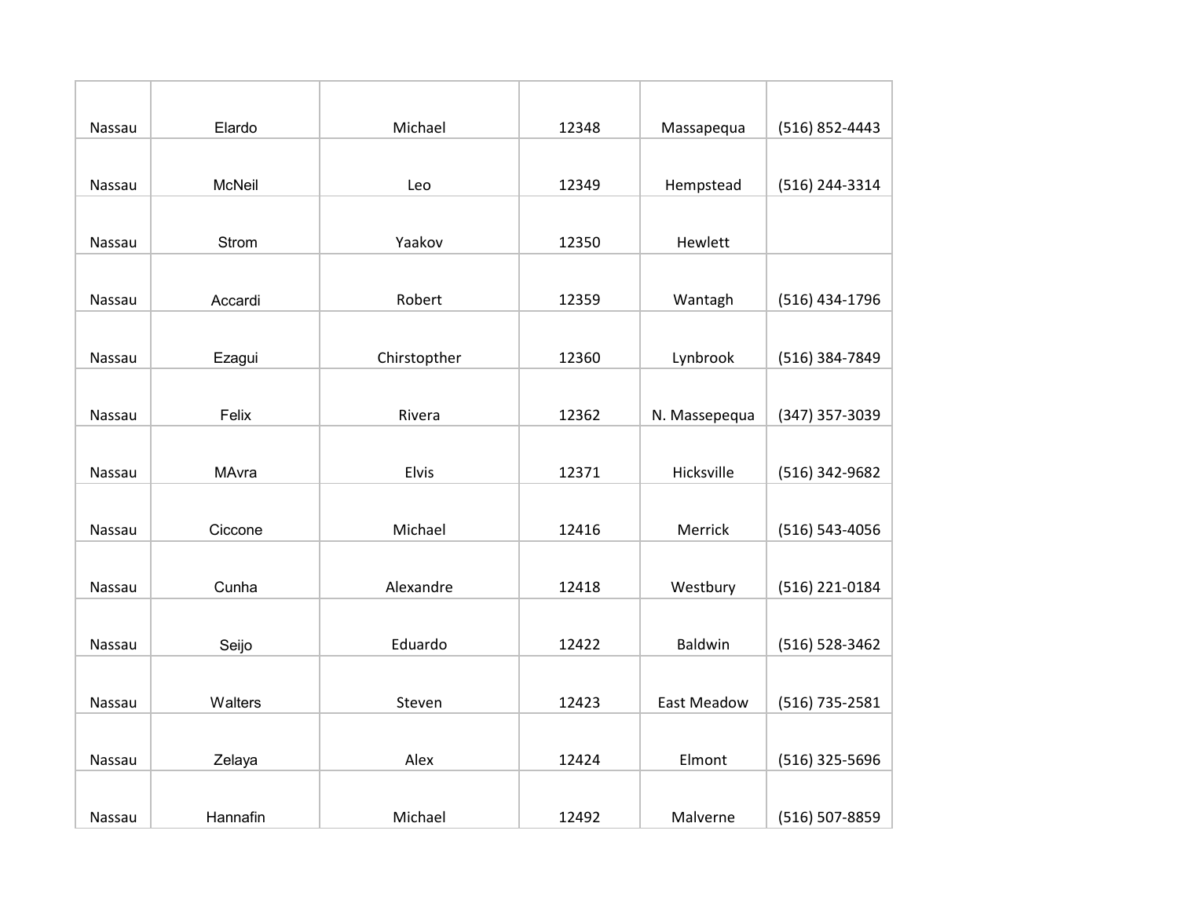| Nassau | Elardo | Michael | 12348 | Massapequa | (516) 852-4443 |
|---|---|---|---|---|---|
| Nassau | McNeil | Leo | 12349 | Hempstead | (516) 244-3314 |
| Nassau | Strom | Yaakov | 12350 | Hewlett | |
| Nassau | Accardi | Robert | 12359 | Wantagh | (516) 434-1796 |
| Nassau | Ezagui | Chirstopther | 12360 | Lynbrook | (516) 384-7849 |
| Nassau | Felix | Rivera | 12362 | N. Massepequa | (347) 357-3039 |
| Nassau | MAvra | Elvis | 12371 | Hicksville | (516) 342-9682 |
| Nassau | Ciccone | Michael | 12416 | Merrick | (516) 543-4056 |
| Nassau | Cunha | Alexandre | 12418 | Westbury | (516) 221-0184 |
| Nassau | Seijo | Eduardo | 12422 | Baldwin | (516) 528-3462 |
| Nassau | Walters | Steven | 12423 | East Meadow | (516) 735-2581 |
| Nassau | Zelaya | Alex | 12424 | Elmont | (516) 325-5696 |
| Nassau | Hannafin | Michael | 12492 | Malverne | (516) 507-8859 |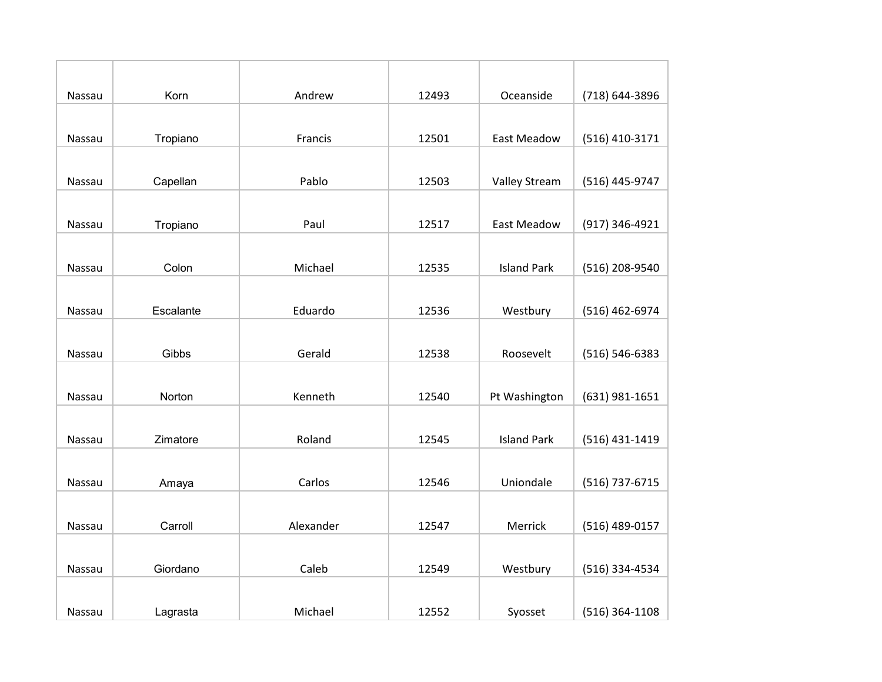| | | | | | |
|---|---|---|---|---|---|
| Nassau | Korn | Andrew | 12493 | Oceanside | (718) 644-3896 |
| Nassau | Tropiano | Francis | 12501 | East Meadow | (516) 410-3171 |
| Nassau | Capellan | Pablo | 12503 | Valley Stream | (516) 445-9747 |
| Nassau | Tropiano | Paul | 12517 | East Meadow | (917) 346-4921 |
| Nassau | Colon | Michael | 12535 | Island Park | (516) 208-9540 |
| Nassau | Escalante | Eduardo | 12536 | Westbury | (516) 462-6974 |
| Nassau | Gibbs | Gerald | 12538 | Roosevelt | (516) 546-6383 |
| Nassau | Norton | Kenneth | 12540 | Pt Washington | (631) 981-1651 |
| Nassau | Zimatore | Roland | 12545 | Island Park | (516) 431-1419 |
| Nassau | Amaya | Carlos | 12546 | Uniondale | (516) 737-6715 |
| Nassau | Carroll | Alexander | 12547 | Merrick | (516) 489-0157 |
| Nassau | Giordano | Caleb | 12549 | Westbury | (516) 334-4534 |
| Nassau | Lagrasta | Michael | 12552 | Syosset | (516) 364-1108 |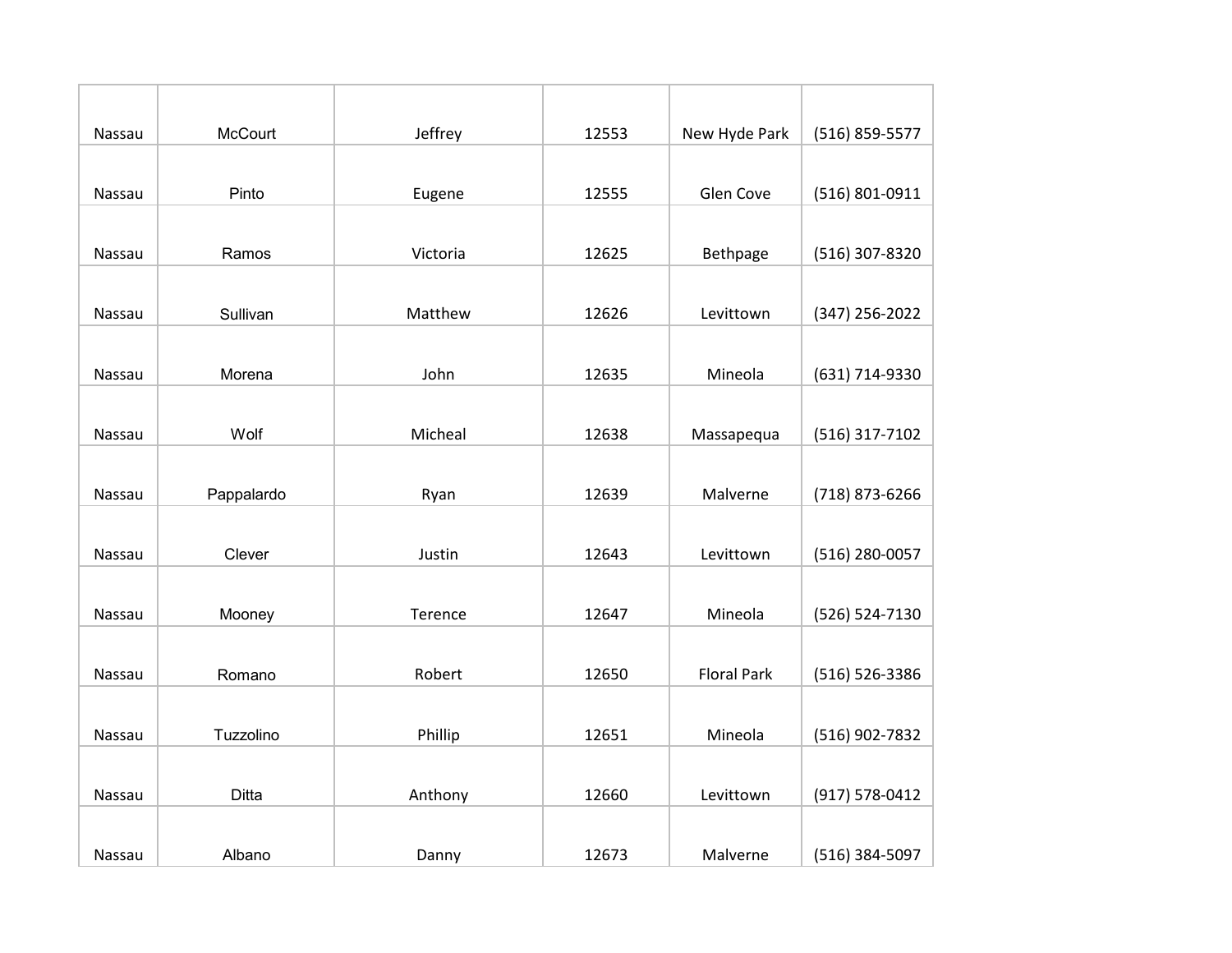| Nassau | McCourt | Jeffrey | 12553 | New Hyde Park | (516) 859-5577 |
|---|---|---|---|---|---|
| Nassau | Pinto | Eugene | 12555 | Glen Cove | (516) 801-0911 |
| Nassau | Ramos | Victoria | 12625 | Bethpage | (516) 307-8320 |
| Nassau | Sullivan | Matthew | 12626 | Levittown | (347) 256-2022 |
| Nassau | Morena | John | 12635 | Mineola | (631) 714-9330 |
| Nassau | Wolf | Micheal | 12638 | Massapequa | (516) 317-7102 |
| Nassau | Pappalardo | Ryan | 12639 | Malverne | (718) 873-6266 |
| Nassau | Clever | Justin | 12643 | Levittown | (516) 280-0057 |
| Nassau | Mooney | Terence | 12647 | Mineola | (526) 524-7130 |
| Nassau | Romano | Robert | 12650 | Floral Park | (516) 526-3386 |
| Nassau | Tuzzolino | Phillip | 12651 | Mineola | (516) 902-7832 |
| Nassau | Ditta | Anthony | 12660 | Levittown | (917) 578-0412 |
| Nassau | Albano | Danny | 12673 | Malverne | (516) 384-5097 |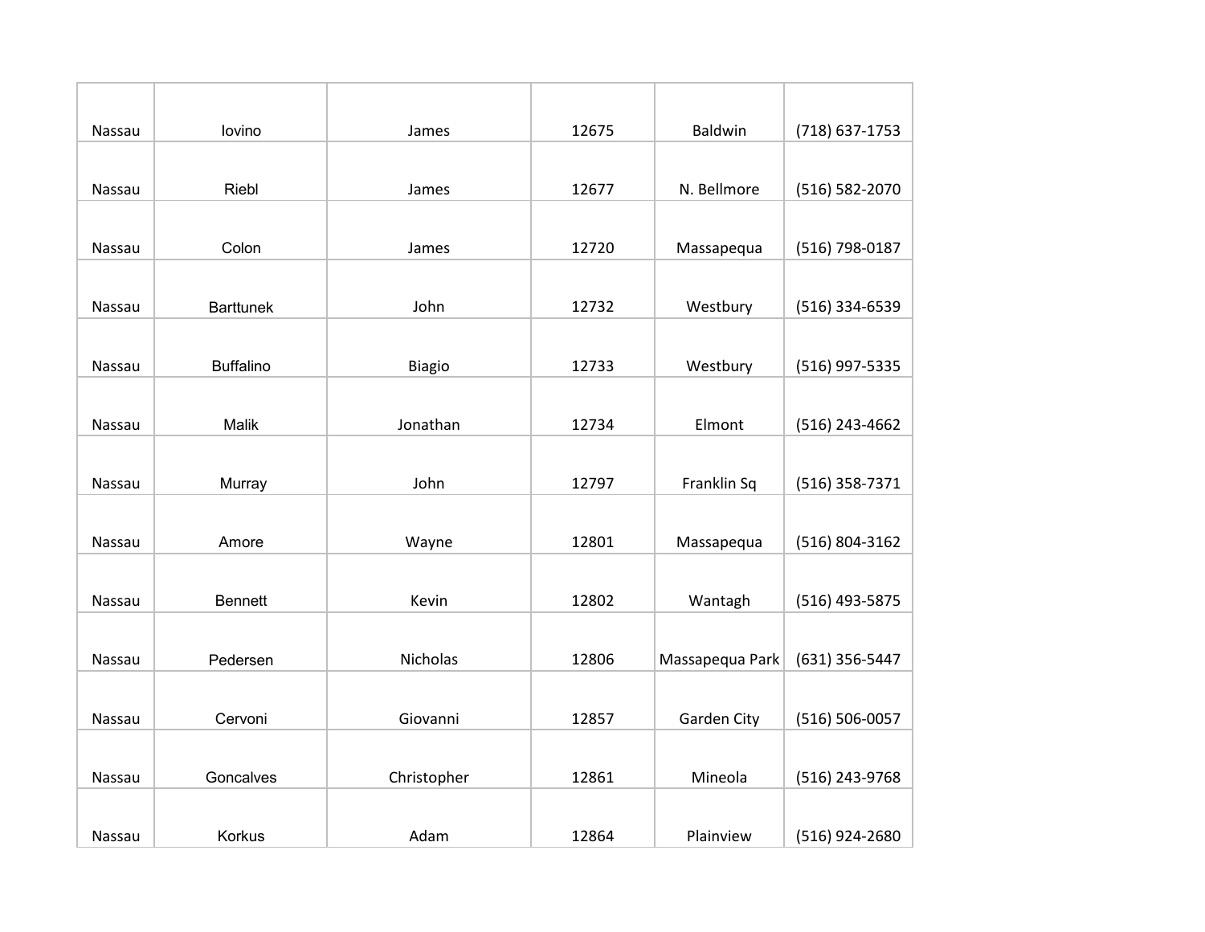| Nassau | Iovino | James | 12675 | Baldwin | (718) 637-1753 |
|---|---|---|---|---|---|
| Nassau | Riebl | James | 12677 | N. Bellmore | (516) 582-2070 |
| Nassau | Colon | James | 12720 | Massapequa | (516) 798-0187 |
| Nassau | Barttunek | John | 12732 | Westbury | (516) 334-6539 |
| Nassau | Buffalino | Biagio | 12733 | Westbury | (516) 997-5335 |
| Nassau | Malik | Jonathan | 12734 | Elmont | (516) 243-4662 |
| Nassau | Murray | John | 12797 | Franklin Sq | (516) 358-7371 |
| Nassau | Amore | Wayne | 12801 | Massapequa | (516) 804-3162 |
| Nassau | Bennett | Kevin | 12802 | Wantagh | (516) 493-5875 |
| Nassau | Pedersen | Nicholas | 12806 | Massapequa Park | (631) 356-5447 |
| Nassau | Cervoni | Giovanni | 12857 | Garden City | (516) 506-0057 |
| Nassau | Goncalves | Christopher | 12861 | Mineola | (516) 243-9768 |
| Nassau | Korkus | Adam | 12864 | Plainview | (516) 924-2680 |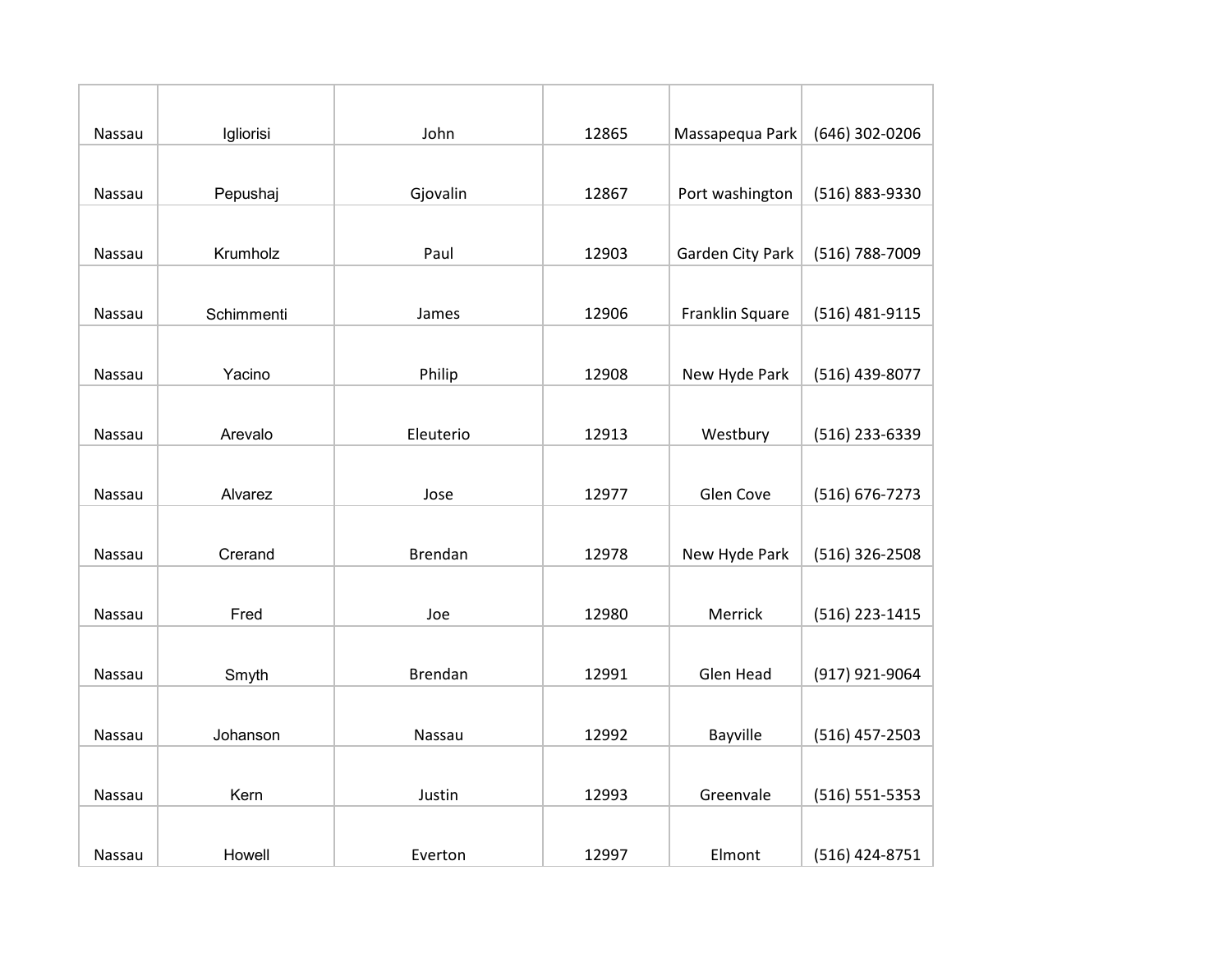| | | | | | |
|---|---|---|---|---|---|
| Nassau | Igliorisi | John | 12865 | Massapequa Park | (646) 302-0206 |
| Nassau | Pepushaj | Gjovalin | 12867 | Port washington | (516) 883-9330 |
| Nassau | Krumholz | Paul | 12903 | Garden City Park | (516) 788-7009 |
| Nassau | Schimmenti | James | 12906 | Franklin Square | (516) 481-9115 |
| Nassau | Yacino | Philip | 12908 | New Hyde Park | (516) 439-8077 |
| Nassau | Arevalo | Eleuterio | 12913 | Westbury | (516) 233-6339 |
| Nassau | Alvarez | Jose | 12977 | Glen Cove | (516) 676-7273 |
| Nassau | Crerand | Brendan | 12978 | New Hyde Park | (516) 326-2508 |
| Nassau | Fred | Joe | 12980 | Merrick | (516) 223-1415 |
| Nassau | Smyth | Brendan | 12991 | Glen Head | (917) 921-9064 |
| Nassau | Johanson | Nassau | 12992 | Bayville | (516) 457-2503 |
| Nassau | Kern | Justin | 12993 | Greenvale | (516) 551-5353 |
| Nassau | Howell | Everton | 12997 | Elmont | (516) 424-8751 |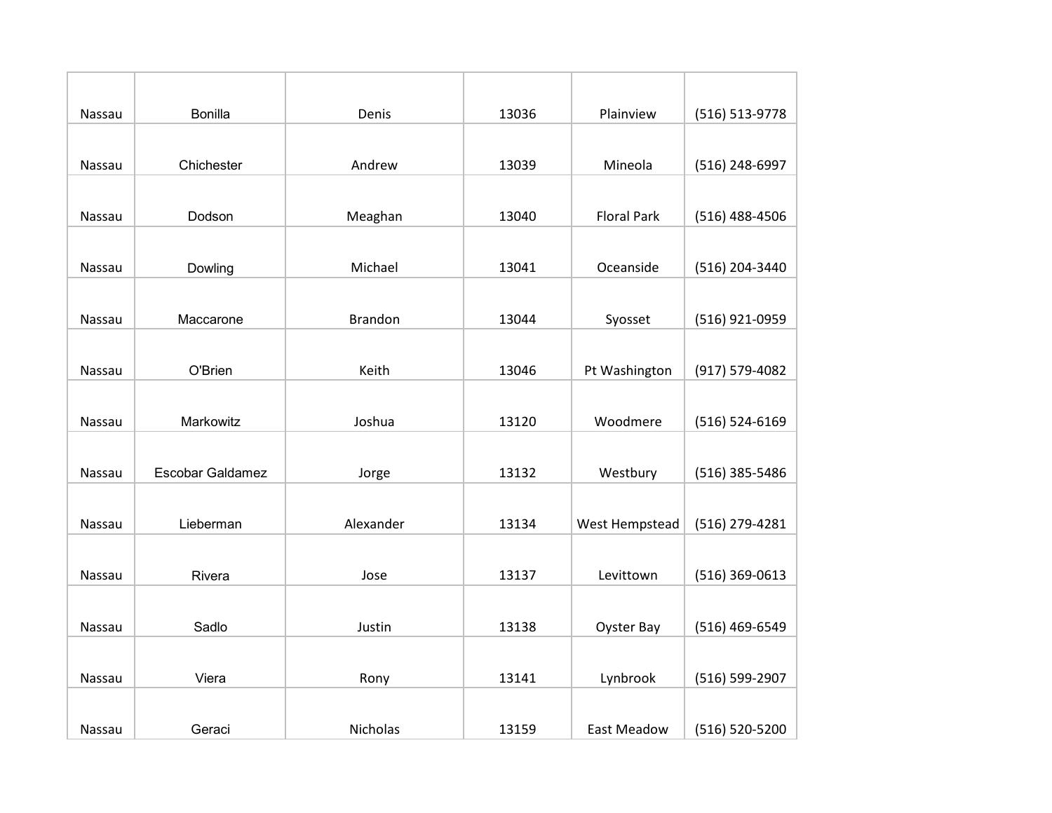| | | | | | |
|---|---|---|---|---|---|
| Nassau | Bonilla | Denis | 13036 | Plainview | (516) 513-9778 |
| Nassau | Chichester | Andrew | 13039 | Mineola | (516) 248-6997 |
| Nassau | Dodson | Meaghan | 13040 | Floral Park | (516) 488-4506 |
| Nassau | Dowling | Michael | 13041 | Oceanside | (516) 204-3440 |
| Nassau | Maccarone | Brandon | 13044 | Syosset | (516) 921-0959 |
| Nassau | O'Brien | Keith | 13046 | Pt Washington | (917) 579-4082 |
| Nassau | Markowitz | Joshua | 13120 | Woodmere | (516) 524-6169 |
| Nassau | Escobar Galdamez | Jorge | 13132 | Westbury | (516) 385-5486 |
| Nassau | Lieberman | Alexander | 13134 | West Hempstead | (516) 279-4281 |
| Nassau | Rivera | Jose | 13137 | Levittown | (516) 369-0613 |
| Nassau | Sadlo | Justin | 13138 | Oyster Bay | (516) 469-6549 |
| Nassau | Viera | Rony | 13141 | Lynbrook | (516) 599-2907 |
| Nassau | Geraci | Nicholas | 13159 | East Meadow | (516) 520-5200 |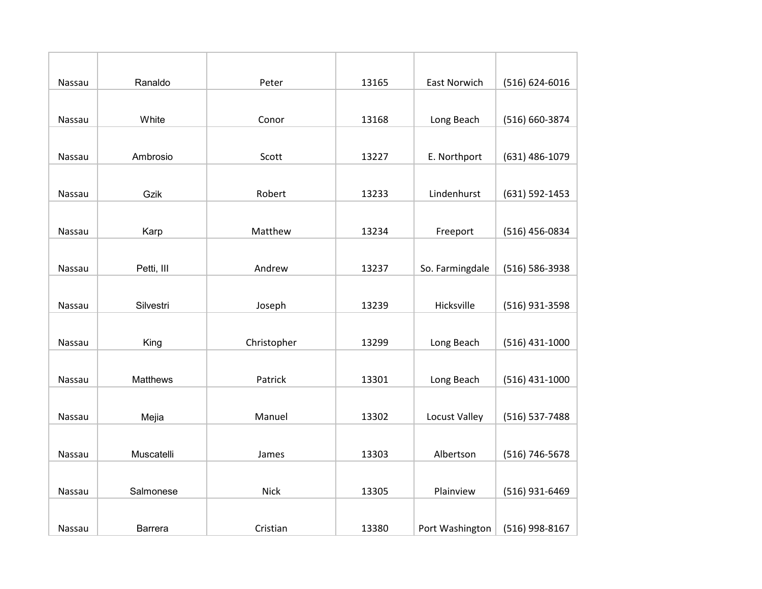| Nassau | Ranaldo | Peter | 13165 | East Norwich | (516) 624-6016 |
|---|---|---|---|---|---|
| Nassau | White | Conor | 13168 | Long Beach | (516) 660-3874 |
| Nassau | Ambrosio | Scott | 13227 | E. Northport | (631) 486-1079 |
| Nassau | Gzik | Robert | 13233 | Lindenhurst | (631) 592-1453 |
| Nassau | Karp | Matthew | 13234 | Freeport | (516) 456-0834 |
| Nassau | Petti, III | Andrew | 13237 | So. Farmingdale | (516) 586-3938 |
| Nassau | Silvestri | Joseph | 13239 | Hicksville | (516) 931-3598 |
| Nassau | King | Christopher | 13299 | Long Beach | (516) 431-1000 |
| Nassau | Matthews | Patrick | 13301 | Long Beach | (516) 431-1000 |
| Nassau | Mejia | Manuel | 13302 | Locust Valley | (516) 537-7488 |
| Nassau | Muscatelli | James | 13303 | Albertson | (516) 746-5678 |
| Nassau | Salmonese | Nick | 13305 | Plainview | (516) 931-6469 |
| Nassau | Barrera | Cristian | 13380 | Port Washington | (516) 998-8167 |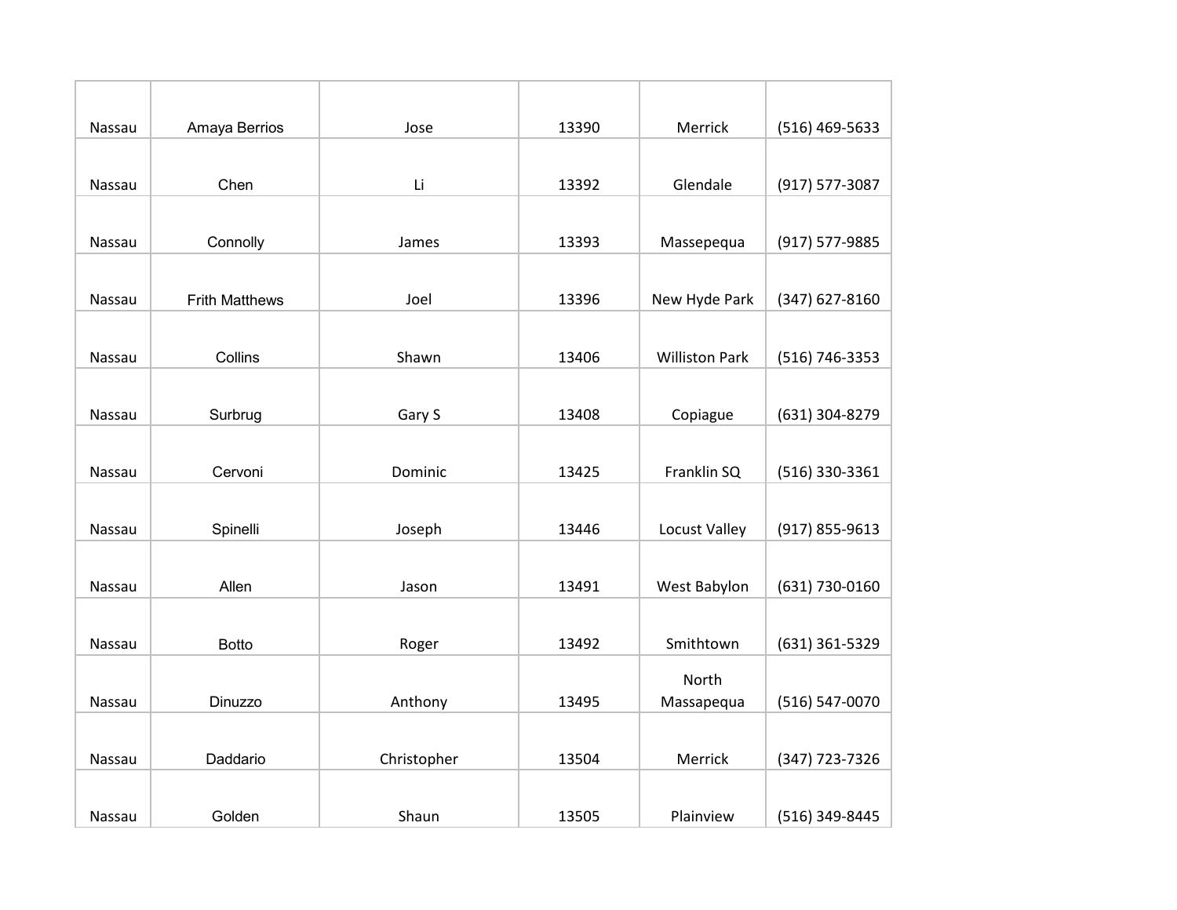| Nassau | Amaya Berrios | Jose | 13390 | Merrick | (516) 469-5633 |
|---|---|---|---|---|---|
| Nassau | Chen | Li | 13392 | Glendale | (917) 577-3087 |
| Nassau | Connolly | James | 13393 | Massepequa | (917) 577-9885 |
| Nassau | Frith Matthews | Joel | 13396 | New Hyde Park | (347) 627-8160 |
| Nassau | Collins | Shawn | 13406 | Williston Park | (516) 746-3353 |
| Nassau | Surbrug | Gary S | 13408 | Copiague | (631) 304-8279 |
| Nassau | Cervoni | Dominic | 13425 | Franklin SQ | (516) 330-3361 |
| Nassau | Spinelli | Joseph | 13446 | Locust Valley | (917) 855-9613 |
| Nassau | Allen | Jason | 13491 | West Babylon | (631) 730-0160 |
| Nassau | Botto | Roger | 13492 | Smithtown | (631) 361-5329 |
| Nassau | Dinuzzo | Anthony | 13495 | North Massapequa | (516) 547-0070 |
| Nassau | Daddario | Christopher | 13504 | Merrick | (347) 723-7326 |
| Nassau | Golden | Shaun | 13505 | Plainview | (516) 349-8445 |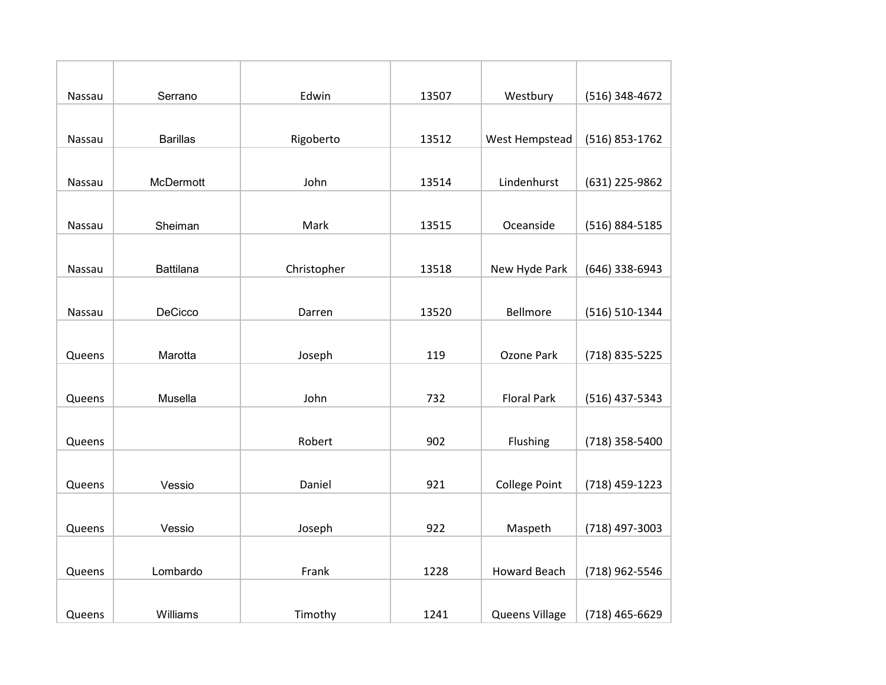| Nassau | Serrano | Edwin | 13507 | Westbury | (516) 348-4672 |
|---|---|---|---|---|---|
| Nassau | Barillas | Rigoberto | 13512 | West Hempstead | (516) 853-1762 |
| Nassau | McDermott | John | 13514 | Lindenhurst | (631) 225-9862 |
| Nassau | Sheiman | Mark | 13515 | Oceanside | (516) 884-5185 |
| Nassau | Battilana | Christopher | 13518 | New Hyde Park | (646) 338-6943 |
| Nassau | DeCicco | Darren | 13520 | Bellmore | (516) 510-1344 |
| Queens | Marotta | Joseph | 119 | Ozone Park | (718) 835-5225 |
| Queens | Musella | John | 732 | Floral Park | (516) 437-5343 |
| Queens | | Robert | 902 | Flushing | (718) 358-5400 |
| Queens | Vessio | Daniel | 921 | College Point | (718) 459-1223 |
| Queens | Vessio | Joseph | 922 | Maspeth | (718) 497-3003 |
| Queens | Lombardo | Frank | 1228 | Howard Beach | (718) 962-5546 |
| Queens | Williams | Timothy | 1241 | Queens Village | (718) 465-6629 |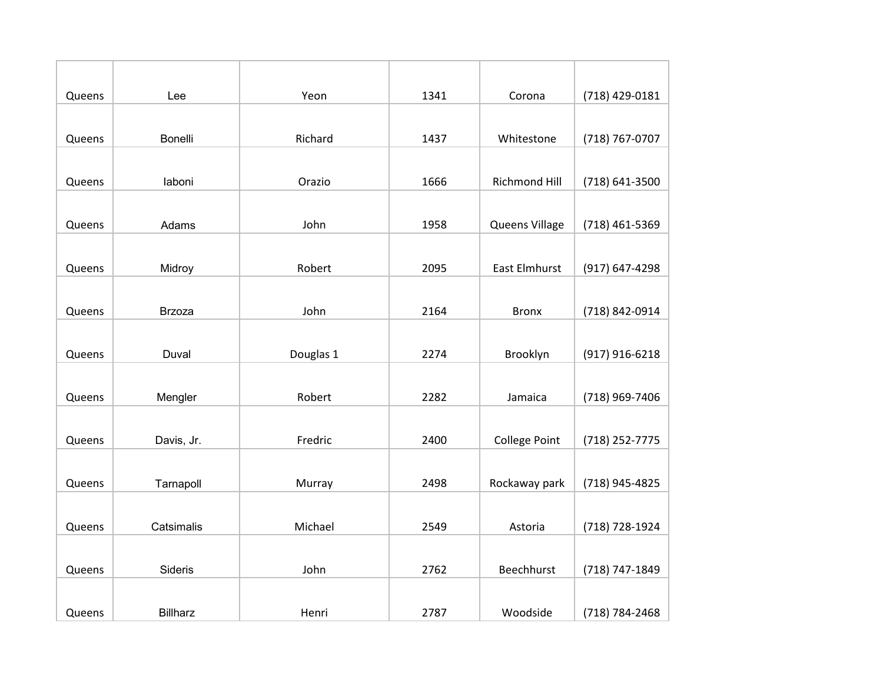| Queens | Lee | Yeon | 1341 | Corona | (718) 429-0181 |
|---|---|---|---|---|---|
| Queens | Bonelli | Richard | 1437 | Whitestone | (718) 767-0707 |
| Queens | Iaboni | Orazio | 1666 | Richmond Hill | (718) 641-3500 |
| Queens | Adams | John | 1958 | Queens Village | (718) 461-5369 |
| Queens | Midroy | Robert | 2095 | East Elmhurst | (917) 647-4298 |
| Queens | Brzoza | John | 2164 | Bronx | (718) 842-0914 |
| Queens | Duval | Douglas 1 | 2274 | Brooklyn | (917) 916-6218 |
| Queens | Mengler | Robert | 2282 | Jamaica | (718) 969-7406 |
| Queens | Davis, Jr. | Fredric | 2400 | College Point | (718) 252-7775 |
| Queens | Tarnapoll | Murray | 2498 | Rockaway park | (718) 945-4825 |
| Queens | Catsimalis | Michael | 2549 | Astoria | (718) 728-1924 |
| Queens | Sideris | John | 2762 | Beechhurst | (718) 747-1849 |
| Queens | Billharz | Henri | 2787 | Woodside | (718) 784-2468 |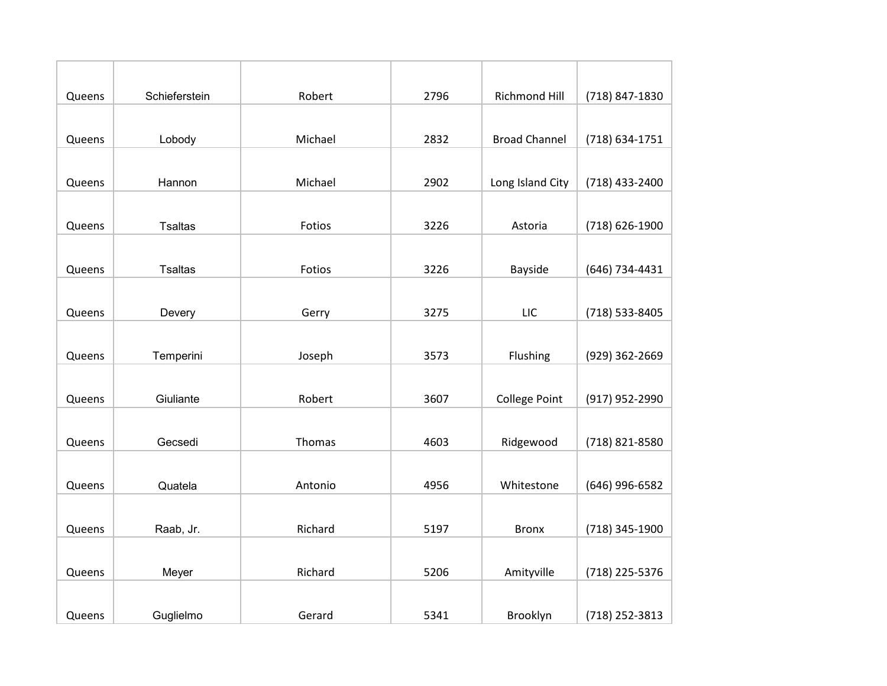| | | | | | |
|---|---|---|---|---|---|
| Queens | Schieferstein | Robert | 2796 | Richmond Hill | (718) 847-1830 |
| Queens | Lobody | Michael | 2832 | Broad Channel | (718) 634-1751 |
| Queens | Hannon | Michael | 2902 | Long Island City | (718) 433-2400 |
| Queens | Tsaltas | Fotios | 3226 | Astoria | (718) 626-1900 |
| Queens | Tsaltas | Fotios | 3226 | Bayside | (646) 734-4431 |
| Queens | Devery | Gerry | 3275 | LIC | (718) 533-8405 |
| Queens | Temperini | Joseph | 3573 | Flushing | (929) 362-2669 |
| Queens | Giuliante | Robert | 3607 | College Point | (917) 952-2990 |
| Queens | Gecsedi | Thomas | 4603 | Ridgewood | (718) 821-8580 |
| Queens | Quatela | Antonio | 4956 | Whitestone | (646) 996-6582 |
| Queens | Raab, Jr. | Richard | 5197 | Bronx | (718) 345-1900 |
| Queens | Meyer | Richard | 5206 | Amityville | (718) 225-5376 |
| Queens | Guglielmo | Gerard | 5341 | Brooklyn | (718) 252-3813 |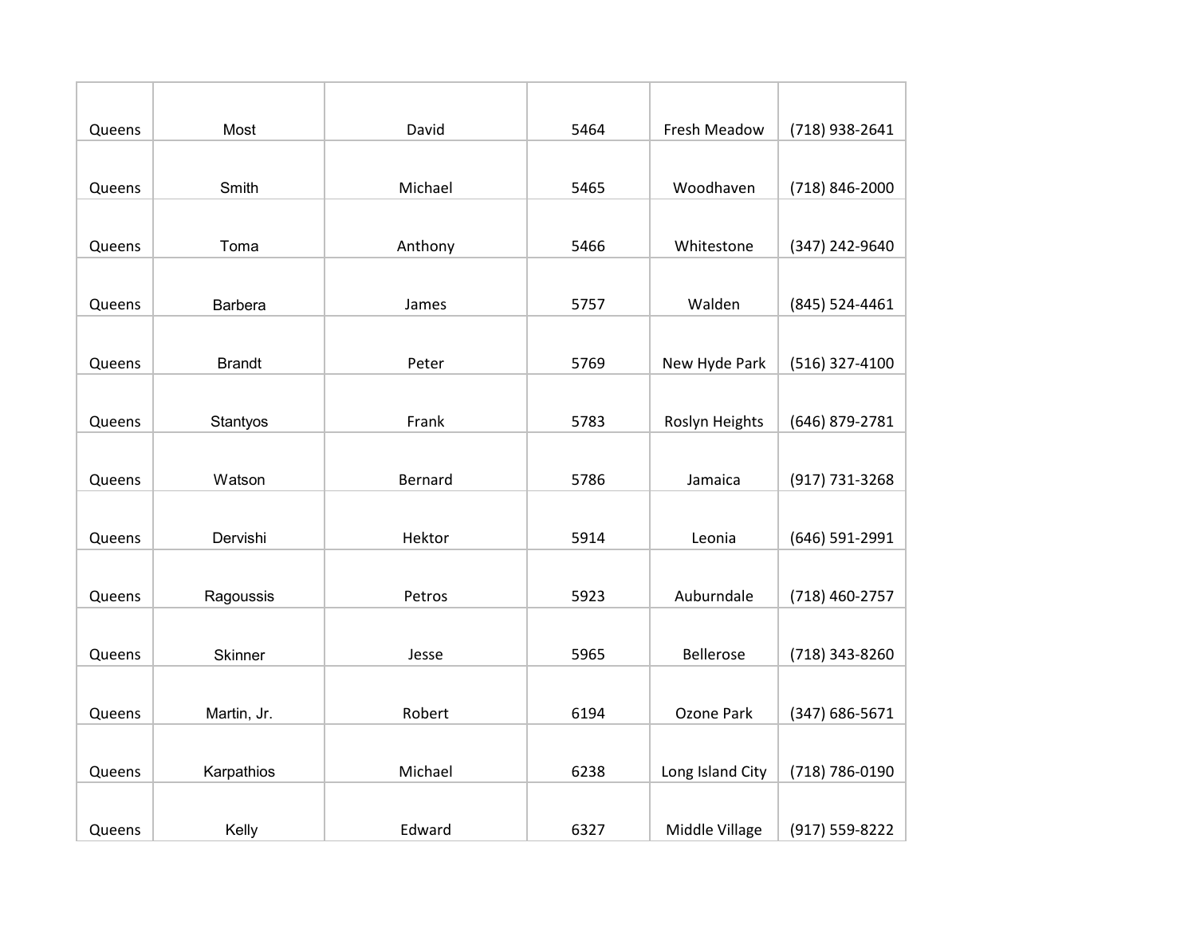| | | | | | |
|---|---|---|---|---|---|
| Queens | Most | David | 5464 | Fresh Meadow | (718) 938-2641 |
| Queens | Smith | Michael | 5465 | Woodhaven | (718) 846-2000 |
| Queens | Toma | Anthony | 5466 | Whitestone | (347) 242-9640 |
| Queens | Barbera | James | 5757 | Walden | (845) 524-4461 |
| Queens | Brandt | Peter | 5769 | New Hyde Park | (516) 327-4100 |
| Queens | Stantyos | Frank | 5783 | Roslyn Heights | (646) 879-2781 |
| Queens | Watson | Bernard | 5786 | Jamaica | (917) 731-3268 |
| Queens | Dervishi | Hektor | 5914 | Leonia | (646) 591-2991 |
| Queens | Ragoussis | Petros | 5923 | Auburndale | (718) 460-2757 |
| Queens | Skinner | Jesse | 5965 | Bellerose | (718) 343-8260 |
| Queens | Martin, Jr. | Robert | 6194 | Ozone Park | (347) 686-5671 |
| Queens | Karpathios | Michael | 6238 | Long Island City | (718) 786-0190 |
| Queens | Kelly | Edward | 6327 | Middle Village | (917) 559-8222 |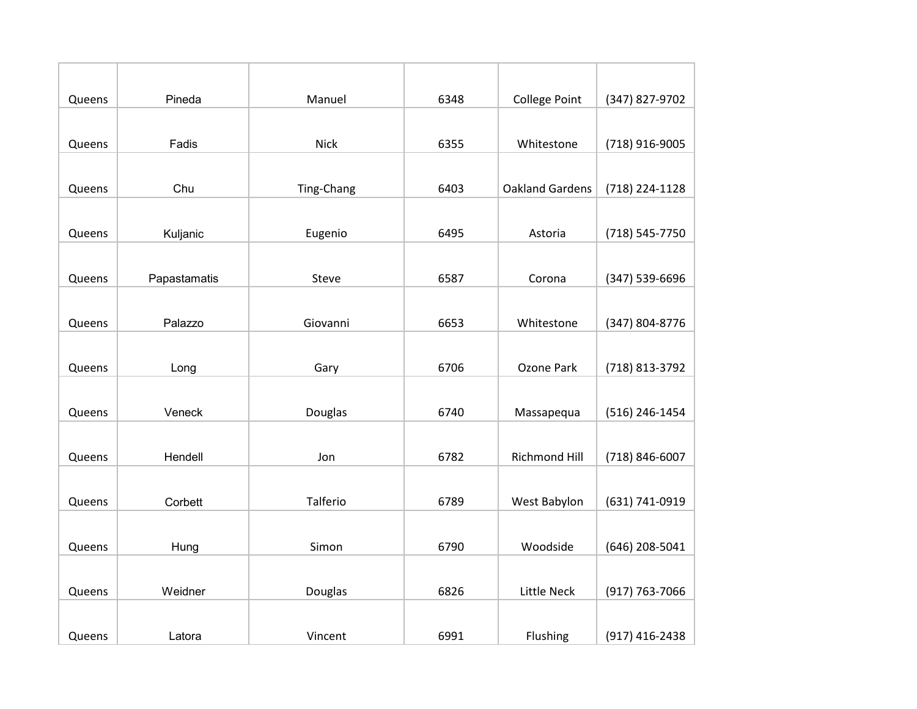| | | | | | |
|---|---|---|---|---|---|
| Queens | Pineda | Manuel | 6348 | College Point | (347) 827-9702 |
| Queens | Fadis | Nick | 6355 | Whitestone | (718) 916-9005 |
| Queens | Chu | Ting-Chang | 6403 | Oakland Gardens | (718) 224-1128 |
| Queens | Kuljanic | Eugenio | 6495 | Astoria | (718) 545-7750 |
| Queens | Papastamatis | Steve | 6587 | Corona | (347) 539-6696 |
| Queens | Palazzo | Giovanni | 6653 | Whitestone | (347) 804-8776 |
| Queens | Long | Gary | 6706 | Ozone Park | (718) 813-3792 |
| Queens | Veneck | Douglas | 6740 | Massapequa | (516) 246-1454 |
| Queens | Hendell | Jon | 6782 | Richmond Hill | (718) 846-6007 |
| Queens | Corbett | Talferio | 6789 | West Babylon | (631) 741-0919 |
| Queens | Hung | Simon | 6790 | Woodside | (646) 208-5041 |
| Queens | Weidner | Douglas | 6826 | Little Neck | (917) 763-7066 |
| Queens | Latora | Vincent | 6991 | Flushing | (917) 416-2438 |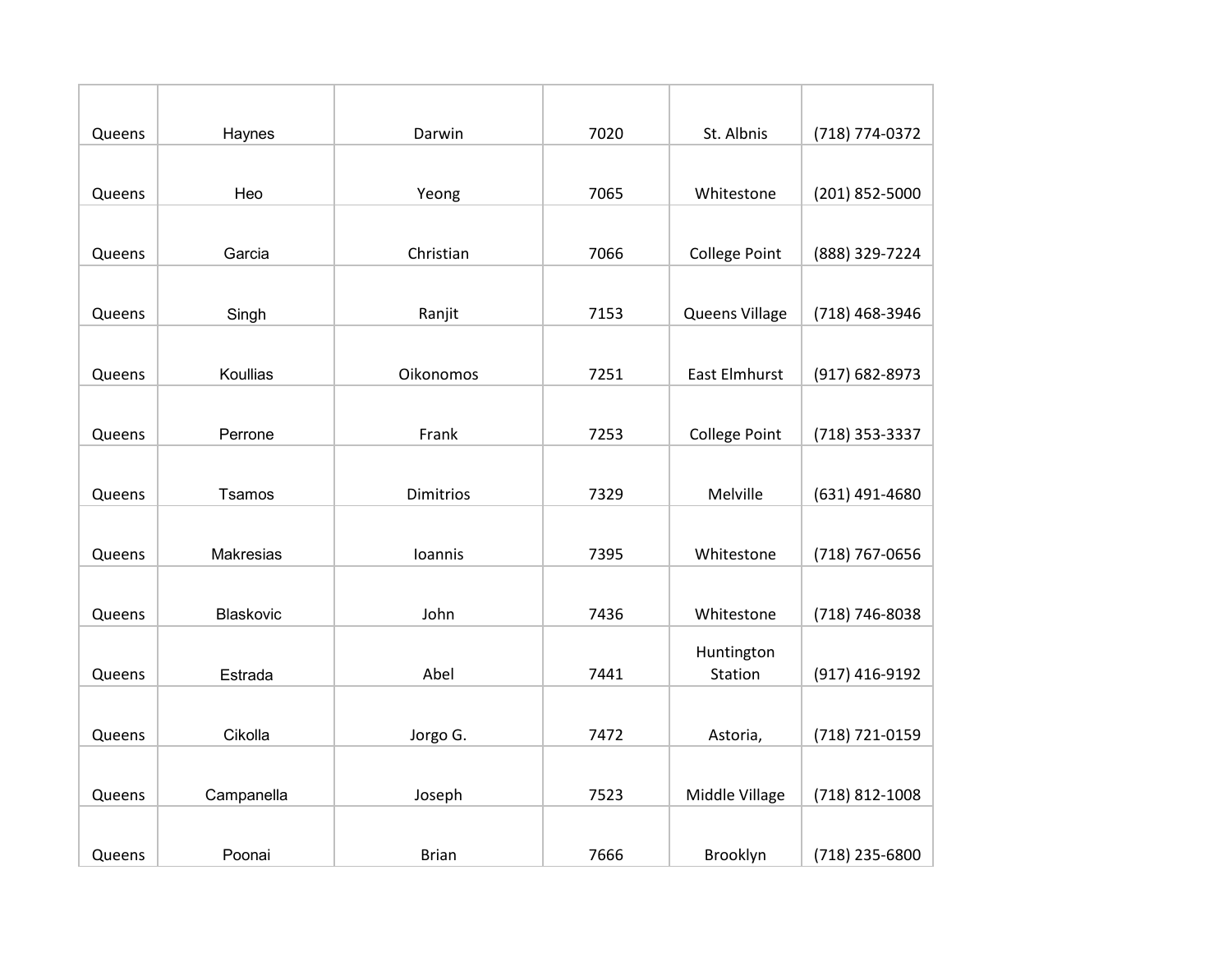| | | | | | |
|---|---|---|---|---|---|
| Queens | Haynes | Darwin | 7020 | St. Albnis | (718) 774-0372 |
| Queens | Heo | Yeong | 7065 | Whitestone | (201) 852-5000 |
| Queens | Garcia | Christian | 7066 | College Point | (888) 329-7224 |
| Queens | Singh | Ranjit | 7153 | Queens Village | (718) 468-3946 |
| Queens | Koullias | Oikonomos | 7251 | East Elmhurst | (917) 682-8973 |
| Queens | Perrone | Frank | 7253 | College Point | (718) 353-3337 |
| Queens | Tsamos | Dimitrios | 7329 | Melville | (631) 491-4680 |
| Queens | Makresias | Ioannis | 7395 | Whitestone | (718) 767-0656 |
| Queens | Blaskovic | John | 7436 | Whitestone | (718) 746-8038 |
| Queens | Estrada | Abel | 7441 | Huntington Station | (917) 416-9192 |
| Queens | Cikolla | Jorgo G. | 7472 | Astoria, | (718) 721-0159 |
| Queens | Campanella | Joseph | 7523 | Middle Village | (718) 812-1008 |
| Queens | Poonai | Brian | 7666 | Brooklyn | (718) 235-6800 |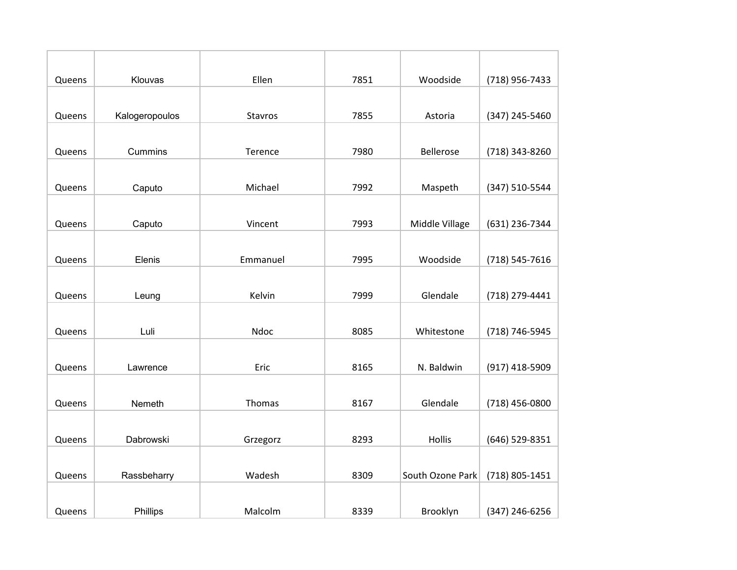| Queens | Klouvas | Ellen | 7851 | Woodside | (718) 956-7433 |
|---|---|---|---|---|---|
| Queens | Kalogeropoulos | Stavros | 7855 | Astoria | (347) 245-5460 |
| Queens | Cummins | Terence | 7980 | Bellerose | (718) 343-8260 |
| Queens | Caputo | Michael | 7992 | Maspeth | (347) 510-5544 |
| Queens | Caputo | Vincent | 7993 | Middle Village | (631) 236-7344 |
| Queens | Elenis | Emmanuel | 7995 | Woodside | (718) 545-7616 |
| Queens | Leung | Kelvin | 7999 | Glendale | (718) 279-4441 |
| Queens | Luli | Ndoc | 8085 | Whitestone | (718) 746-5945 |
| Queens | Lawrence | Eric | 8165 | N. Baldwin | (917) 418-5909 |
| Queens | Nemeth | Thomas | 8167 | Glendale | (718) 456-0800 |
| Queens | Dabrowski | Grzegorz | 8293 | Hollis | (646) 529-8351 |
| Queens | Rassbeharry | Wadesh | 8309 | South Ozone Park | (718) 805-1451 |
| Queens | Phillips | Malcolm | 8339 | Brooklyn | (347) 246-6256 |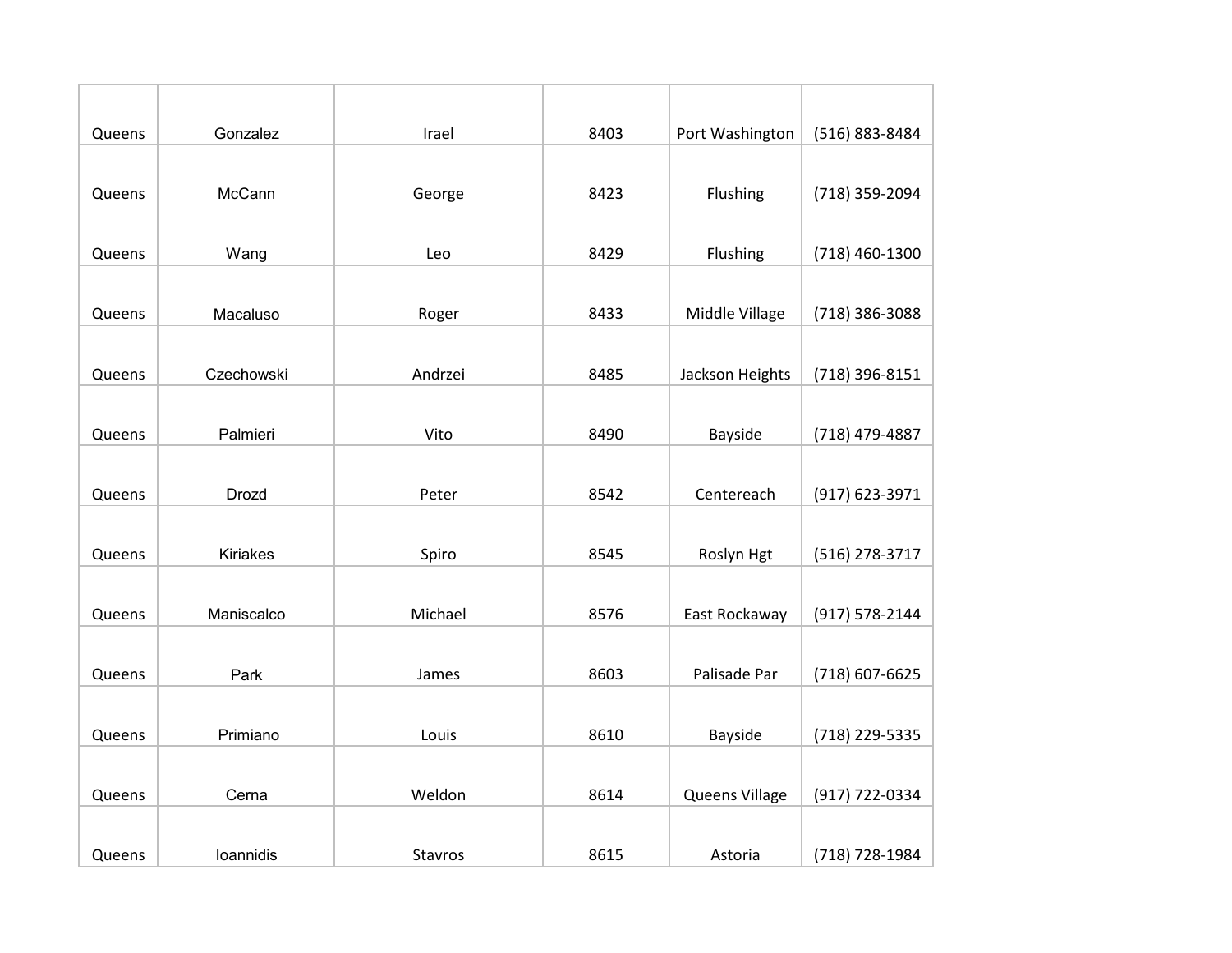| | | | | | |
|---|---|---|---|---|---|
| Queens | Gonzalez | Irael | 8403 | Port Washington | (516) 883-8484 |
| Queens | McCann | George | 8423 | Flushing | (718) 359-2094 |
| Queens | Wang | Leo | 8429 | Flushing | (718) 460-1300 |
| Queens | Macaluso | Roger | 8433 | Middle Village | (718) 386-3088 |
| Queens | Czechowski | Andrzei | 8485 | Jackson Heights | (718) 396-8151 |
| Queens | Palmieri | Vito | 8490 | Bayside | (718) 479-4887 |
| Queens | Drozd | Peter | 8542 | Centereach | (917) 623-3971 |
| Queens | Kiriakes | Spiro | 8545 | Roslyn Hgt | (516) 278-3717 |
| Queens | Maniscalco | Michael | 8576 | East Rockaway | (917) 578-2144 |
| Queens | Park | James | 8603 | Palisade Par | (718) 607-6625 |
| Queens | Primiano | Louis | 8610 | Bayside | (718) 229-5335 |
| Queens | Cerna | Weldon | 8614 | Queens Village | (917) 722-0334 |
| Queens | Ioannidis | Stavros | 8615 | Astoria | (718) 728-1984 |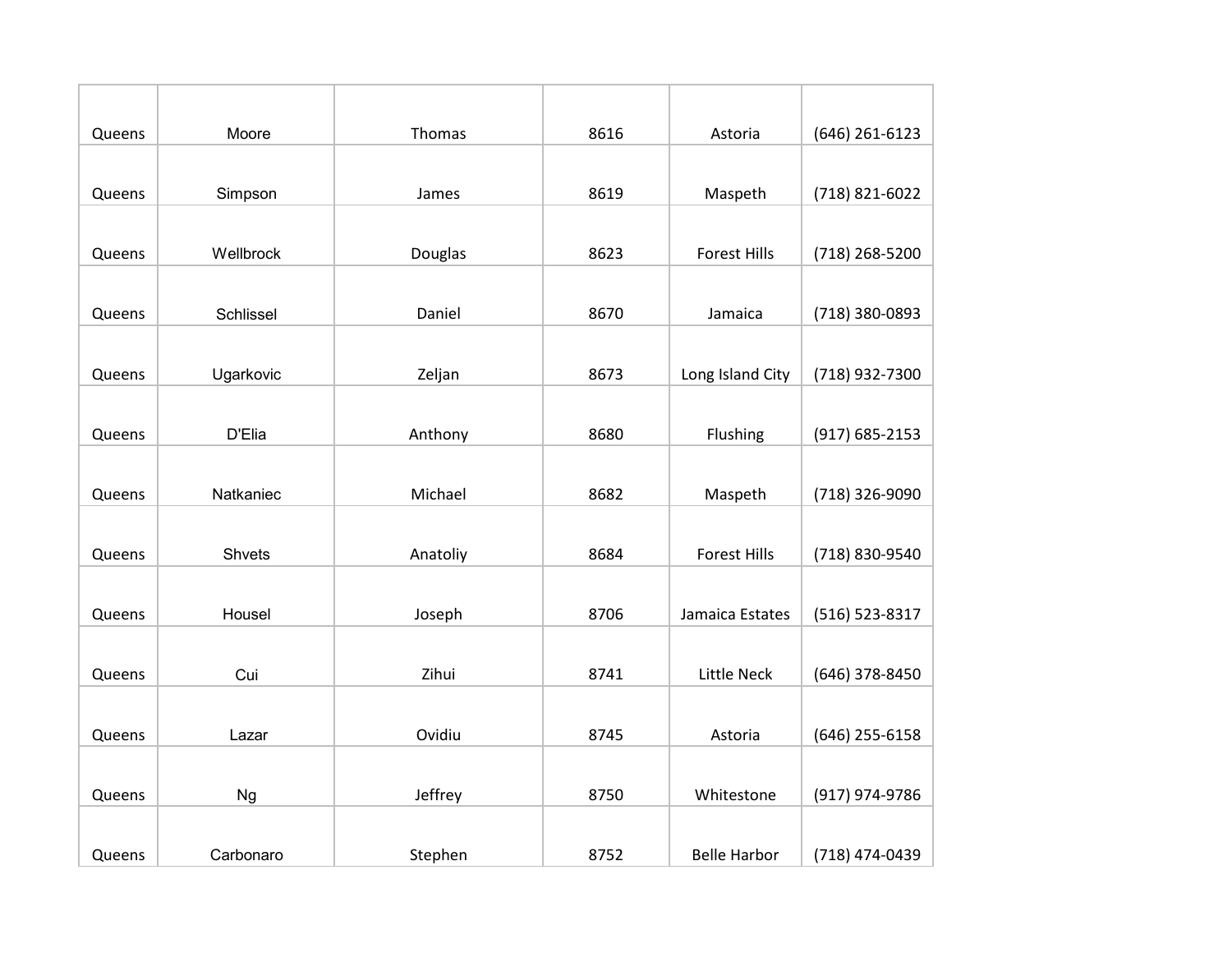| Queens | Moore | Thomas | 8616 | Astoria | (646) 261-6123 |
|---|---|---|---|---|---|
| Queens | Simpson | James | 8619 | Maspeth | (718) 821-6022 |
| Queens | Wellbrock | Douglas | 8623 | Forest Hills | (718) 268-5200 |
| Queens | Schlissel | Daniel | 8670 | Jamaica | (718) 380-0893 |
| Queens | Ugarkovic | Zeljan | 8673 | Long Island City | (718) 932-7300 |
| Queens | D'Elia | Anthony | 8680 | Flushing | (917) 685-2153 |
| Queens | Natkaniec | Michael | 8682 | Maspeth | (718) 326-9090 |
| Queens | Shvets | Anatoliy | 8684 | Forest Hills | (718) 830-9540 |
| Queens | Housel | Joseph | 8706 | Jamaica Estates | (516) 523-8317 |
| Queens | Cui | Zihui | 8741 | Little Neck | (646) 378-8450 |
| Queens | Lazar | Ovidiu | 8745 | Astoria | (646) 255-6158 |
| Queens | Ng | Jeffrey | 8750 | Whitestone | (917) 974-9786 |
| Queens | Carbonaro | Stephen | 8752 | Belle Harbor | (718) 474-0439 |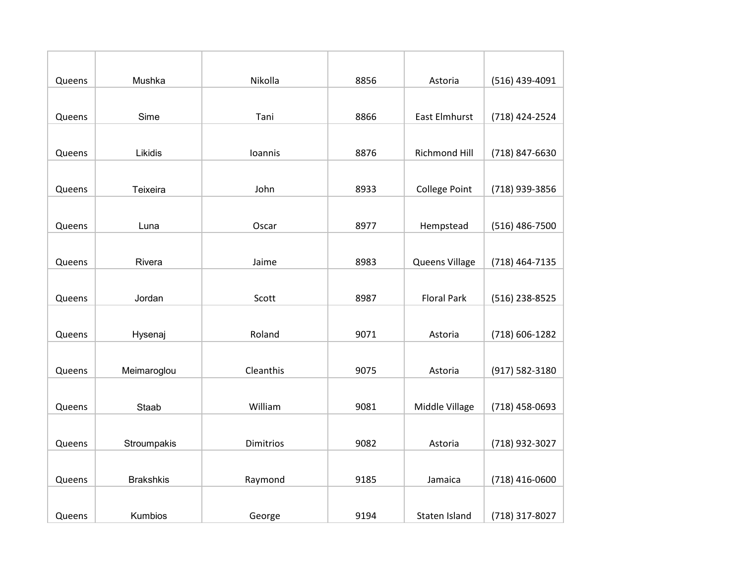| Queens | Mushka | Nikolla | 8856 | Astoria | (516) 439-4091 |
|---|---|---|---|---|---|
| Queens | Sime | Tani | 8866 | East Elmhurst | (718) 424-2524 |
| Queens | Likidis | Ioannis | 8876 | Richmond Hill | (718) 847-6630 |
| Queens | Teixeira | John | 8933 | College Point | (718) 939-3856 |
| Queens | Luna | Oscar | 8977 | Hempstead | (516) 486-7500 |
| Queens | Rivera | Jaime | 8983 | Queens Village | (718) 464-7135 |
| Queens | Jordan | Scott | 8987 | Floral Park | (516) 238-8525 |
| Queens | Hysenaj | Roland | 9071 | Astoria | (718) 606-1282 |
| Queens | Meimaroglou | Cleanthis | 9075 | Astoria | (917) 582-3180 |
| Queens | Staab | William | 9081 | Middle Village | (718) 458-0693 |
| Queens | Stroumpakis | Dimitrios | 9082 | Astoria | (718) 932-3027 |
| Queens | Brakshkis | Raymond | 9185 | Jamaica | (718) 416-0600 |
| Queens | Kumbios | George | 9194 | Staten Island | (718) 317-8027 |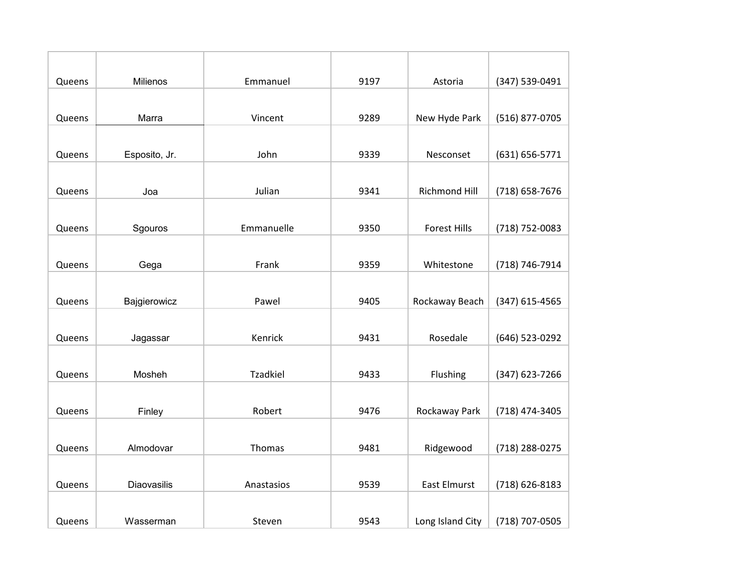| Queens | Milienos | Emmanuel | 9197 | Astoria | (347) 539-0491 |
|---|---|---|---|---|---|
| Queens | Marra | Vincent | 9289 | New Hyde Park | (516) 877-0705 |
| Queens | Esposito, Jr. | John | 9339 | Nesconset | (631) 656-5771 |
| Queens | Joa | Julian | 9341 | Richmond Hill | (718) 658-7676 |
| Queens | Sgouros | Emmanuelle | 9350 | Forest Hills | (718) 752-0083 |
| Queens | Gega | Frank | 9359 | Whitestone | (718) 746-7914 |
| Queens | Bajgierowicz | Pawel | 9405 | Rockaway Beach | (347) 615-4565 |
| Queens | Jagassar | Kenrick | 9431 | Rosedale | (646) 523-0292 |
| Queens | Mosheh | Tzadkiel | 9433 | Flushing | (347) 623-7266 |
| Queens | Finley | Robert | 9476 | Rockaway Park | (718) 474-3405 |
| Queens | Almodovar | Thomas | 9481 | Ridgewood | (718) 288-0275 |
| Queens | Diaovasilis | Anastasios | 9539 | East Elmurst | (718) 626-8183 |
| Queens | Wasserman | Steven | 9543 | Long Island City | (718) 707-0505 |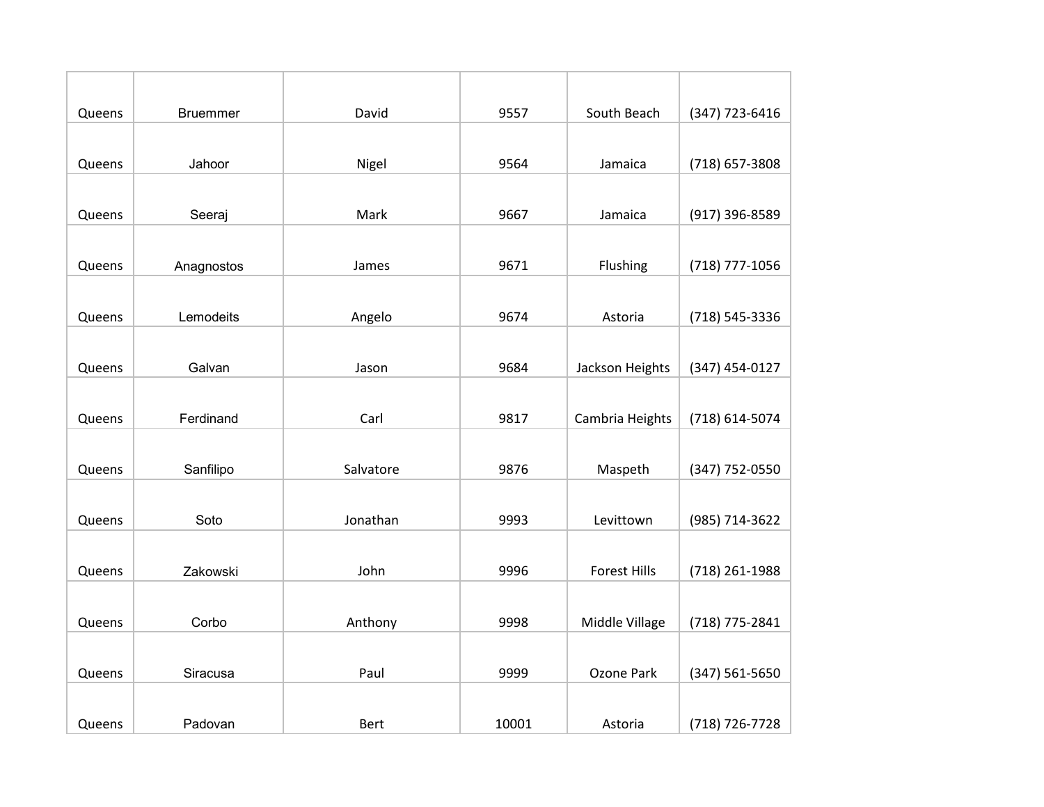| | | | | | |
|---|---|---|---|---|---|
| Queens | Bruemmer | David | 9557 | South Beach | (347) 723-6416 |
| Queens | Jahoor | Nigel | 9564 | Jamaica | (718) 657-3808 |
| Queens | Seeraj | Mark | 9667 | Jamaica | (917) 396-8589 |
| Queens | Anagnostos | James | 9671 | Flushing | (718) 777-1056 |
| Queens | Lemodeits | Angelo | 9674 | Astoria | (718) 545-3336 |
| Queens | Galvan | Jason | 9684 | Jackson Heights | (347) 454-0127 |
| Queens | Ferdinand | Carl | 9817 | Cambria Heights | (718) 614-5074 |
| Queens | Sanfilipo | Salvatore | 9876 | Maspeth | (347) 752-0550 |
| Queens | Soto | Jonathan | 9993 | Levittown | (985) 714-3622 |
| Queens | Zakowski | John | 9996 | Forest Hills | (718) 261-1988 |
| Queens | Corbo | Anthony | 9998 | Middle Village | (718) 775-2841 |
| Queens | Siracusa | Paul | 9999 | Ozone Park | (347) 561-5650 |
| Queens | Padovan | Bert | 10001 | Astoria | (718) 726-7728 |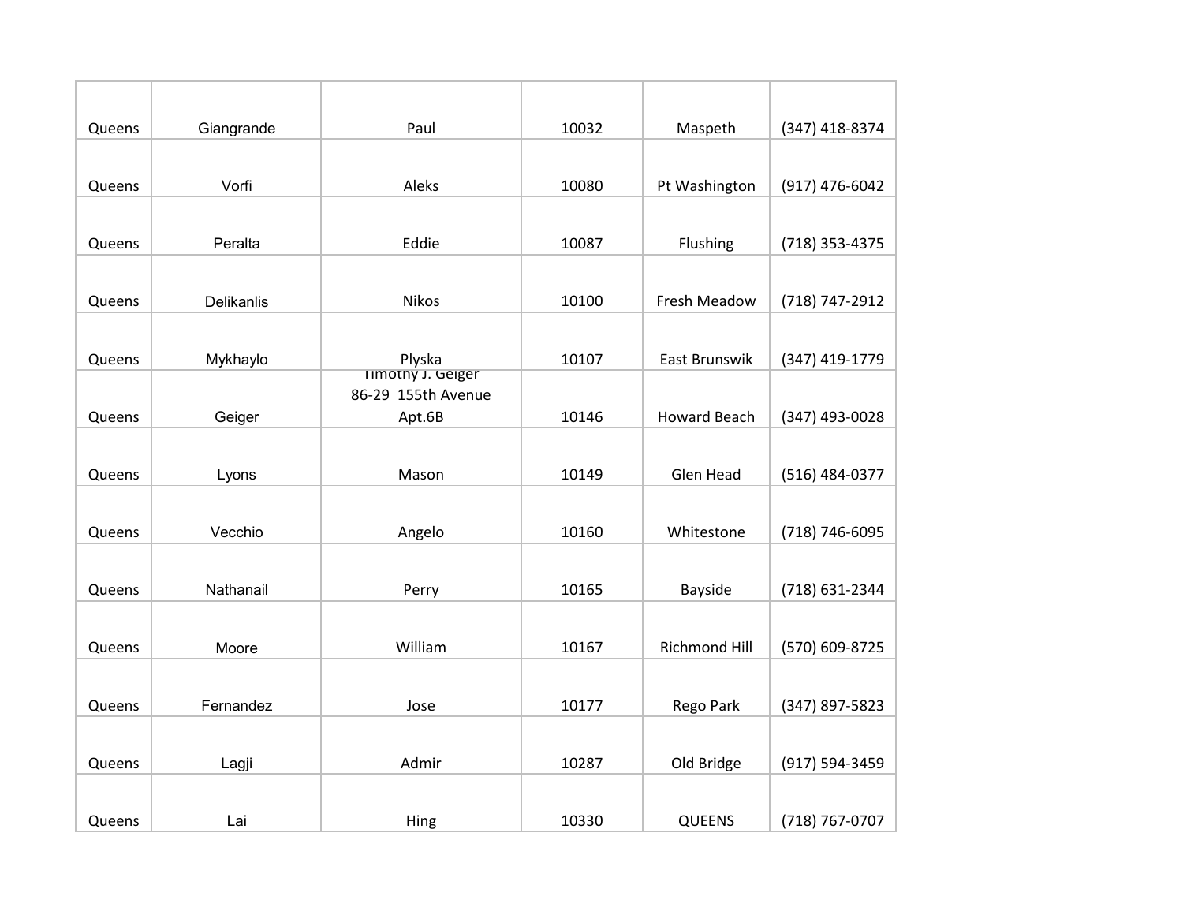| Queens | Giangrande | Paul | 10032 | Maspeth | (347) 418-8374 |
|---|---|---|---|---|---|
| Queens | Vorfi | Aleks | 10080 | Pt Washington | (917) 476-6042 |
| Queens | Peralta | Eddie | 10087 | Flushing | (718) 353-4375 |
| Queens | Delikanlis | Nikos | 10100 | Fresh Meadow | (718) 747-2912 |
| Queens | Mykhaylo | Plyska | 10107 | East Brunswik | (347) 419-1779 |
| Queens | Geiger | Timothy J. Geiger 86-29 155th Avenue Apt.6B | 10146 | Howard Beach | (347) 493-0028 |
| Queens | Lyons | Mason | 10149 | Glen Head | (516) 484-0377 |
| Queens | Vecchio | Angelo | 10160 | Whitestone | (718) 746-6095 |
| Queens | Nathanail | Perry | 10165 | Bayside | (718) 631-2344 |
| Queens | Moore | William | 10167 | Richmond Hill | (570) 609-8725 |
| Queens | Fernandez | Jose | 10177 | Rego Park | (347) 897-5823 |
| Queens | Lagji | Admir | 10287 | Old Bridge | (917) 594-3459 |
| Queens | Lai | Hing | 10330 | QUEENS | (718) 767-0707 |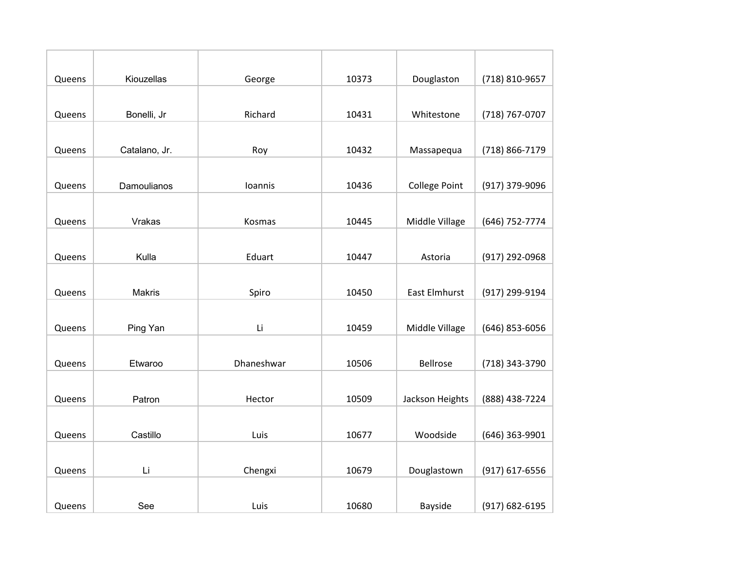| | | | | | |
|---|---|---|---|---|---|
| Queens | Kiouzellas | George | 10373 | Douglaston | (718) 810-9657 |
| Queens | Bonelli, Jr | Richard | 10431 | Whitestone | (718) 767-0707 |
| Queens | Catalano, Jr. | Roy | 10432 | Massapequa | (718) 866-7179 |
| Queens | Damoulianos | Ioannis | 10436 | College Point | (917) 379-9096 |
| Queens | Vrakas | Kosmas | 10445 | Middle Village | (646) 752-7774 |
| Queens | Kulla | Eduart | 10447 | Astoria | (917) 292-0968 |
| Queens | Makris | Spiro | 10450 | East Elmhurst | (917) 299-9194 |
| Queens | Ping Yan | Li | 10459 | Middle Village | (646) 853-6056 |
| Queens | Etwaroo | Dhaneshwar | 10506 | Bellrose | (718) 343-3790 |
| Queens | Patron | Hector | 10509 | Jackson Heights | (888) 438-7224 |
| Queens | Castillo | Luis | 10677 | Woodside | (646) 363-9901 |
| Queens | Li | Chengxi | 10679 | Douglastown | (917) 617-6556 |
| Queens | See | Luis | 10680 | Bayside | (917) 682-6195 |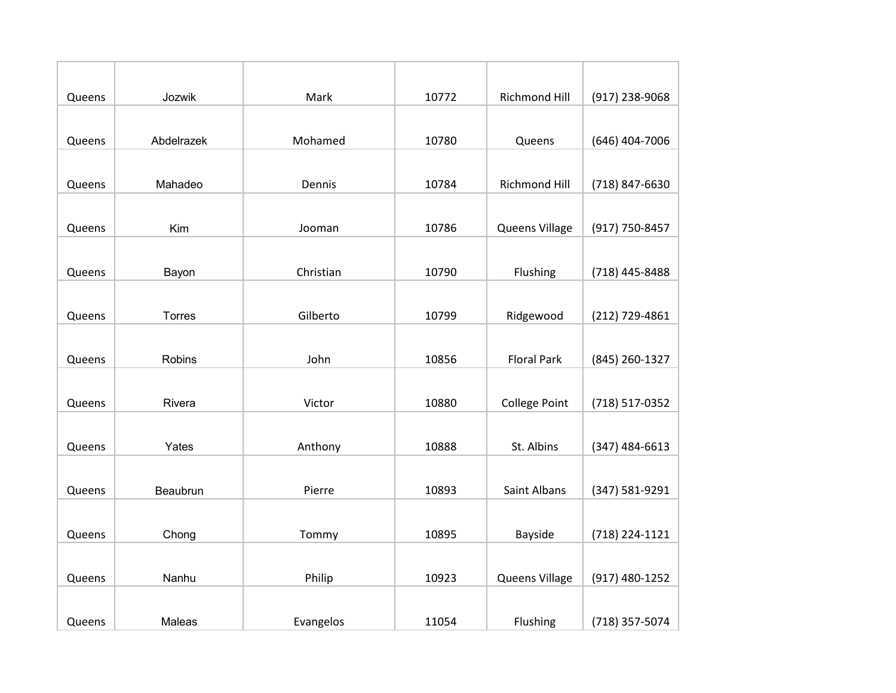| | | | | | |
|---|---|---|---|---|---|
| Queens | Jozwik | Mark | 10772 | Richmond Hill | (917) 238-9068 |
| Queens | Abdelrazek | Mohamed | 10780 | Queens | (646) 404-7006 |
| Queens | Mahadeo | Dennis | 10784 | Richmond Hill | (718) 847-6630 |
| Queens | Kim | Jooman | 10786 | Queens Village | (917) 750-8457 |
| Queens | Bayon | Christian | 10790 | Flushing | (718) 445-8488 |
| Queens | Torres | Gilberto | 10799 | Ridgewood | (212) 729-4861 |
| Queens | Robins | John | 10856 | Floral Park | (845) 260-1327 |
| Queens | Rivera | Victor | 10880 | College Point | (718) 517-0352 |
| Queens | Yates | Anthony | 10888 | St. Albins | (347) 484-6613 |
| Queens | Beaubrun | Pierre | 10893 | Saint Albans | (347) 581-9291 |
| Queens | Chong | Tommy | 10895 | Bayside | (718) 224-1121 |
| Queens | Nanhu | Philip | 10923 | Queens Village | (917) 480-1252 |
| Queens | Maleas | Evangelos | 11054 | Flushing | (718) 357-5074 |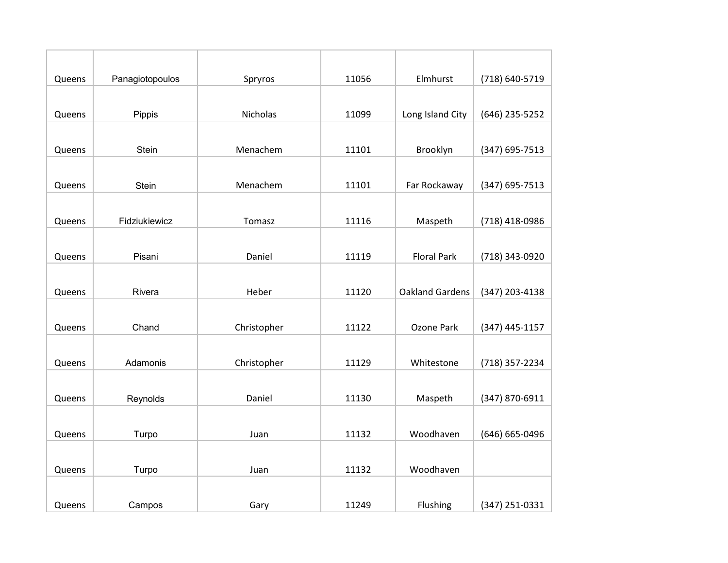| | | | | | |
|---|---|---|---|---|---|
| Queens | Panagiotopoulos | Spryros | 11056 | Elmhurst | (718) 640-5719 |
| Queens | Pippis | Nicholas | 11099 | Long Island City | (646) 235-5252 |
| Queens | Stein | Menachem | 11101 | Brooklyn | (347) 695-7513 |
| Queens | Stein | Menachem | 11101 | Far Rockaway | (347) 695-7513 |
| Queens | Fidziukiewicz | Tomasz | 11116 | Maspeth | (718) 418-0986 |
| Queens | Pisani | Daniel | 11119 | Floral Park | (718) 343-0920 |
| Queens | Rivera | Heber | 11120 | Oakland Gardens | (347) 203-4138 |
| Queens | Chand | Christopher | 11122 | Ozone Park | (347) 445-1157 |
| Queens | Adamonis | Christopher | 11129 | Whitestone | (718) 357-2234 |
| Queens | Reynolds | Daniel | 11130 | Maspeth | (347) 870-6911 |
| Queens | Turpo | Juan | 11132 | Woodhaven | (646) 665-0496 |
| Queens | Turpo | Juan | 11132 | Woodhaven | |
| Queens | Campos | Gary | 11249 | Flushing | (347) 251-0331 |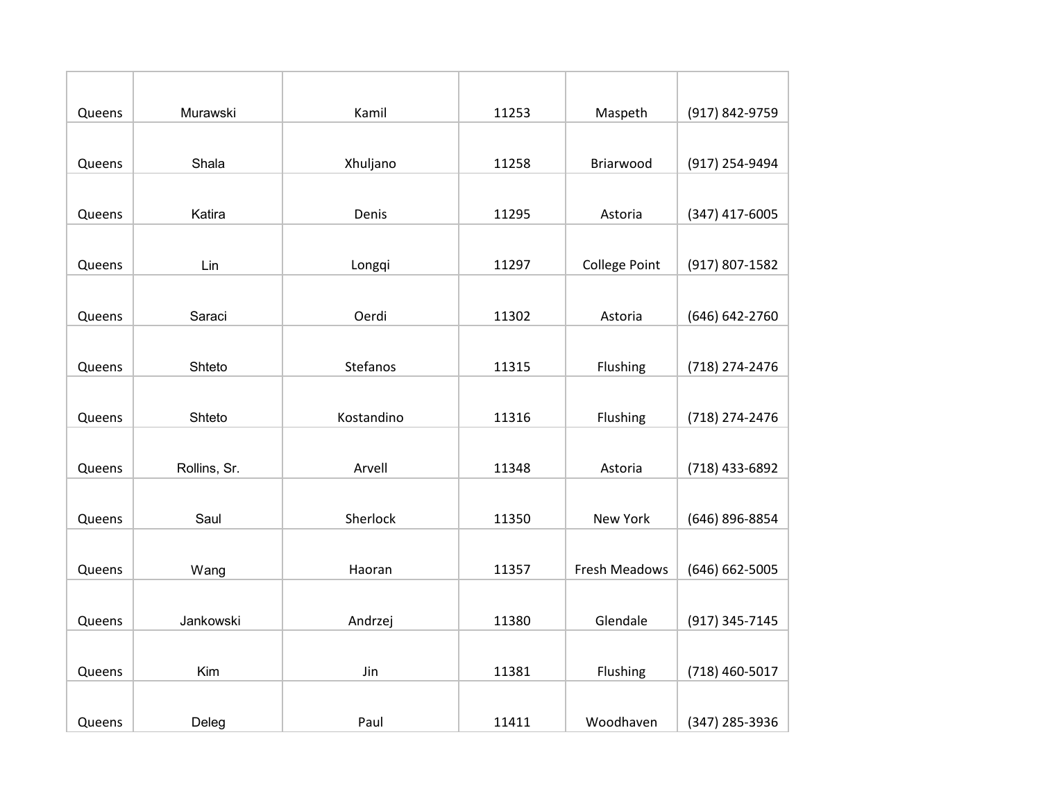| | | | | | |
|---|---|---|---|---|---|
| Queens | Murawski | Kamil | 11253 | Maspeth | (917) 842-9759 |
| Queens | Shala | Xhuljano | 11258 | Briarwood | (917) 254-9494 |
| Queens | Katira | Denis | 11295 | Astoria | (347) 417-6005 |
| Queens | Lin | Longqi | 11297 | College Point | (917) 807-1582 |
| Queens | Saraci | Oerdi | 11302 | Astoria | (646) 642-2760 |
| Queens | Shteto | Stefanos | 11315 | Flushing | (718) 274-2476 |
| Queens | Shteto | Kostandino | 11316 | Flushing | (718) 274-2476 |
| Queens | Rollins, Sr. | Arvell | 11348 | Astoria | (718) 433-6892 |
| Queens | Saul | Sherlock | 11350 | New York | (646) 896-8854 |
| Queens | Wang | Haoran | 11357 | Fresh Meadows | (646) 662-5005 |
| Queens | Jankowski | Andrzej | 11380 | Glendale | (917) 345-7145 |
| Queens | Kim | Jin | 11381 | Flushing | (718) 460-5017 |
| Queens | Deleg | Paul | 11411 | Woodhaven | (347) 285-3936 |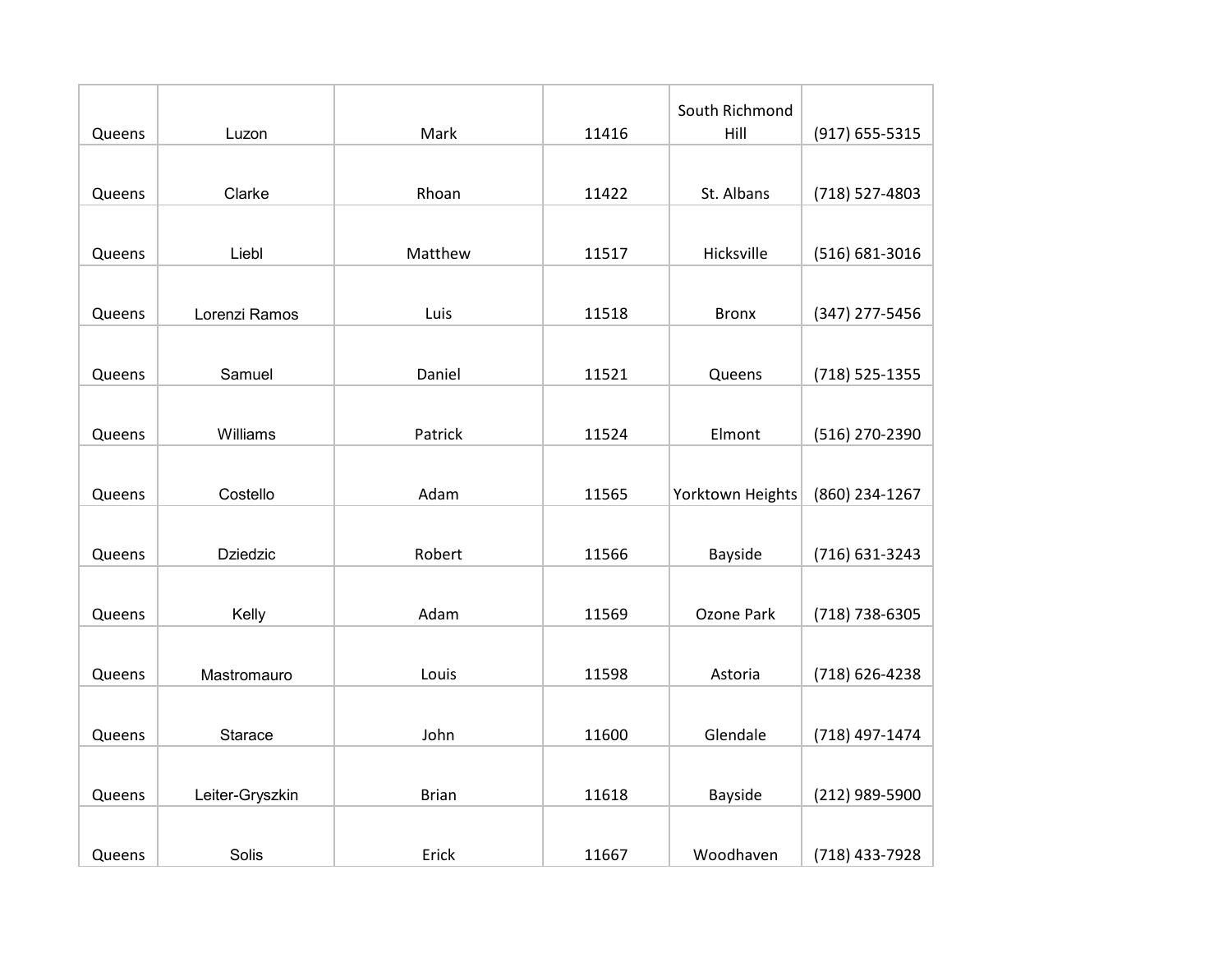| | | | | | |
|---|---|---|---|---|---|
| Queens | Luzon | Mark | 11416 | South Richmond Hill | (917) 655-5315 |
| Queens | Clarke | Rhoan | 11422 | St. Albans | (718) 527-4803 |
| Queens | Liebl | Matthew | 11517 | Hicksville | (516) 681-3016 |
| Queens | Lorenzi Ramos | Luis | 11518 | Bronx | (347) 277-5456 |
| Queens | Samuel | Daniel | 11521 | Queens | (718) 525-1355 |
| Queens | Williams | Patrick | 11524 | Elmont | (516) 270-2390 |
| Queens | Costello | Adam | 11565 | Yorktown Heights | (860) 234-1267 |
| Queens | Dziedzic | Robert | 11566 | Bayside | (716) 631-3243 |
| Queens | Kelly | Adam | 11569 | Ozone Park | (718) 738-6305 |
| Queens | Mastromauro | Louis | 11598 | Astoria | (718) 626-4238 |
| Queens | Starace | John | 11600 | Glendale | (718) 497-1474 |
| Queens | Leiter-Gryszkin | Brian | 11618 | Bayside | (212) 989-5900 |
| Queens | Solis | Erick | 11667 | Woodhaven | (718) 433-7928 |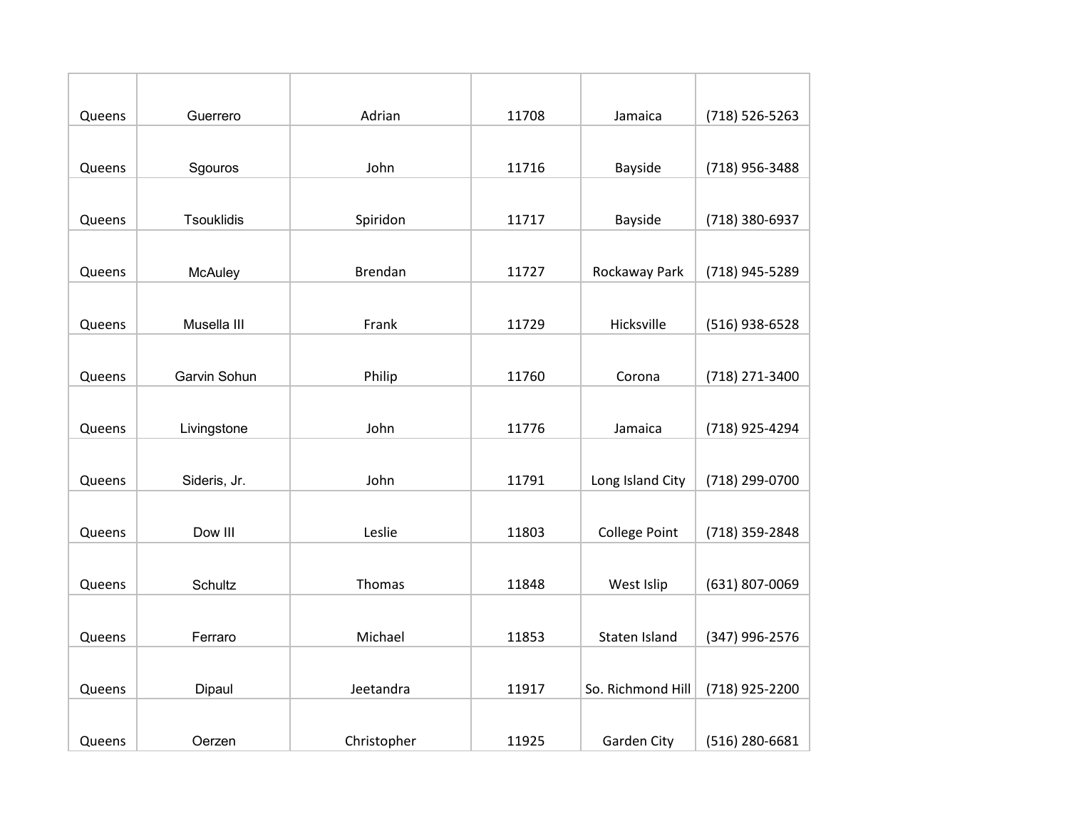| Queens | Guerrero | Adrian | 11708 | Jamaica | (718) 526-5263 |
|---|---|---|---|---|---|
| Queens | Sgouros | John | 11716 | Bayside | (718) 956-3488 |
| Queens | Tsouklidis | Spiridon | 11717 | Bayside | (718) 380-6937 |
| Queens | McAuley | Brendan | 11727 | Rockaway Park | (718) 945-5289 |
| Queens | Musella III | Frank | 11729 | Hicksville | (516) 938-6528 |
| Queens | Garvin Sohun | Philip | 11760 | Corona | (718) 271-3400 |
| Queens | Livingstone | John | 11776 | Jamaica | (718) 925-4294 |
| Queens | Sideris, Jr. | John | 11791 | Long Island City | (718) 299-0700 |
| Queens | Dow III | Leslie | 11803 | College Point | (718) 359-2848 |
| Queens | Schultz | Thomas | 11848 | West Islip | (631) 807-0069 |
| Queens | Ferraro | Michael | 11853 | Staten Island | (347) 996-2576 |
| Queens | Dipaul | Jeetandra | 11917 | So. Richmond Hill | (718) 925-2200 |
| Queens | Oerzen | Christopher | 11925 | Garden City | (516) 280-6681 |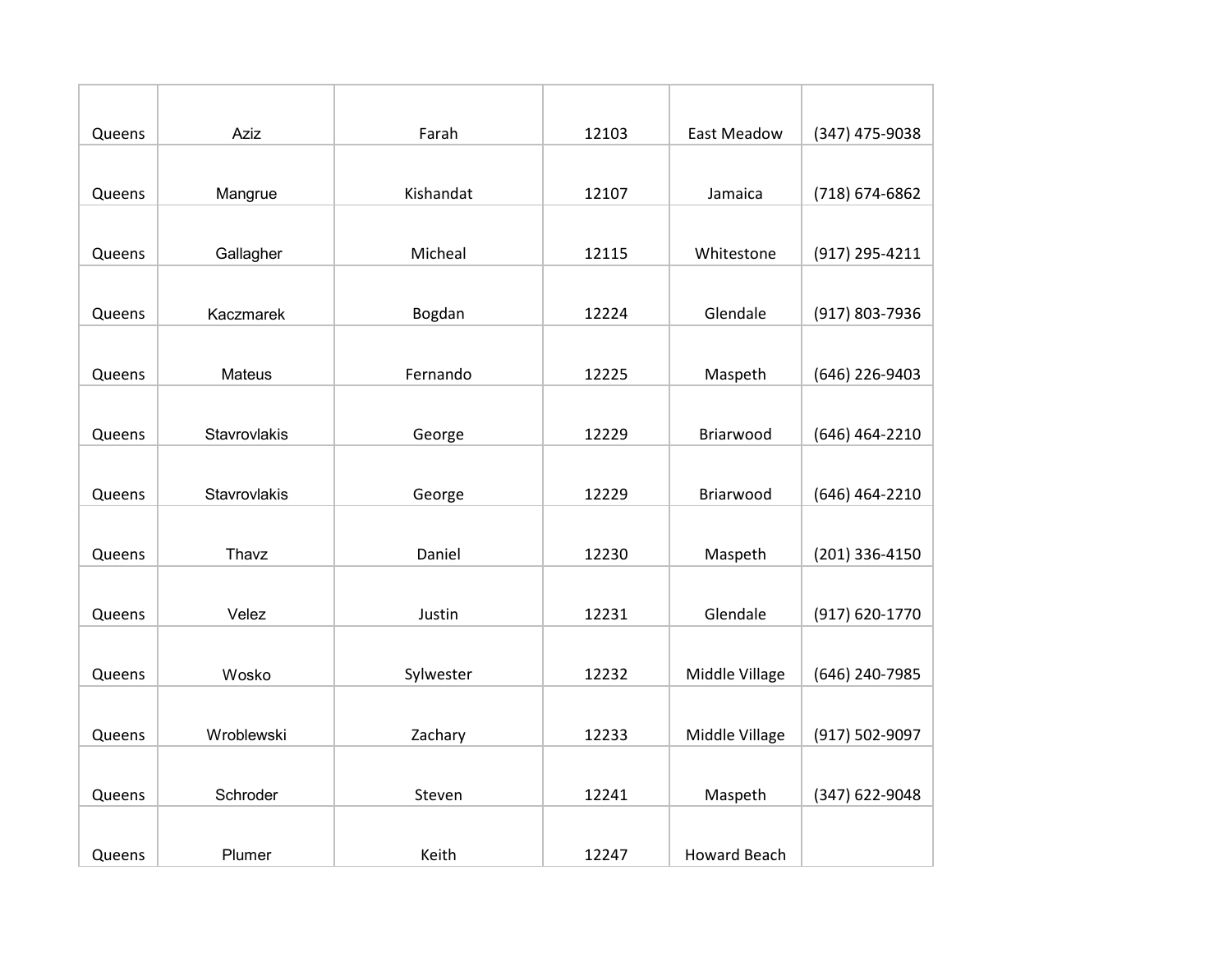| | | | | | |
|---|---|---|---|---|---|
| Queens | Aziz | Farah | 12103 | East Meadow | (347) 475-9038 |
| Queens | Mangrue | Kishandat | 12107 | Jamaica | (718) 674-6862 |
| Queens | Gallagher | Micheal | 12115 | Whitestone | (917) 295-4211 |
| Queens | Kaczmarek | Bogdan | 12224 | Glendale | (917) 803-7936 |
| Queens | Mateus | Fernando | 12225 | Maspeth | (646) 226-9403 |
| Queens | Stavrovlakis | George | 12229 | Briarwood | (646) 464-2210 |
| Queens | Stavrovlakis | George | 12229 | Briarwood | (646) 464-2210 |
| Queens | Thavz | Daniel | 12230 | Maspeth | (201) 336-4150 |
| Queens | Velez | Justin | 12231 | Glendale | (917) 620-1770 |
| Queens | Wosko | Sylwester | 12232 | Middle Village | (646) 240-7985 |
| Queens | Wroblewski | Zachary | 12233 | Middle Village | (917) 502-9097 |
| Queens | Schroder | Steven | 12241 | Maspeth | (347) 622-9048 |
| Queens | Plumer | Keith | 12247 | Howard Beach | |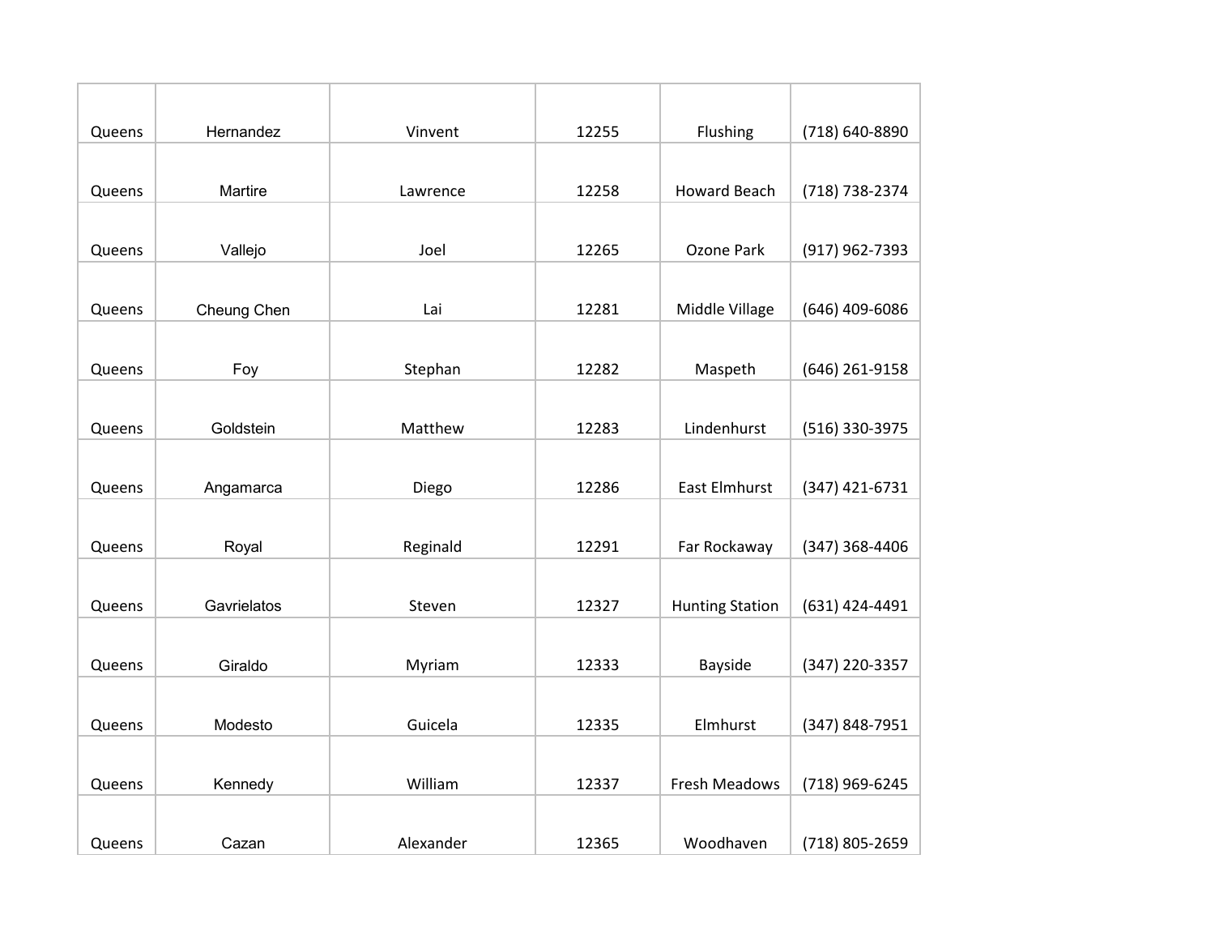| | | | | | |
|---|---|---|---|---|---|
| Queens | Hernandez | Vinvent | 12255 | Flushing | (718) 640-8890 |
| Queens | Martire | Lawrence | 12258 | Howard Beach | (718) 738-2374 |
| Queens | Vallejo | Joel | 12265 | Ozone Park | (917) 962-7393 |
| Queens | Cheung Chen | Lai | 12281 | Middle Village | (646) 409-6086 |
| Queens | Foy | Stephan | 12282 | Maspeth | (646) 261-9158 |
| Queens | Goldstein | Matthew | 12283 | Lindenhurst | (516) 330-3975 |
| Queens | Angamarca | Diego | 12286 | East Elmhurst | (347) 421-6731 |
| Queens | Royal | Reginald | 12291 | Far Rockaway | (347) 368-4406 |
| Queens | Gavrielatos | Steven | 12327 | Hunting Station | (631) 424-4491 |
| Queens | Giraldo | Myriam | 12333 | Bayside | (347) 220-3357 |
| Queens | Modesto | Guicela | 12335 | Elmhurst | (347) 848-7951 |
| Queens | Kennedy | William | 12337 | Fresh Meadows | (718) 969-6245 |
| Queens | Cazan | Alexander | 12365 | Woodhaven | (718) 805-2659 |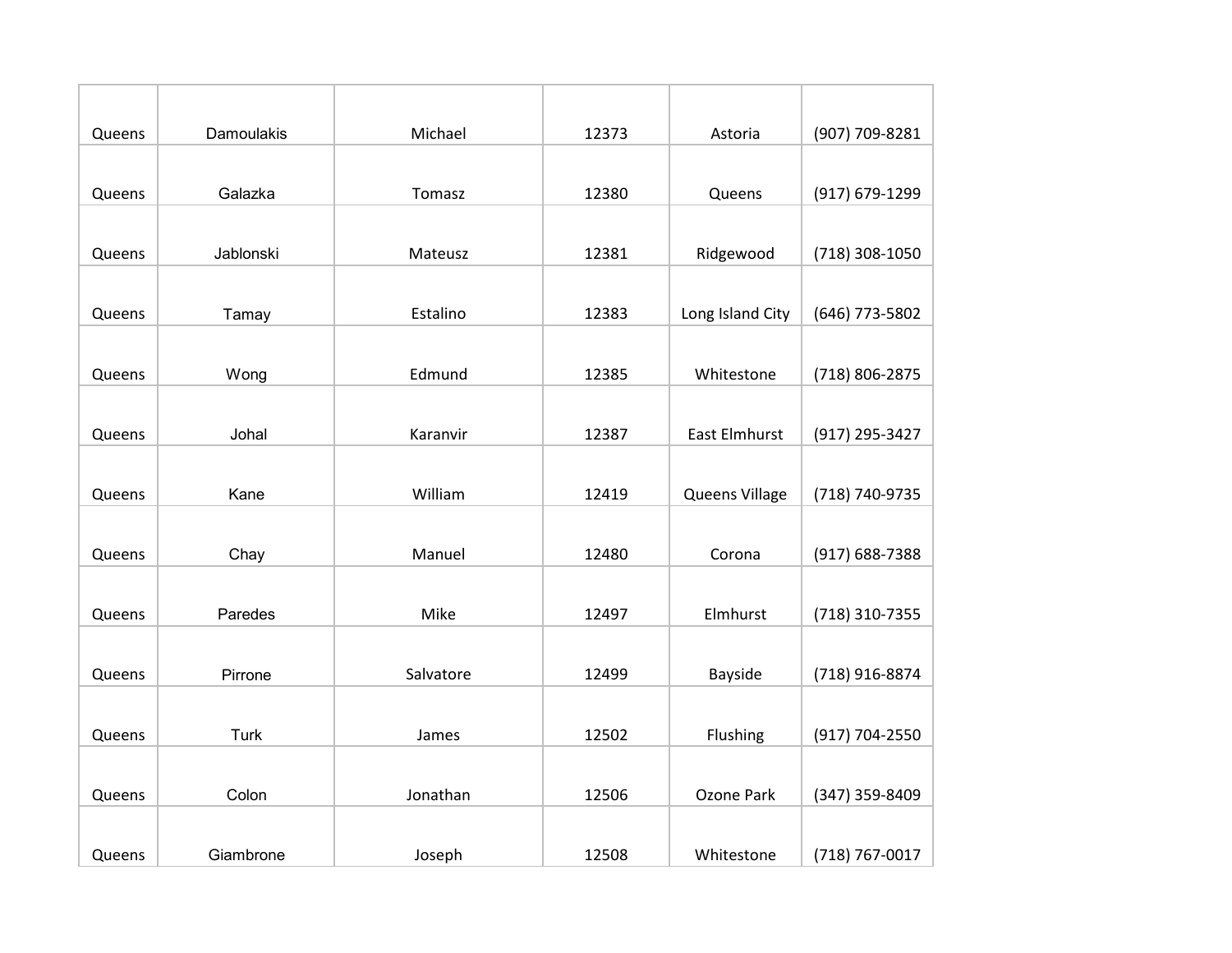| | | | | | |
|---|---|---|---|---|---|
| Queens | Damoulakis | Michael | 12373 | Astoria | (907) 709-8281 |
| Queens | Galazka | Tomasz | 12380 | Queens | (917) 679-1299 |
| Queens | Jablonski | Mateusz | 12381 | Ridgewood | (718) 308-1050 |
| Queens | Tamay | Estalino | 12383 | Long Island City | (646) 773-5802 |
| Queens | Wong | Edmund | 12385 | Whitestone | (718) 806-2875 |
| Queens | Johal | Karanvir | 12387 | East Elmhurst | (917) 295-3427 |
| Queens | Kane | William | 12419 | Queens Village | (718) 740-9735 |
| Queens | Chay | Manuel | 12480 | Corona | (917) 688-7388 |
| Queens | Paredes | Mike | 12497 | Elmhurst | (718) 310-7355 |
| Queens | Pirrone | Salvatore | 12499 | Bayside | (718) 916-8874 |
| Queens | Turk | James | 12502 | Flushing | (917) 704-2550 |
| Queens | Colon | Jonathan | 12506 | Ozone Park | (347) 359-8409 |
| Queens | Giambrone | Joseph | 12508 | Whitestone | (718) 767-0017 |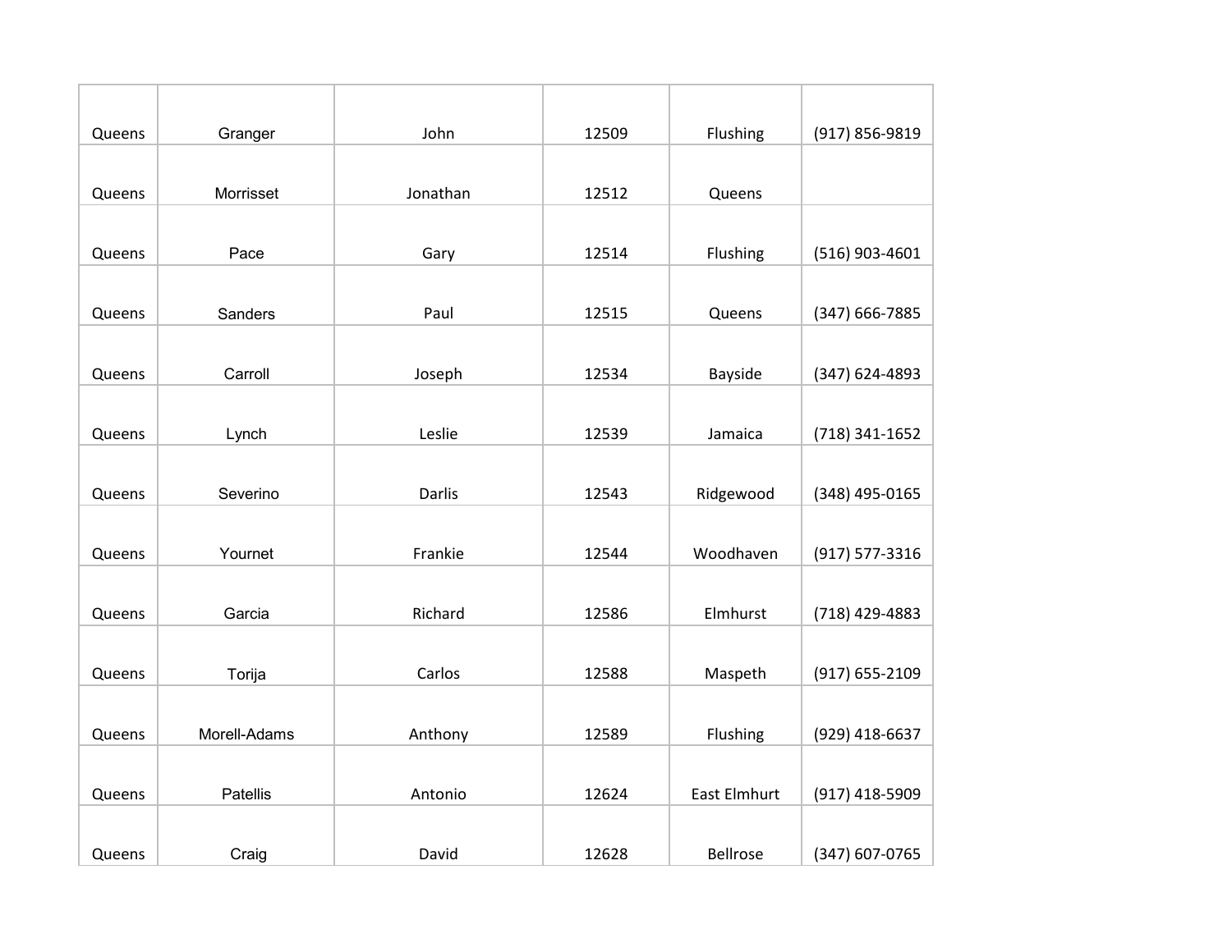| | | | | | |
|---|---|---|---|---|---|
| Queens | Granger | John | 12509 | Flushing | (917) 856-9819 |
| Queens | Morrisset | Jonathan | 12512 | Queens | |
| Queens | Pace | Gary | 12514 | Flushing | (516) 903-4601 |
| Queens | Sanders | Paul | 12515 | Queens | (347) 666-7885 |
| Queens | Carroll | Joseph | 12534 | Bayside | (347) 624-4893 |
| Queens | Lynch | Leslie | 12539 | Jamaica | (718) 341-1652 |
| Queens | Severino | Darlis | 12543 | Ridgewood | (348) 495-0165 |
| Queens | Yournet | Frankie | 12544 | Woodhaven | (917) 577-3316 |
| Queens | Garcia | Richard | 12586 | Elmhurst | (718) 429-4883 |
| Queens | Torija | Carlos | 12588 | Maspeth | (917) 655-2109 |
| Queens | Morell-Adams | Anthony | 12589 | Flushing | (929) 418-6637 |
| Queens | Patellis | Antonio | 12624 | East Elmhurt | (917) 418-5909 |
| Queens | Craig | David | 12628 | Bellrose | (347) 607-0765 |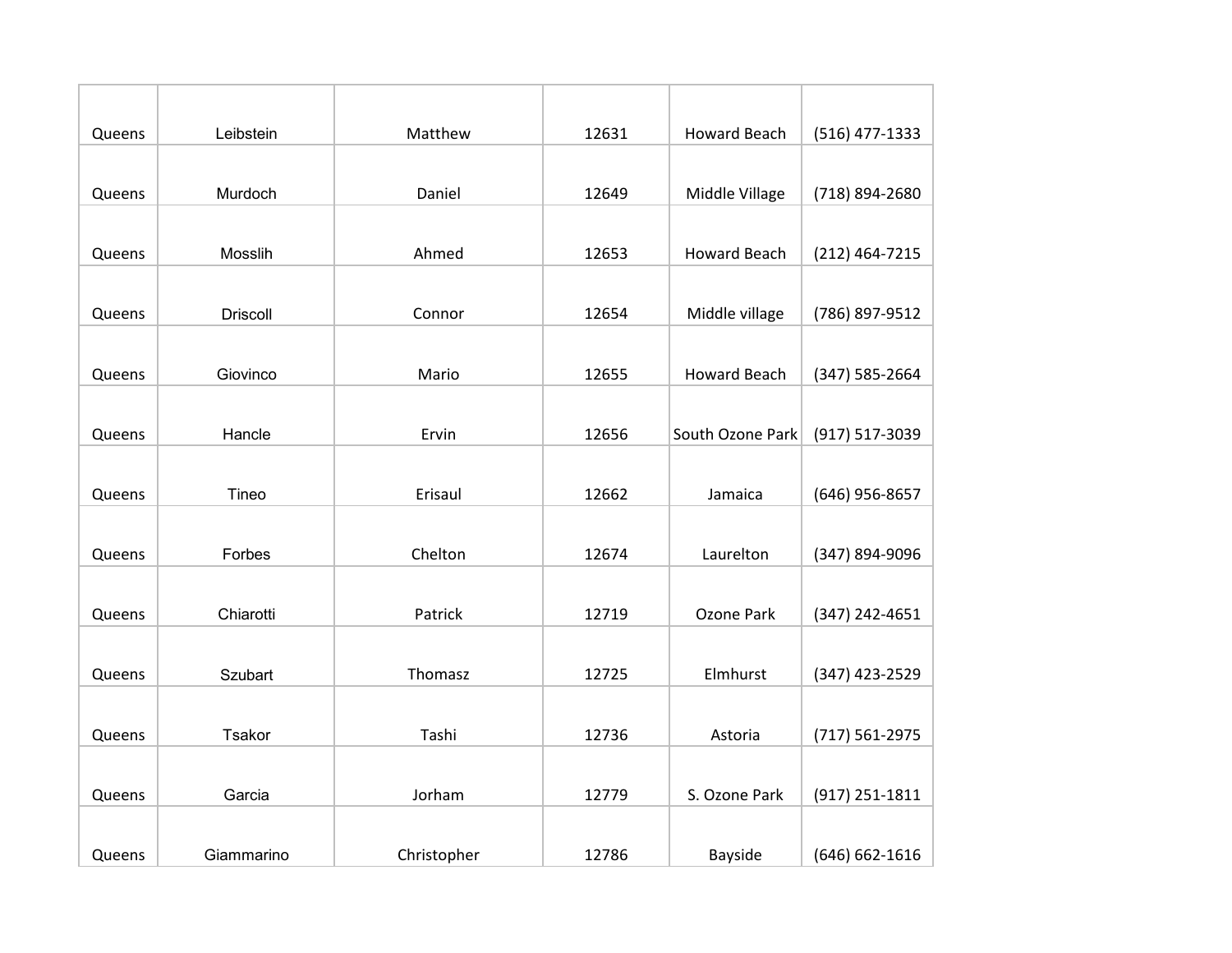| | | | | | |
|---|---|---|---|---|---|
| Queens | Leibstein | Matthew | 12631 | Howard Beach | (516) 477-1333 |
| Queens | Murdoch | Daniel | 12649 | Middle Village | (718) 894-2680 |
| Queens | Mosslih | Ahmed | 12653 | Howard Beach | (212) 464-7215 |
| Queens | Driscoll | Connor | 12654 | Middle village | (786) 897-9512 |
| Queens | Giovinco | Mario | 12655 | Howard Beach | (347) 585-2664 |
| Queens | Hancle | Ervin | 12656 | South Ozone Park | (917) 517-3039 |
| Queens | Tineo | Erisaul | 12662 | Jamaica | (646) 956-8657 |
| Queens | Forbes | Chelton | 12674 | Laurelton | (347) 894-9096 |
| Queens | Chiarotti | Patrick | 12719 | Ozone Park | (347) 242-4651 |
| Queens | Szubart | Thomasz | 12725 | Elmhurst | (347) 423-2529 |
| Queens | Tsakor | Tashi | 12736 | Astoria | (717) 561-2975 |
| Queens | Garcia | Jorham | 12779 | S. Ozone Park | (917) 251-1811 |
| Queens | Giammarino | Christopher | 12786 | Bayside | (646) 662-1616 |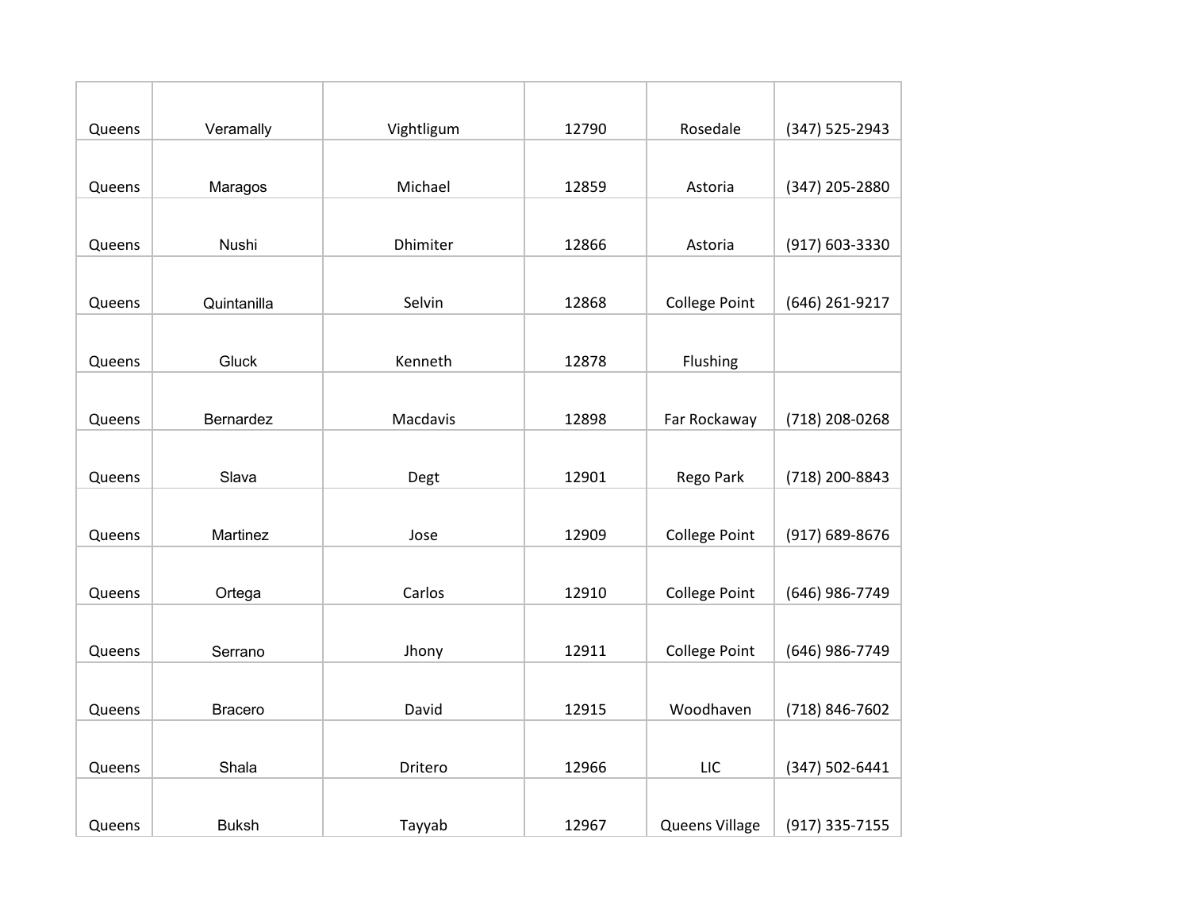| | | | | | |
|---|---|---|---|---|---|
| Queens | Veramally | Vightligum | 12790 | Rosedale | (347) 525-2943 |
| Queens | Maragos | Michael | 12859 | Astoria | (347) 205-2880 |
| Queens | Nushi | Dhimiter | 12866 | Astoria | (917) 603-3330 |
| Queens | Quintanilla | Selvin | 12868 | College Point | (646) 261-9217 |
| Queens | Gluck | Kenneth | 12878 | Flushing | |
| Queens | Bernardez | Macdavis | 12898 | Far Rockaway | (718) 208-0268 |
| Queens | Slava | Degt | 12901 | Rego Park | (718) 200-8843 |
| Queens | Martinez | Jose | 12909 | College Point | (917) 689-8676 |
| Queens | Ortega | Carlos | 12910 | College Point | (646) 986-7749 |
| Queens | Serrano | Jhony | 12911 | College Point | (646) 986-7749 |
| Queens | Bracero | David | 12915 | Woodhaven | (718) 846-7602 |
| Queens | Shala | Dritero | 12966 | LIC | (347) 502-6441 |
| Queens | Buksh | Tayyab | 12967 | Queens Village | (917) 335-7155 |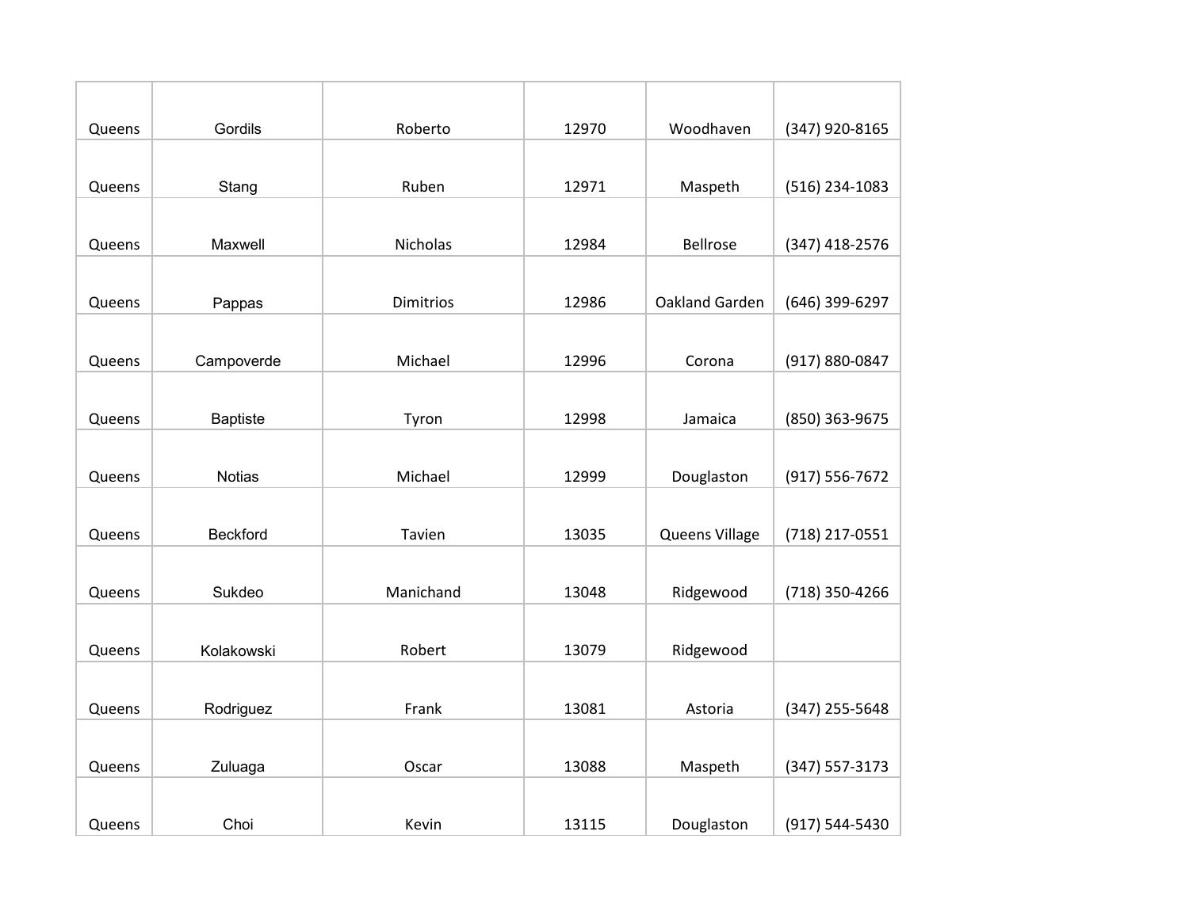| | | | | | |
|---|---|---|---|---|---|
| Queens | Gordils | Roberto | 12970 | Woodhaven | (347) 920-8165 |
| Queens | Stang | Ruben | 12971 | Maspeth | (516) 234-1083 |
| Queens | Maxwell | Nicholas | 12984 | Bellrose | (347) 418-2576 |
| Queens | Pappas | Dimitrios | 12986 | Oakland Garden | (646) 399-6297 |
| Queens | Campoverde | Michael | 12996 | Corona | (917) 880-0847 |
| Queens | Baptiste | Tyron | 12998 | Jamaica | (850) 363-9675 |
| Queens | Notias | Michael | 12999 | Douglaston | (917) 556-7672 |
| Queens | Beckford | Tavien | 13035 | Queens Village | (718) 217-0551 |
| Queens | Sukdeo | Manichand | 13048 | Ridgewood | (718) 350-4266 |
| Queens | Kolakowski | Robert | 13079 | Ridgewood | |
| Queens | Rodriguez | Frank | 13081 | Astoria | (347) 255-5648 |
| Queens | Zuluaga | Oscar | 13088 | Maspeth | (347) 557-3173 |
| Queens | Choi | Kevin | 13115 | Douglaston | (917) 544-5430 |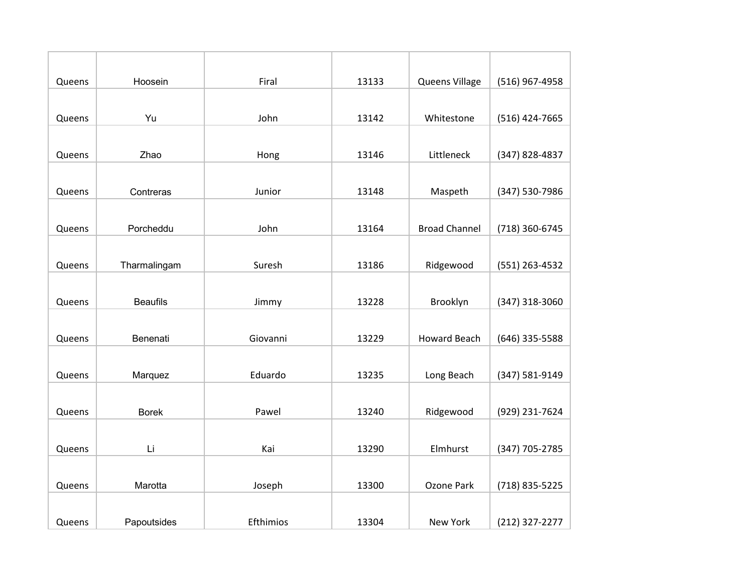| | | | | | |
|---|---|---|---|---|---|
| Queens | Hoosein | Firal | 13133 | Queens Village | (516) 967-4958 |
| Queens | Yu | John | 13142 | Whitestone | (516) 424-7665 |
| Queens | Zhao | Hong | 13146 | Littleneck | (347) 828-4837 |
| Queens | Contreras | Junior | 13148 | Maspeth | (347) 530-7986 |
| Queens | Porcheddu | John | 13164 | Broad Channel | (718) 360-6745 |
| Queens | Tharmalingam | Suresh | 13186 | Ridgewood | (551) 263-4532 |
| Queens | Beaufils | Jimmy | 13228 | Brooklyn | (347) 318-3060 |
| Queens | Benenati | Giovanni | 13229 | Howard Beach | (646) 335-5588 |
| Queens | Marquez | Eduardo | 13235 | Long Beach | (347) 581-9149 |
| Queens | Borek | Pawel | 13240 | Ridgewood | (929) 231-7624 |
| Queens | Li | Kai | 13290 | Elmhurst | (347) 705-2785 |
| Queens | Marotta | Joseph | 13300 | Ozone Park | (718) 835-5225 |
| Queens | Papoutsides | Efthimios | 13304 | New York | (212) 327-2277 |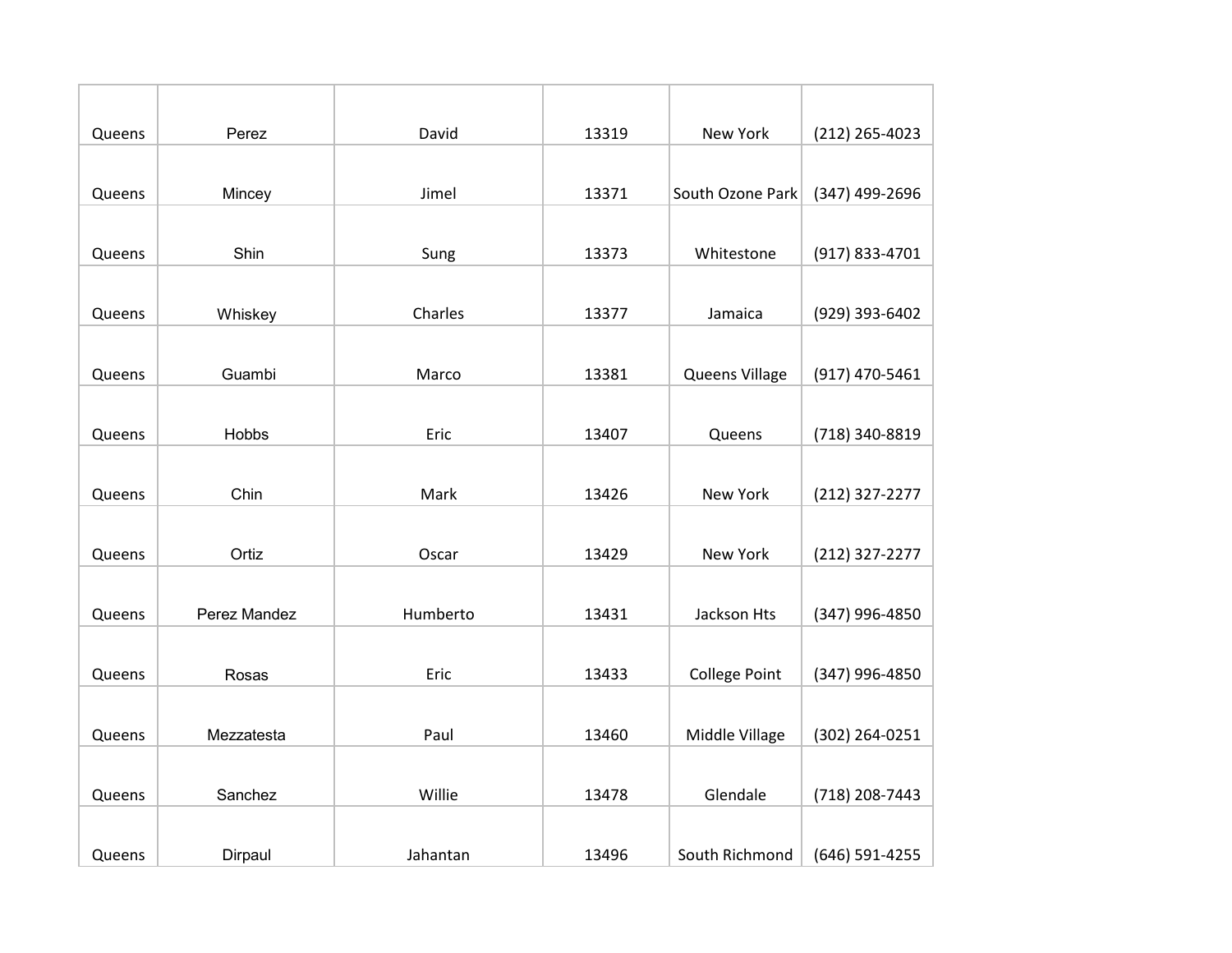| Queens | Perez | David | 13319 | New York | (212) 265-4023 |
|---|---|---|---|---|---|
| Queens | Mincey | Jimel | 13371 | South Ozone Park | (347) 499-2696 |
| Queens | Shin | Sung | 13373 | Whitestone | (917) 833-4701 |
| Queens | Whiskey | Charles | 13377 | Jamaica | (929) 393-6402 |
| Queens | Guambi | Marco | 13381 | Queens Village | (917) 470-5461 |
| Queens | Hobbs | Eric | 13407 | Queens | (718) 340-8819 |
| Queens | Chin | Mark | 13426 | New York | (212) 327-2277 |
| Queens | Ortiz | Oscar | 13429 | New York | (212) 327-2277 |
| Queens | Perez Mandez | Humberto | 13431 | Jackson Hts | (347) 996-4850 |
| Queens | Rosas | Eric | 13433 | College Point | (347) 996-4850 |
| Queens | Mezzatesta | Paul | 13460 | Middle Village | (302) 264-0251 |
| Queens | Sanchez | Willie | 13478 | Glendale | (718) 208-7443 |
| Queens | Dirpaul | Jahantan | 13496 | South Richmond | (646) 591-4255 |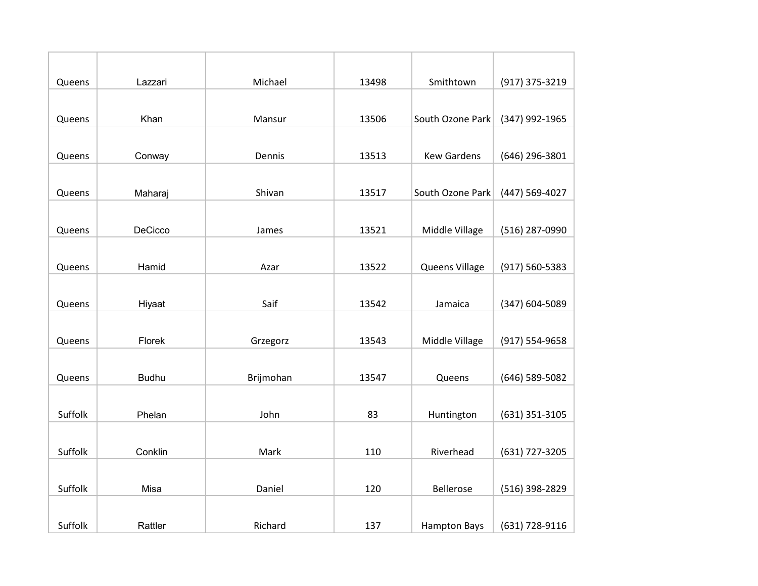| | | | | | |
|---|---|---|---|---|---|
| Queens | Lazzari | Michael | 13498 | Smithtown | (917) 375-3219 |
| Queens | Khan | Mansur | 13506 | South Ozone Park | (347) 992-1965 |
| Queens | Conway | Dennis | 13513 | Kew Gardens | (646) 296-3801 |
| Queens | Maharaj | Shivan | 13517 | South Ozone Park | (447) 569-4027 |
| Queens | DeCicco | James | 13521 | Middle Village | (516) 287-0990 |
| Queens | Hamid | Azar | 13522 | Queens Village | (917) 560-5383 |
| Queens | Hiyaat | Saif | 13542 | Jamaica | (347) 604-5089 |
| Queens | Florek | Grzegorz | 13543 | Middle Village | (917) 554-9658 |
| Queens | Budhu | Brijmohan | 13547 | Queens | (646) 589-5082 |
| Suffolk | Phelan | John | 83 | Huntington | (631) 351-3105 |
| Suffolk | Conklin | Mark | 110 | Riverhead | (631) 727-3205 |
| Suffolk | Misa | Daniel | 120 | Bellerose | (516) 398-2829 |
| Suffolk | Rattler | Richard | 137 | Hampton Bays | (631) 728-9116 |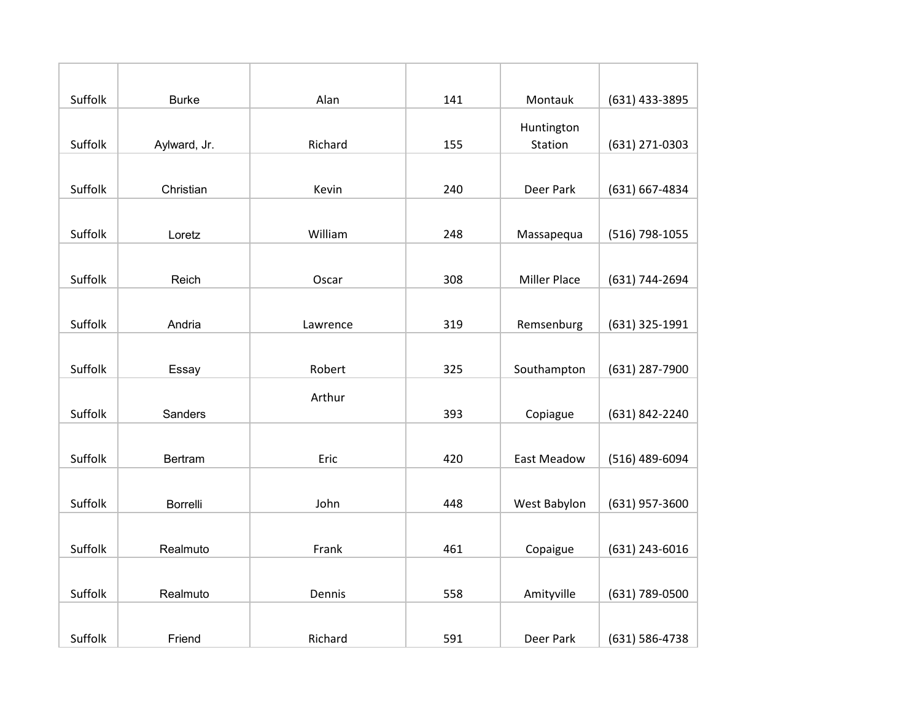| | | | | | |
|---|---|---|---|---|---|
| Suffolk | Burke | Alan | 141 | Montauk | (631) 433-3895 |
| Suffolk | Aylward, Jr. | Richard | 155 | Huntington Station | (631) 271-0303 |
| Suffolk | Christian | Kevin | 240 | Deer Park | (631) 667-4834 |
| Suffolk | Loretz | William | 248 | Massapequa | (516) 798-1055 |
| Suffolk | Reich | Oscar | 308 | Miller Place | (631) 744-2694 |
| Suffolk | Andria | Lawrence | 319 | Remsenburg | (631) 325-1991 |
| Suffolk | Essay | Robert | 325 | Southampton | (631) 287-7900 |
| Suffolk | Sanders | Arthur | 393 | Copiague | (631) 842-2240 |
| Suffolk | Bertram | Eric | 420 | East Meadow | (516) 489-6094 |
| Suffolk | Borrelli | John | 448 | West Babylon | (631) 957-3600 |
| Suffolk | Realmuto | Frank | 461 | Copaigue | (631) 243-6016 |
| Suffolk | Realmuto | Dennis | 558 | Amityville | (631) 789-0500 |
| Suffolk | Friend | Richard | 591 | Deer Park | (631) 586-4738 |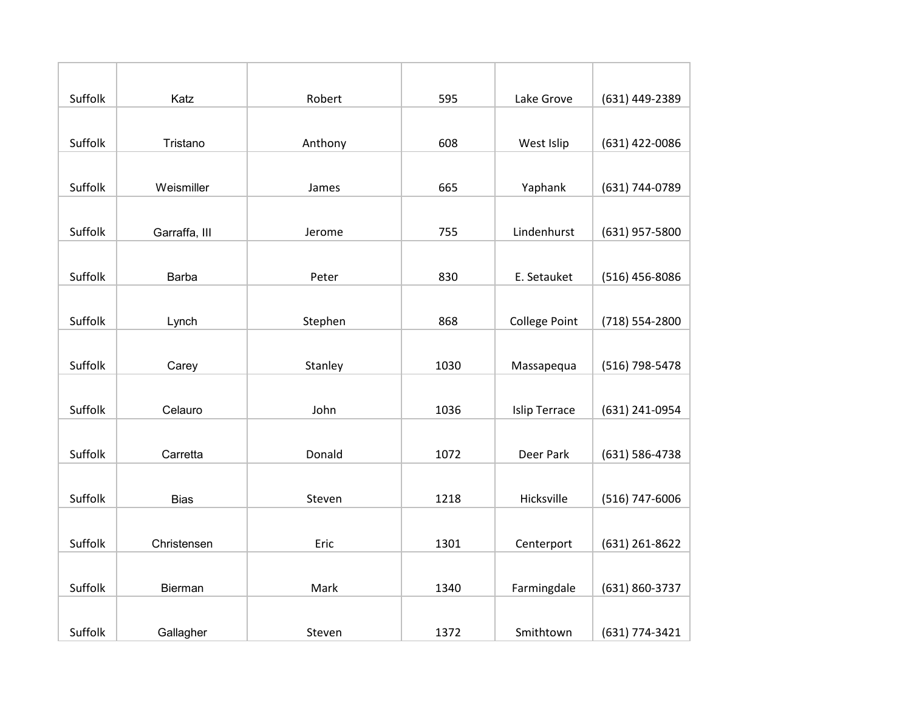| | | | | | |
|---|---|---|---|---|---|
| Suffolk | Katz | Robert | 595 | Lake Grove | (631) 449-2389 |
| Suffolk | Tristano | Anthony | 608 | West Islip | (631) 422-0086 |
| Suffolk | Weismiller | James | 665 | Yaphank | (631) 744-0789 |
| Suffolk | Garraffa, III | Jerome | 755 | Lindenhurst | (631) 957-5800 |
| Suffolk | Barba | Peter | 830 | E. Setauket | (516) 456-8086 |
| Suffolk | Lynch | Stephen | 868 | College Point | (718) 554-2800 |
| Suffolk | Carey | Stanley | 1030 | Massapequa | (516) 798-5478 |
| Suffolk | Celauro | John | 1036 | Islip Terrace | (631) 241-0954 |
| Suffolk | Carretta | Donald | 1072 | Deer Park | (631) 586-4738 |
| Suffolk | Bias | Steven | 1218 | Hicksville | (516) 747-6006 |
| Suffolk | Christensen | Eric | 1301 | Centerport | (631) 261-8622 |
| Suffolk | Bierman | Mark | 1340 | Farmingdale | (631) 860-3737 |
| Suffolk | Gallagher | Steven | 1372 | Smithtown | (631) 774-3421 |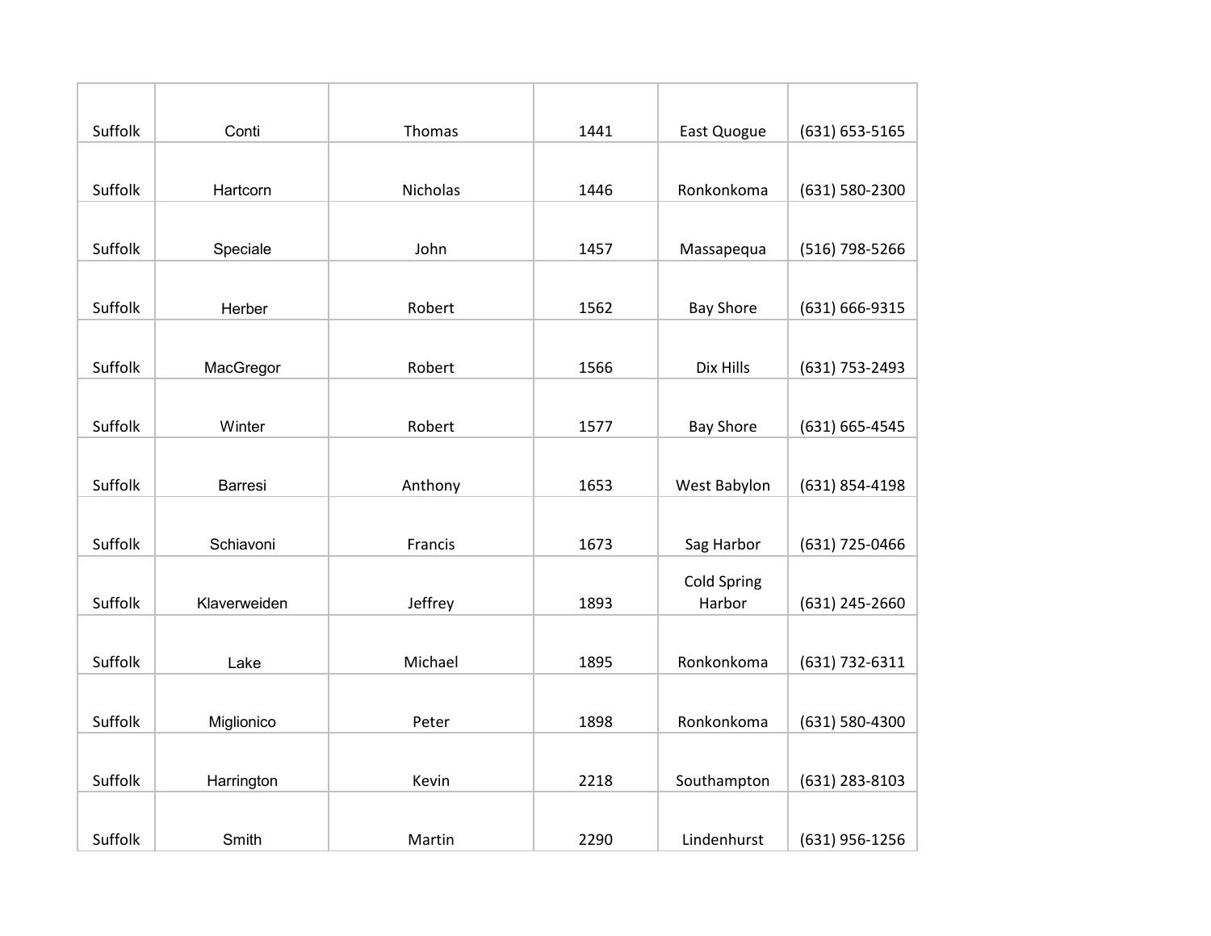| | | | | | |
|---|---|---|---|---|---|
| Suffolk | Conti | Thomas | 1441 | East Quogue | (631) 653-5165 |
| Suffolk | Hartcorn | Nicholas | 1446 | Ronkonkoma | (631) 580-2300 |
| Suffolk | Speciale | John | 1457 | Massapequa | (516) 798-5266 |
| Suffolk | Herber | Robert | 1562 | Bay Shore | (631) 666-9315 |
| Suffolk | MacGregor | Robert | 1566 | Dix Hills | (631) 753-2493 |
| Suffolk | Winter | Robert | 1577 | Bay Shore | (631) 665-4545 |
| Suffolk | Barresi | Anthony | 1653 | West Babylon | (631) 854-4198 |
| Suffolk | Schiavoni | Francis | 1673 | Sag Harbor | (631) 725-0466 |
| Suffolk | Klaverweiden | Jeffrey | 1893 | Cold Spring Harbor | (631) 245-2660 |
| Suffolk | Lake | Michael | 1895 | Ronkonkoma | (631) 732-6311 |
| Suffolk | Miglionico | Peter | 1898 | Ronkonkoma | (631) 580-4300 |
| Suffolk | Harrington | Kevin | 2218 | Southampton | (631) 283-8103 |
| Suffolk | Smith | Martin | 2290 | Lindenhurst | (631) 956-1256 |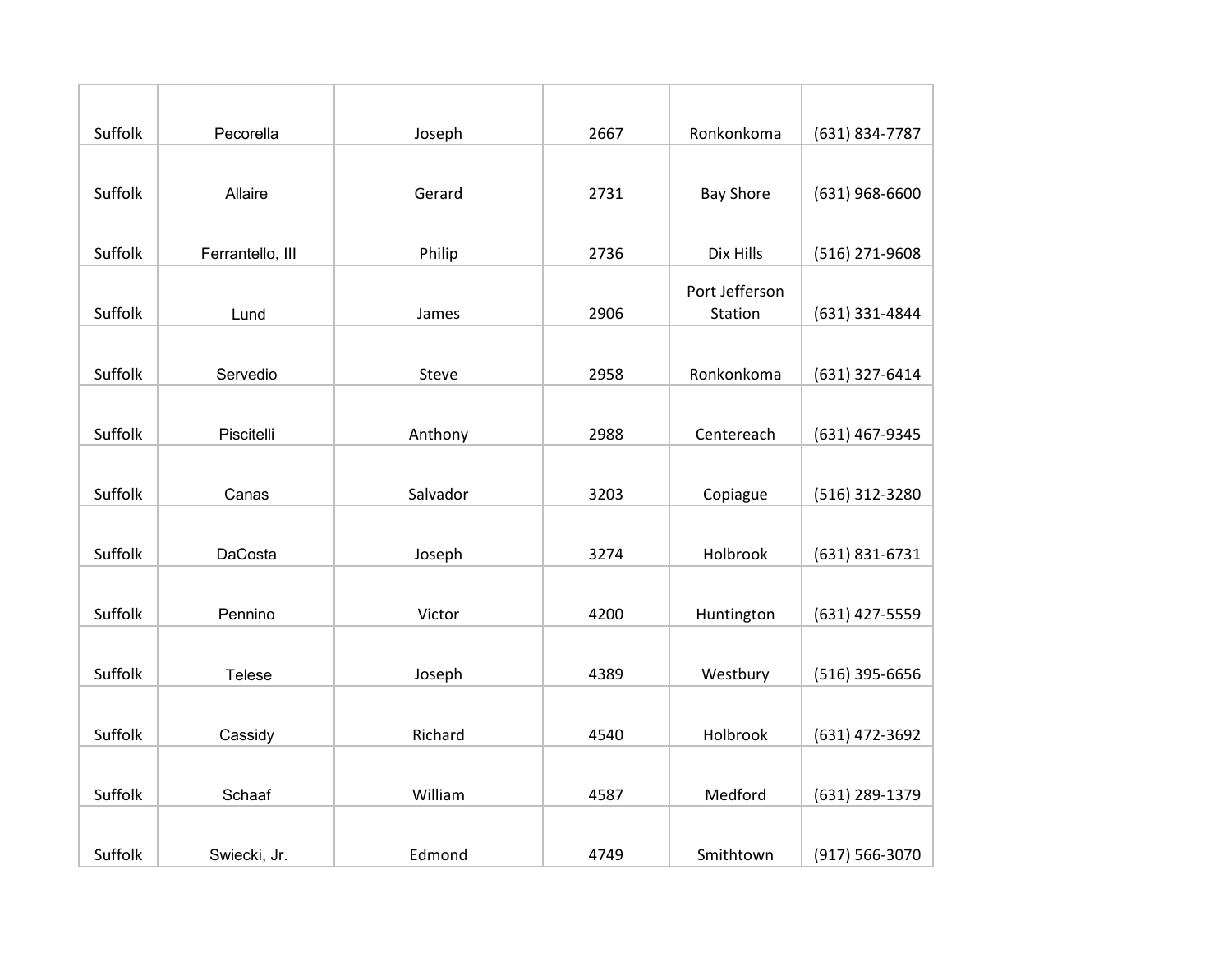| | | | | | |
|---|---|---|---|---|---|
| Suffolk | Pecorella | Joseph | 2667 | Ronkonkoma | (631) 834-7787 |
| Suffolk | Allaire | Gerard | 2731 | Bay Shore | (631) 968-6600 |
| Suffolk | Ferrantello, III | Philip | 2736 | Dix Hills | (516) 271-9608 |
| Suffolk | Lund | James | 2906 | Port Jefferson Station | (631) 331-4844 |
| Suffolk | Servedio | Steve | 2958 | Ronkonkoma | (631) 327-6414 |
| Suffolk | Piscitelli | Anthony | 2988 | Centereach | (631) 467-9345 |
| Suffolk | Canas | Salvador | 3203 | Copiague | (516) 312-3280 |
| Suffolk | DaCosta | Joseph | 3274 | Holbrook | (631) 831-6731 |
| Suffolk | Pennino | Victor | 4200 | Huntington | (631) 427-5559 |
| Suffolk | Telese | Joseph | 4389 | Westbury | (516) 395-6656 |
| Suffolk | Cassidy | Richard | 4540 | Holbrook | (631) 472-3692 |
| Suffolk | Schaaf | William | 4587 | Medford | (631) 289-1379 |
| Suffolk | Swiecki, Jr. | Edmond | 4749 | Smithtown | (917) 566-3070 |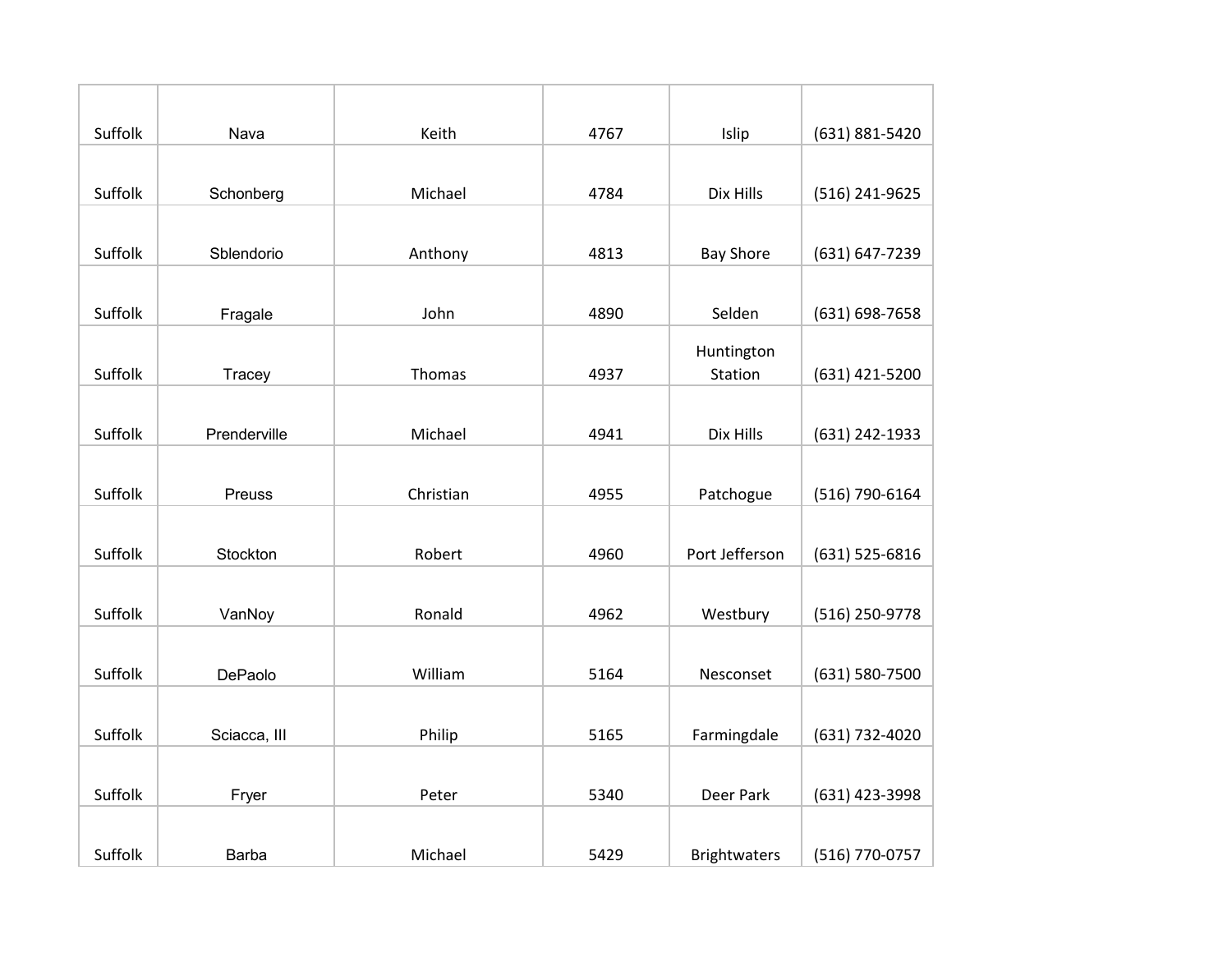| | | | | | |
|---|---|---|---|---|---|
| Suffolk | Nava | Keith | 4767 | Islip | (631) 881-5420 |
| Suffolk | Schonberg | Michael | 4784 | Dix Hills | (516) 241-9625 |
| Suffolk | Sblendorio | Anthony | 4813 | Bay Shore | (631) 647-7239 |
| Suffolk | Fragale | John | 4890 | Selden | (631) 698-7658 |
| Suffolk | Tracey | Thomas | 4937 | Huntington Station | (631) 421-5200 |
| Suffolk | Prenderville | Michael | 4941 | Dix Hills | (631) 242-1933 |
| Suffolk | Preuss | Christian | 4955 | Patchogue | (516) 790-6164 |
| Suffolk | Stockton | Robert | 4960 | Port Jefferson | (631) 525-6816 |
| Suffolk | VanNoy | Ronald | 4962 | Westbury | (516) 250-9778 |
| Suffolk | DePaolo | William | 5164 | Nesconset | (631) 580-7500 |
| Suffolk | Sciacca, III | Philip | 5165 | Farmingdale | (631) 732-4020 |
| Suffolk | Fryer | Peter | 5340 | Deer Park | (631) 423-3998 |
| Suffolk | Barba | Michael | 5429 | Brightwaters | (516) 770-0757 |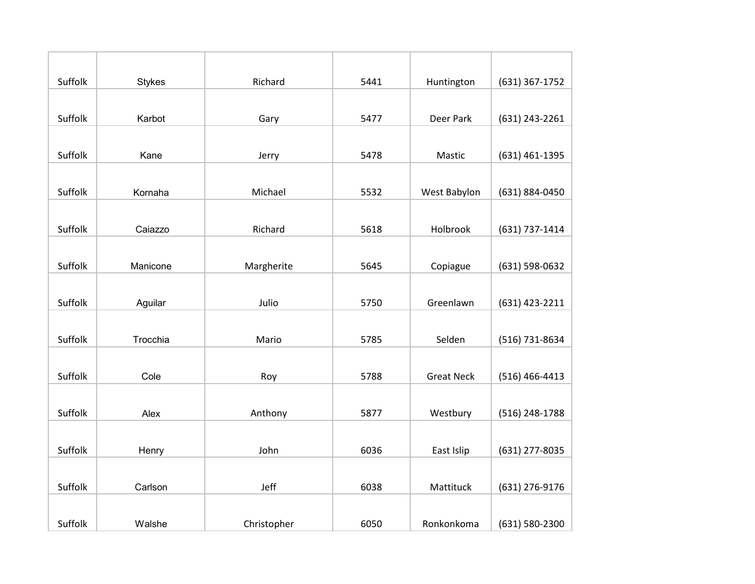| | | | | | |
|---|---|---|---|---|---|
| Suffolk | Stykes | Richard | 5441 | Huntington | (631) 367-1752 |
| Suffolk | Karbot | Gary | 5477 | Deer Park | (631) 243-2261 |
| Suffolk | Kane | Jerry | 5478 | Mastic | (631) 461-1395 |
| Suffolk | Kornaha | Michael | 5532 | West Babylon | (631) 884-0450 |
| Suffolk | Caiazzo | Richard | 5618 | Holbrook | (631) 737-1414 |
| Suffolk | Manicone | Margherite | 5645 | Copiague | (631) 598-0632 |
| Suffolk | Aguilar | Julio | 5750 | Greenlawn | (631) 423-2211 |
| Suffolk | Trocchia | Mario | 5785 | Selden | (516) 731-8634 |
| Suffolk | Cole | Roy | 5788 | Great Neck | (516) 466-4413 |
| Suffolk | Alex | Anthony | 5877 | Westbury | (516) 248-1788 |
| Suffolk | Henry | John | 6036 | East Islip | (631) 277-8035 |
| Suffolk | Carlson | Jeff | 6038 | Mattituck | (631) 276-9176 |
| Suffolk | Walshe | Christopher | 6050 | Ronkonkoma | (631) 580-2300 |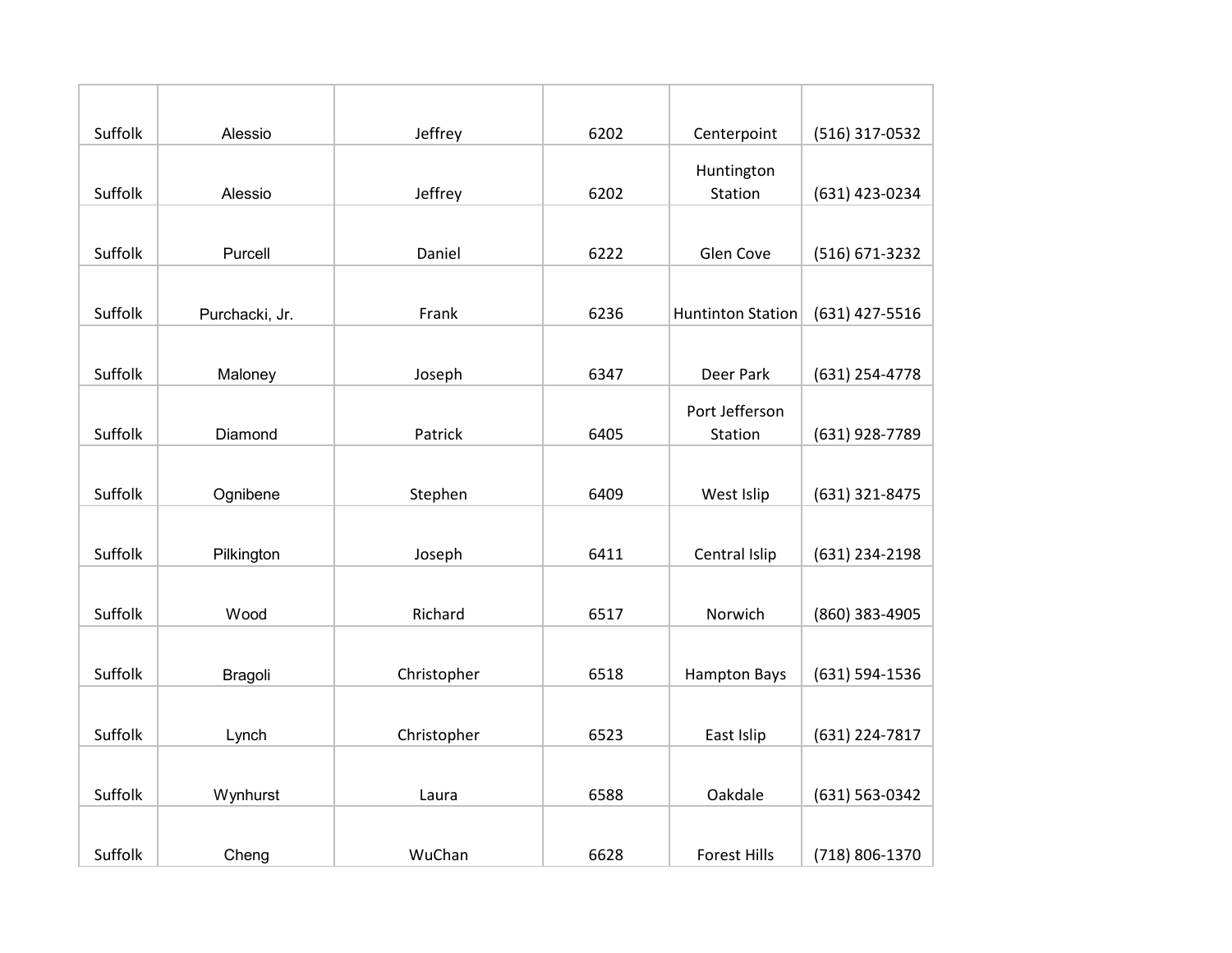| | | | | | |
|---|---|---|---|---|---|
| Suffolk | Alessio | Jeffrey | 6202 | Centerpoint | (516) 317-0532 |
| Suffolk | Alessio | Jeffrey | 6202 | Huntington Station | (631) 423-0234 |
| Suffolk | Purcell | Daniel | 6222 | Glen Cove | (516) 671-3232 |
| Suffolk | Purchacki, Jr. | Frank | 6236 | Huntinton Station | (631) 427-5516 |
| Suffolk | Maloney | Joseph | 6347 | Deer Park | (631) 254-4778 |
| Suffolk | Diamond | Patrick | 6405 | Port Jefferson Station | (631) 928-7789 |
| Suffolk | Ognibene | Stephen | 6409 | West Islip | (631) 321-8475 |
| Suffolk | Pilkington | Joseph | 6411 | Central Islip | (631) 234-2198 |
| Suffolk | Wood | Richard | 6517 | Norwich | (860) 383-4905 |
| Suffolk | Bragoli | Christopher | 6518 | Hampton Bays | (631) 594-1536 |
| Suffolk | Lynch | Christopher | 6523 | East Islip | (631) 224-7817 |
| Suffolk | Wynhurst | Laura | 6588 | Oakdale | (631) 563-0342 |
| Suffolk | Cheng | WuChan | 6628 | Forest Hills | (718) 806-1370 |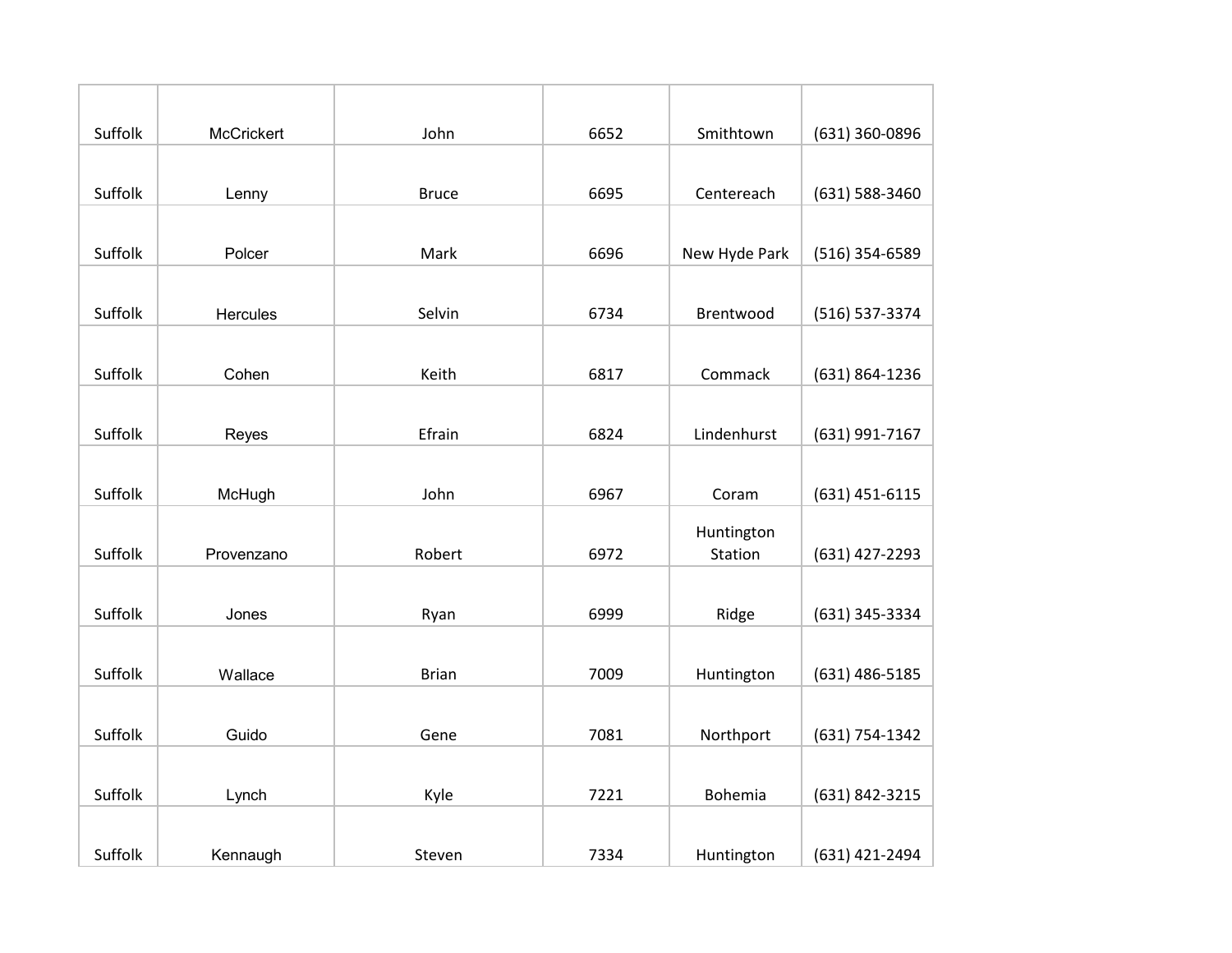| Suffolk | McCrickert | John | 6652 | Smithtown | (631) 360-0896 |
|---|---|---|---|---|---|
| Suffolk | Lenny | Bruce | 6695 | Centereach | (631) 588-3460 |
| Suffolk | Polcer | Mark | 6696 | New Hyde Park | (516) 354-6589 |
| Suffolk | Hercules | Selvin | 6734 | Brentwood | (516) 537-3374 |
| Suffolk | Cohen | Keith | 6817 | Commack | (631) 864-1236 |
| Suffolk | Reyes | Efrain | 6824 | Lindenhurst | (631) 991-7167 |
| Suffolk | McHugh | John | 6967 | Coram | (631) 451-6115 |
| Suffolk | Provenzano | Robert | 6972 | Huntington Station | (631) 427-2293 |
| Suffolk | Jones | Ryan | 6999 | Ridge | (631) 345-3334 |
| Suffolk | Wallace | Brian | 7009 | Huntington | (631) 486-5185 |
| Suffolk | Guido | Gene | 7081 | Northport | (631) 754-1342 |
| Suffolk | Lynch | Kyle | 7221 | Bohemia | (631) 842-3215 |
| Suffolk | Kennaugh | Steven | 7334 | Huntington | (631) 421-2494 |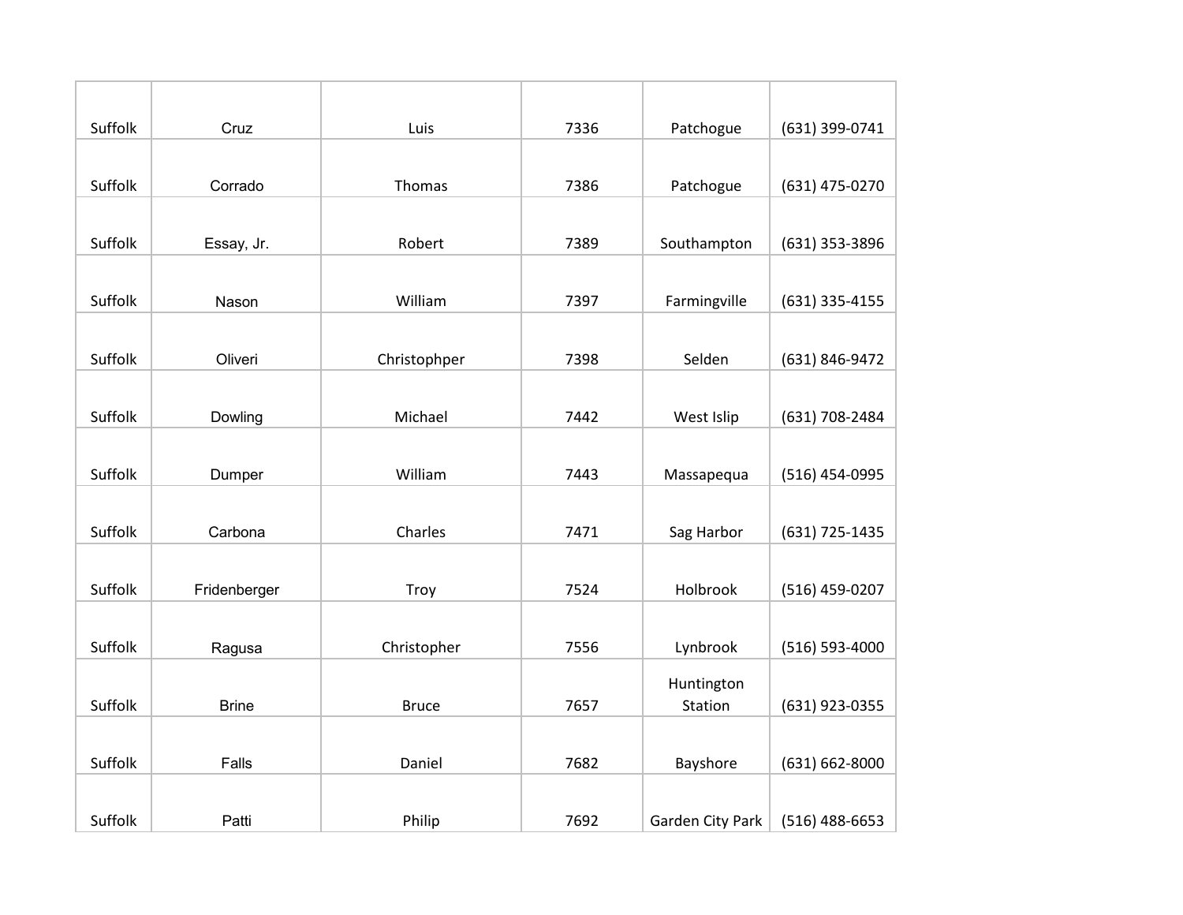| | | | | | |
|---|---|---|---|---|---|
| Suffolk | Cruz | Luis | 7336 | Patchogue | (631) 399-0741 |
| Suffolk | Corrado | Thomas | 7386 | Patchogue | (631) 475-0270 |
| Suffolk | Essay, Jr. | Robert | 7389 | Southampton | (631) 353-3896 |
| Suffolk | Nason | William | 7397 | Farmingville | (631) 335-4155 |
| Suffolk | Oliveri | Christophper | 7398 | Selden | (631) 846-9472 |
| Suffolk | Dowling | Michael | 7442 | West Islip | (631) 708-2484 |
| Suffolk | Dumper | William | 7443 | Massapequa | (516) 454-0995 |
| Suffolk | Carbona | Charles | 7471 | Sag Harbor | (631) 725-1435 |
| Suffolk | Fridenberger | Troy | 7524 | Holbrook | (516) 459-0207 |
| Suffolk | Ragusa | Christopher | 7556 | Lynbrook | (516) 593-4000 |
| Suffolk | Brine | Bruce | 7657 | Huntington Station | (631) 923-0355 |
| Suffolk | Falls | Daniel | 7682 | Bayshore | (631) 662-8000 |
| Suffolk | Patti | Philip | 7692 | Garden City Park | (516) 488-6653 |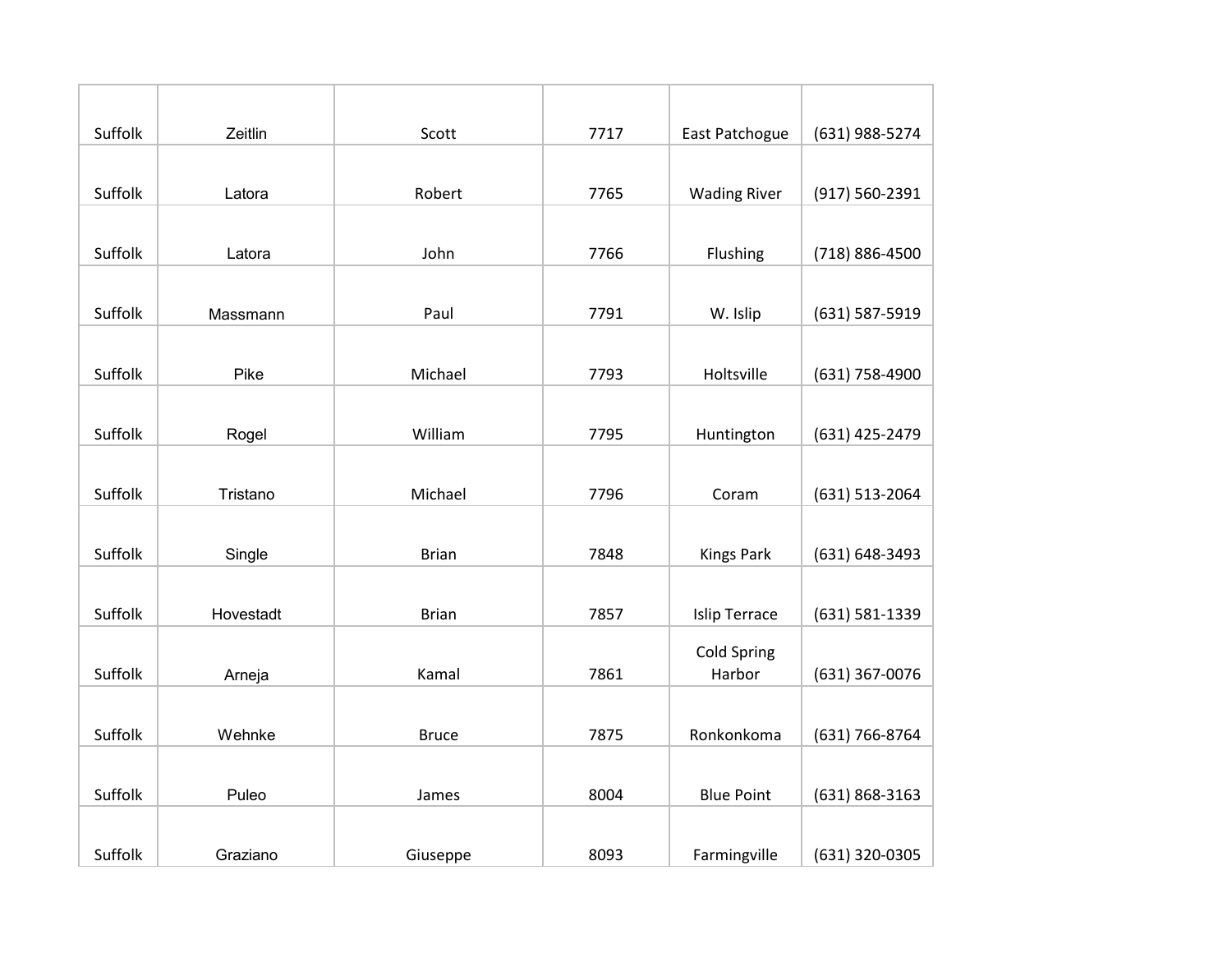| Suffolk | Zeitlin | Scott | 7717 | East Patchogue | (631) 988-5274 |
|---|---|---|---|---|---|
| Suffolk | Latora | Robert | 7765 | Wading River | (917) 560-2391 |
| Suffolk | Latora | John | 7766 | Flushing | (718) 886-4500 |
| Suffolk | Massmann | Paul | 7791 | W. Islip | (631) 587-5919 |
| Suffolk | Pike | Michael | 7793 | Holtsville | (631) 758-4900 |
| Suffolk | Rogel | William | 7795 | Huntington | (631) 425-2479 |
| Suffolk | Tristano | Michael | 7796 | Coram | (631) 513-2064 |
| Suffolk | Single | Brian | 7848 | Kings Park | (631) 648-3493 |
| Suffolk | Hovestadt | Brian | 7857 | Islip Terrace | (631) 581-1339 |
| Suffolk | Arneja | Kamal | 7861 | Cold Spring Harbor | (631) 367-0076 |
| Suffolk | Wehnke | Bruce | 7875 | Ronkonkoma | (631) 766-8764 |
| Suffolk | Puleo | James | 8004 | Blue Point | (631) 868-3163 |
| Suffolk | Graziano | Giuseppe | 8093 | Farmingville | (631) 320-0305 |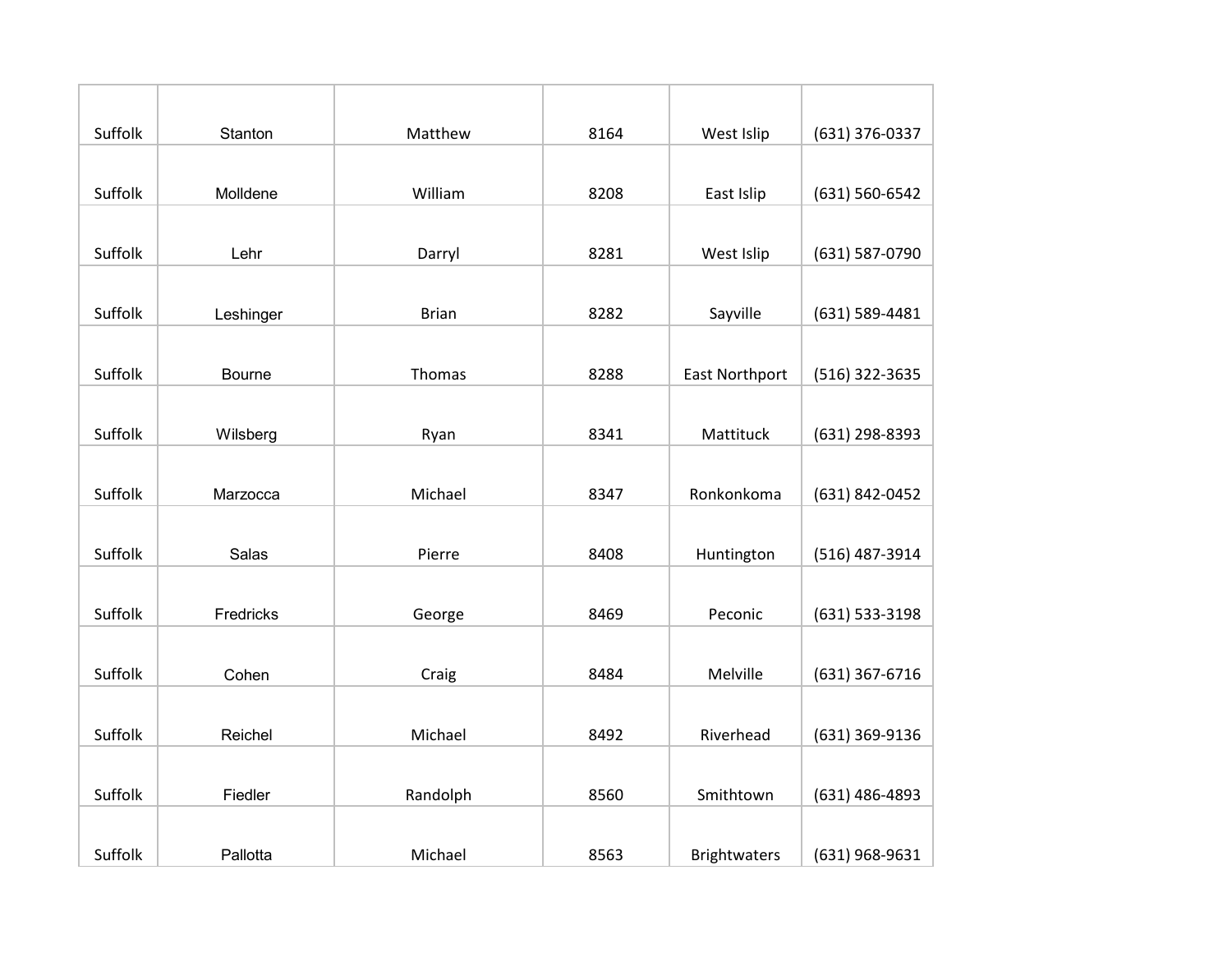| Suffolk | Stanton | Matthew | 8164 | West Islip | (631) 376-0337 |
|---|---|---|---|---|---|
| Suffolk | Molldene | William | 8208 | East Islip | (631) 560-6542 |
| Suffolk | Lehr | Darryl | 8281 | West Islip | (631) 587-0790 |
| Suffolk | Leshinger | Brian | 8282 | Sayville | (631) 589-4481 |
| Suffolk | Bourne | Thomas | 8288 | East Northport | (516) 322-3635 |
| Suffolk | Wilsberg | Ryan | 8341 | Mattituck | (631) 298-8393 |
| Suffolk | Marzocca | Michael | 8347 | Ronkonkoma | (631) 842-0452 |
| Suffolk | Salas | Pierre | 8408 | Huntington | (516) 487-3914 |
| Suffolk | Fredricks | George | 8469 | Peconic | (631) 533-3198 |
| Suffolk | Cohen | Craig | 8484 | Melville | (631) 367-6716 |
| Suffolk | Reichel | Michael | 8492 | Riverhead | (631) 369-9136 |
| Suffolk | Fiedler | Randolph | 8560 | Smithtown | (631) 486-4893 |
| Suffolk | Pallotta | Michael | 8563 | Brightwaters | (631) 968-9631 |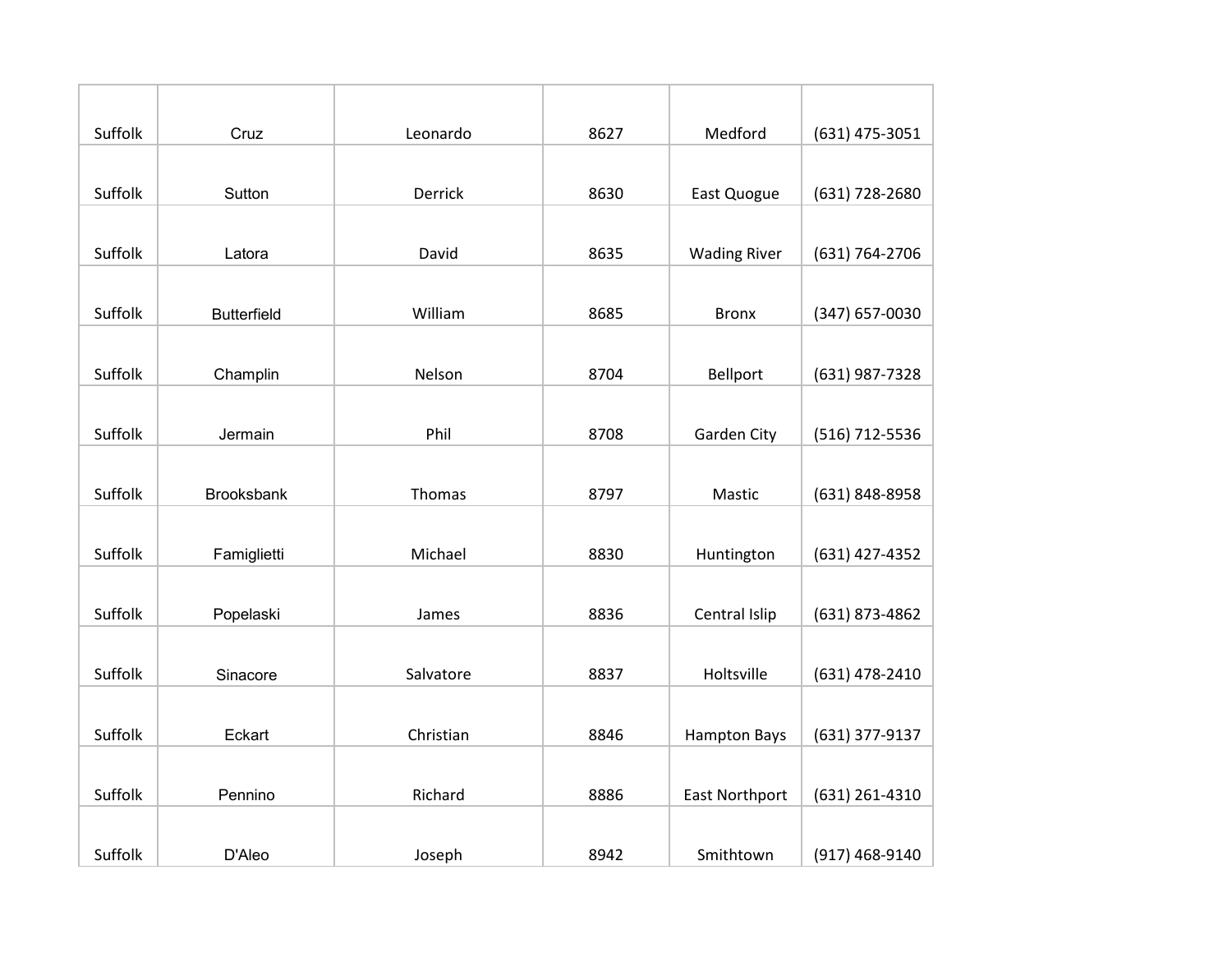| | | | | | |
|---|---|---|---|---|---|
| Suffolk | Cruz | Leonardo | 8627 | Medford | (631) 475-3051 |
| Suffolk | Sutton | Derrick | 8630 | East Quogue | (631) 728-2680 |
| Suffolk | Latora | David | 8635 | Wading River | (631) 764-2706 |
| Suffolk | Butterfield | William | 8685 | Bronx | (347) 657-0030 |
| Suffolk | Champlin | Nelson | 8704 | Bellport | (631) 987-7328 |
| Suffolk | Jermain | Phil | 8708 | Garden City | (516) 712-5536 |
| Suffolk | Brooksbank | Thomas | 8797 | Mastic | (631) 848-8958 |
| Suffolk | Famiglietti | Michael | 8830 | Huntington | (631) 427-4352 |
| Suffolk | Popelaski | James | 8836 | Central Islip | (631) 873-4862 |
| Suffolk | Sinacore | Salvatore | 8837 | Holtsville | (631) 478-2410 |
| Suffolk | Eckart | Christian | 8846 | Hampton Bays | (631) 377-9137 |
| Suffolk | Pennino | Richard | 8886 | East Northport | (631) 261-4310 |
| Suffolk | D'Aleo | Joseph | 8942 | Smithtown | (917) 468-9140 |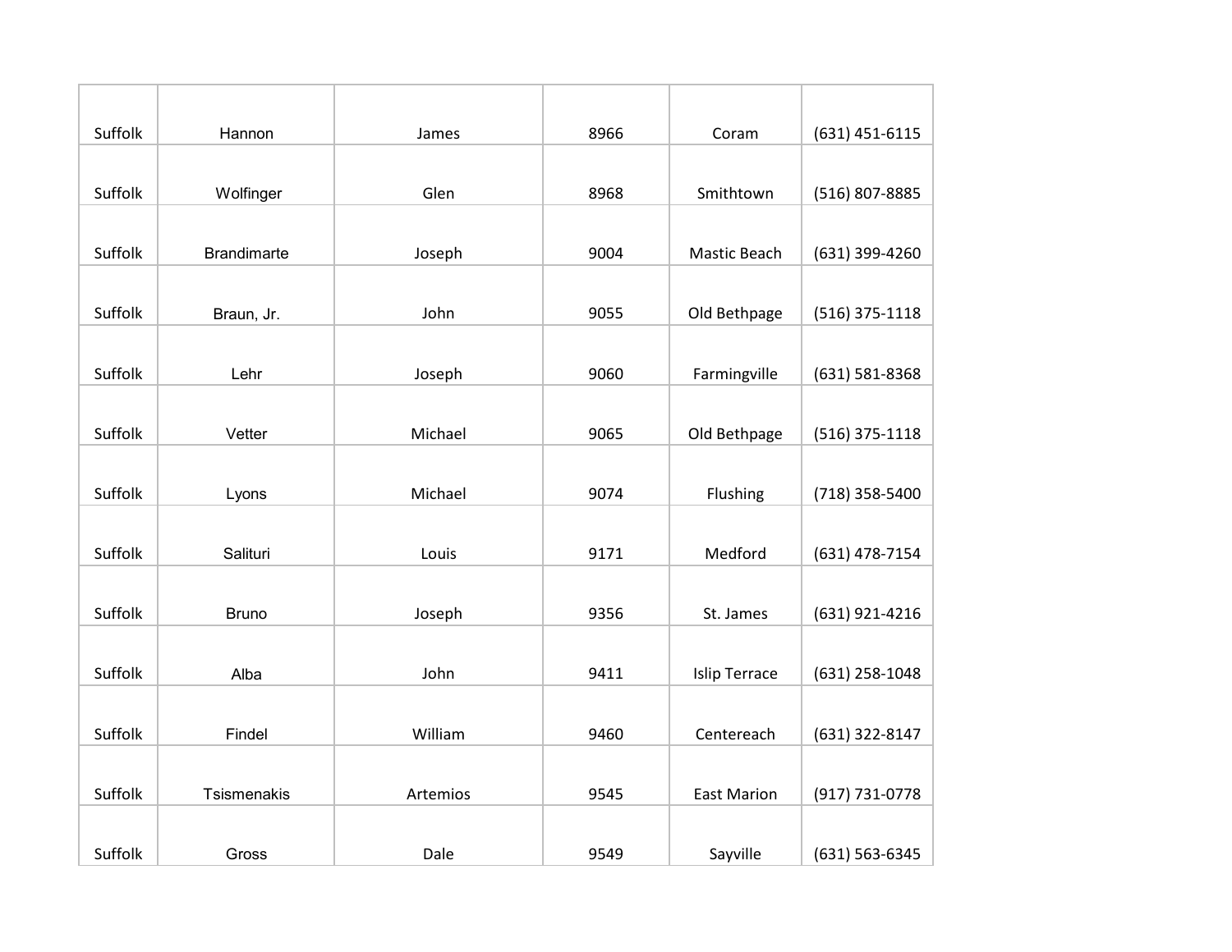| Suffolk | Hannon | James | 8966 | Coram | (631) 451-6115 |
|---|---|---|---|---|---|
| Suffolk | Wolfinger | Glen | 8968 | Smithtown | (516) 807-8885 |
| Suffolk | Brandimarte | Joseph | 9004 | Mastic Beach | (631) 399-4260 |
| Suffolk | Braun, Jr. | John | 9055 | Old Bethpage | (516) 375-1118 |
| Suffolk | Lehr | Joseph | 9060 | Farmingville | (631) 581-8368 |
| Suffolk | Vetter | Michael | 9065 | Old Bethpage | (516) 375-1118 |
| Suffolk | Lyons | Michael | 9074 | Flushing | (718) 358-5400 |
| Suffolk | Salituri | Louis | 9171 | Medford | (631) 478-7154 |
| Suffolk | Bruno | Joseph | 9356 | St. James | (631) 921-4216 |
| Suffolk | Alba | John | 9411 | Islip Terrace | (631) 258-1048 |
| Suffolk | Findel | William | 9460 | Centereach | (631) 322-8147 |
| Suffolk | Tsismenakis | Artemios | 9545 | East Marion | (917) 731-0778 |
| Suffolk | Gross | Dale | 9549 | Sayville | (631) 563-6345 |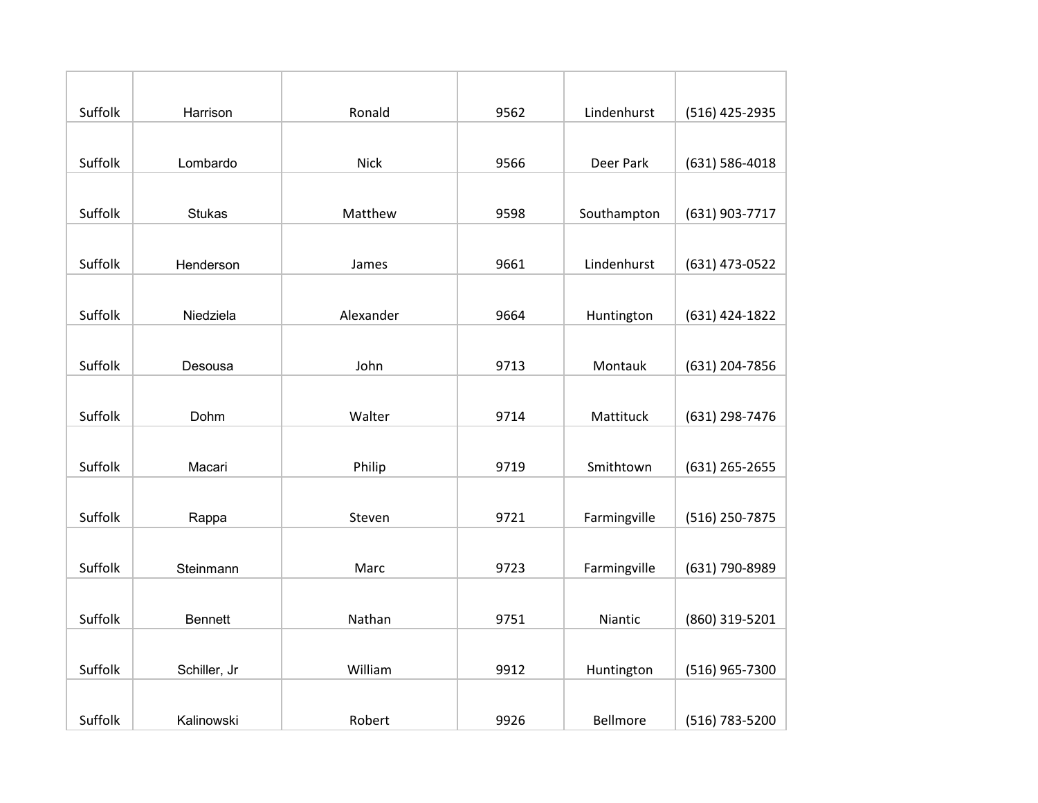| | | | | | |
|---|---|---|---|---|---|
| Suffolk | Harrison | Ronald | 9562 | Lindenhurst | (516) 425-2935 |
| Suffolk | Lombardo | Nick | 9566 | Deer Park | (631) 586-4018 |
| Suffolk | Stukas | Matthew | 9598 | Southampton | (631) 903-7717 |
| Suffolk | Henderson | James | 9661 | Lindenhurst | (631) 473-0522 |
| Suffolk | Niedziela | Alexander | 9664 | Huntington | (631) 424-1822 |
| Suffolk | Desousa | John | 9713 | Montauk | (631) 204-7856 |
| Suffolk | Dohm | Walter | 9714 | Mattituck | (631) 298-7476 |
| Suffolk | Macari | Philip | 9719 | Smithtown | (631) 265-2655 |
| Suffolk | Rappa | Steven | 9721 | Farmingville | (516) 250-7875 |
| Suffolk | Steinmann | Marc | 9723 | Farmingville | (631) 790-8989 |
| Suffolk | Bennett | Nathan | 9751 | Niantic | (860) 319-5201 |
| Suffolk | Schiller, Jr | William | 9912 | Huntington | (516) 965-7300 |
| Suffolk | Kalinowski | Robert | 9926 | Bellmore | (516) 783-5200 |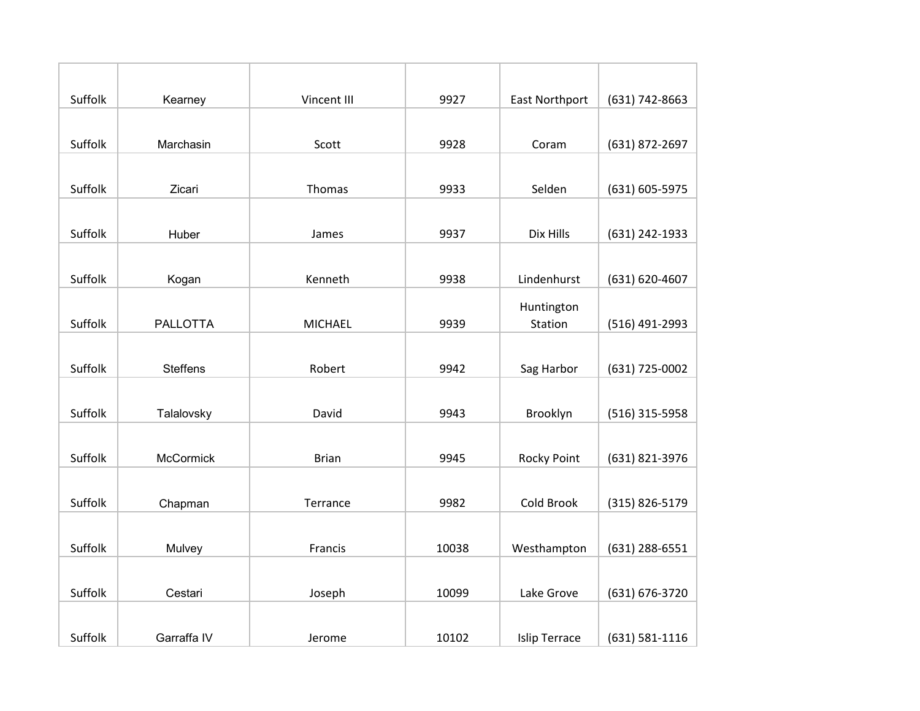| Suffolk | Kearney | Vincent III | 9927 | East Northport | (631) 742-8663 |
|---|---|---|---|---|---|
| Suffolk | Marchasin | Scott | 9928 | Coram | (631) 872-2697 |
| Suffolk | Zicari | Thomas | 9933 | Selden | (631) 605-5975 |
| Suffolk | Huber | James | 9937 | Dix Hills | (631) 242-1933 |
| Suffolk | Kogan | Kenneth | 9938 | Lindenhurst | (631) 620-4607 |
| Suffolk | PALLOTTA | MICHAEL | 9939 | Huntington Station | (516) 491-2993 |
| Suffolk | Steffens | Robert | 9942 | Sag Harbor | (631) 725-0002 |
| Suffolk | Talalovsky | David | 9943 | Brooklyn | (516) 315-5958 |
| Suffolk | McCormick | Brian | 9945 | Rocky Point | (631) 821-3976 |
| Suffolk | Chapman | Terrance | 9982 | Cold Brook | (315) 826-5179 |
| Suffolk | Mulvey | Francis | 10038 | Westhampton | (631) 288-6551 |
| Suffolk | Cestari | Joseph | 10099 | Lake Grove | (631) 676-3720 |
| Suffolk | Garraffa IV | Jerome | 10102 | Islip Terrace | (631) 581-1116 |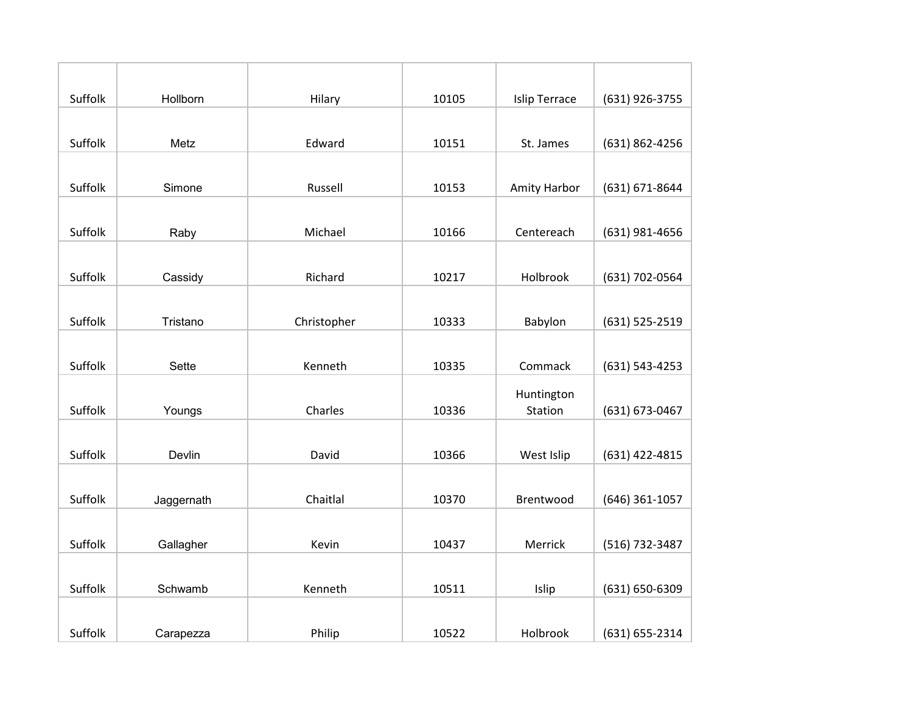| | | | | | |
|---|---|---|---|---|---|
| Suffolk | Hollborn | Hilary | 10105 | Islip Terrace | (631) 926-3755 |
| Suffolk | Metz | Edward | 10151 | St. James | (631) 862-4256 |
| Suffolk | Simone | Russell | 10153 | Amity Harbor | (631) 671-8644 |
| Suffolk | Raby | Michael | 10166 | Centereach | (631) 981-4656 |
| Suffolk | Cassidy | Richard | 10217 | Holbrook | (631) 702-0564 |
| Suffolk | Tristano | Christopher | 10333 | Babylon | (631) 525-2519 |
| Suffolk | Sette | Kenneth | 10335 | Commack | (631) 543-4253 |
| Suffolk | Youngs | Charles | 10336 | Huntington Station | (631) 673-0467 |
| Suffolk | Devlin | David | 10366 | West Islip | (631) 422-4815 |
| Suffolk | Jaggernath | Chaitlal | 10370 | Brentwood | (646) 361-1057 |
| Suffolk | Gallagher | Kevin | 10437 | Merrick | (516) 732-3487 |
| Suffolk | Schwamb | Kenneth | 10511 | Islip | (631) 650-6309 |
| Suffolk | Carapezza | Philip | 10522 | Holbrook | (631) 655-2314 |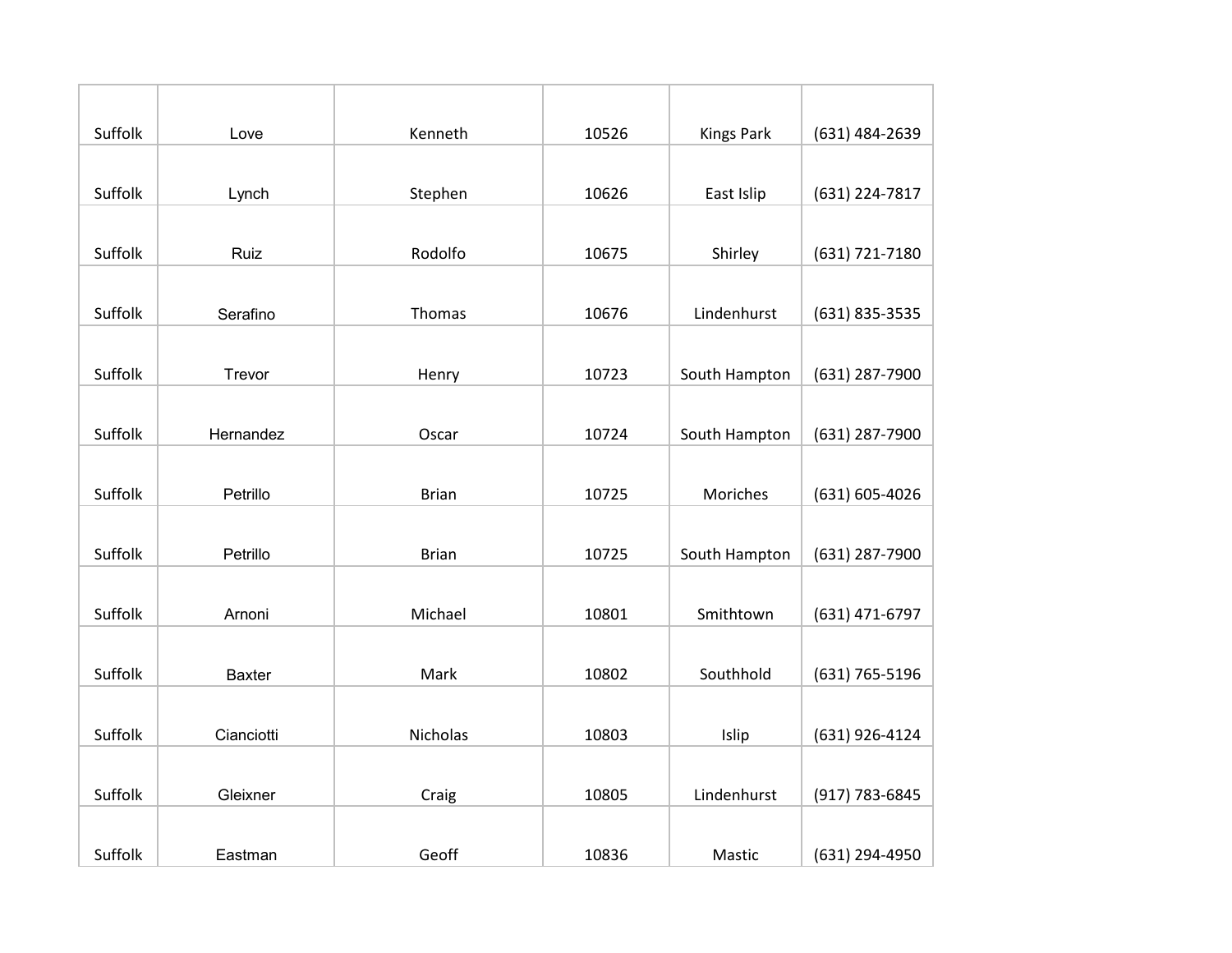| | | | | | |
|---|---|---|---|---|---|
| Suffolk | Love | Kenneth | 10526 | Kings Park | (631) 484-2639 |
| Suffolk | Lynch | Stephen | 10626 | East Islip | (631) 224-7817 |
| Suffolk | Ruiz | Rodolfo | 10675 | Shirley | (631) 721-7180 |
| Suffolk | Serafino | Thomas | 10676 | Lindenhurst | (631) 835-3535 |
| Suffolk | Trevor | Henry | 10723 | South Hampton | (631) 287-7900 |
| Suffolk | Hernandez | Oscar | 10724 | South Hampton | (631) 287-7900 |
| Suffolk | Petrillo | Brian | 10725 | Moriches | (631) 605-4026 |
| Suffolk | Petrillo | Brian | 10725 | South Hampton | (631) 287-7900 |
| Suffolk | Arnoni | Michael | 10801 | Smithtown | (631) 471-6797 |
| Suffolk | Baxter | Mark | 10802 | Southhold | (631) 765-5196 |
| Suffolk | Cianciotti | Nicholas | 10803 | Islip | (631) 926-4124 |
| Suffolk | Gleixner | Craig | 10805 | Lindenhurst | (917) 783-6845 |
| Suffolk | Eastman | Geoff | 10836 | Mastic | (631) 294-4950 |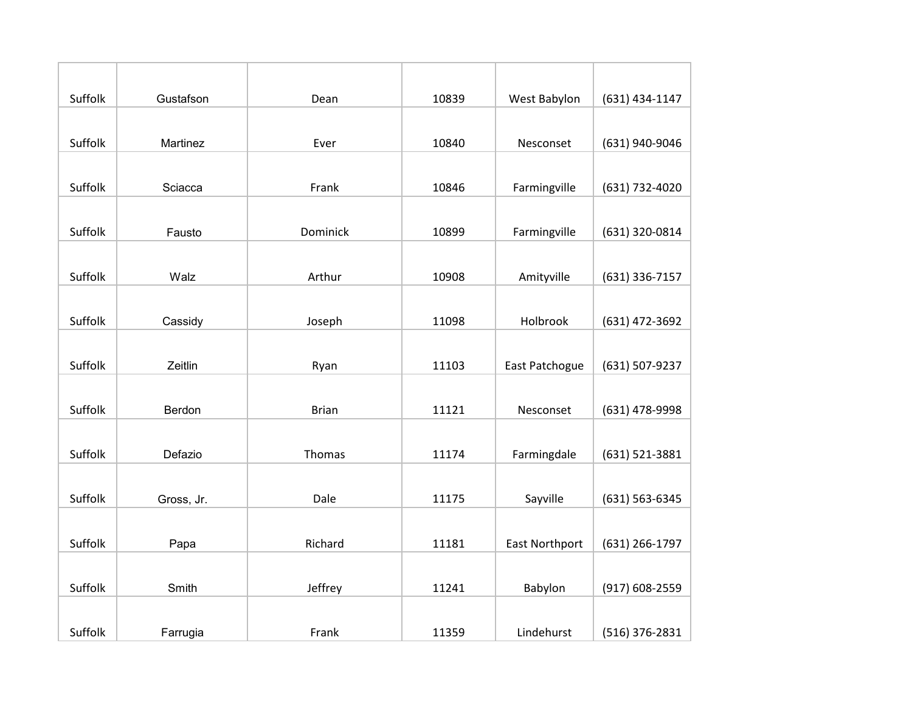| | | | | | |
|---|---|---|---|---|---|
| Suffolk | Gustafson | Dean | 10839 | West Babylon | (631) 434-1147 |
| Suffolk | Martinez | Ever | 10840 | Nesconset | (631) 940-9046 |
| Suffolk | Sciacca | Frank | 10846 | Farmingville | (631) 732-4020 |
| Suffolk | Fausto | Dominick | 10899 | Farmingville | (631) 320-0814 |
| Suffolk | Walz | Arthur | 10908 | Amityville | (631) 336-7157 |
| Suffolk | Cassidy | Joseph | 11098 | Holbrook | (631) 472-3692 |
| Suffolk | Zeitlin | Ryan | 11103 | East Patchogue | (631) 507-9237 |
| Suffolk | Berdon | Brian | 11121 | Nesconset | (631) 478-9998 |
| Suffolk | Defazio | Thomas | 11174 | Farmingdale | (631) 521-3881 |
| Suffolk | Gross, Jr. | Dale | 11175 | Sayville | (631) 563-6345 |
| Suffolk | Papa | Richard | 11181 | East Northport | (631) 266-1797 |
| Suffolk | Smith | Jeffrey | 11241 | Babylon | (917) 608-2559 |
| Suffolk | Farrugia | Frank | 11359 | Lindehurst | (516) 376-2831 |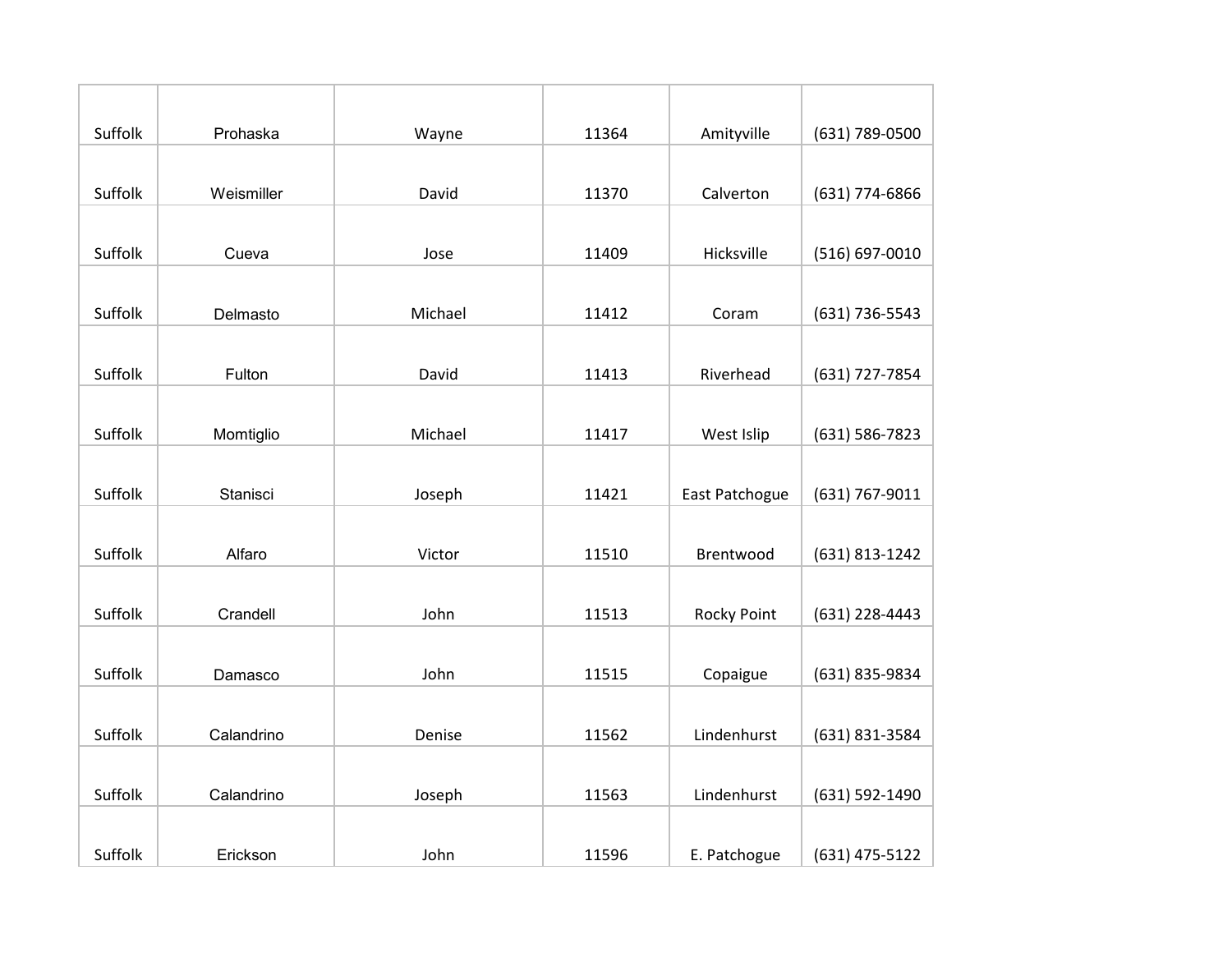| | | | | | |
|---|---|---|---|---|---|
| Suffolk | Prohaska | Wayne | 11364 | Amityville | (631) 789-0500 |
| Suffolk | Weismiller | David | 11370 | Calverton | (631) 774-6866 |
| Suffolk | Cueva | Jose | 11409 | Hicksville | (516) 697-0010 |
| Suffolk | Delmasto | Michael | 11412 | Coram | (631) 736-5543 |
| Suffolk | Fulton | David | 11413 | Riverhead | (631) 727-7854 |
| Suffolk | Momtiglio | Michael | 11417 | West Islip | (631) 586-7823 |
| Suffolk | Stanisci | Joseph | 11421 | East Patchogue | (631) 767-9011 |
| Suffolk | Alfaro | Victor | 11510 | Brentwood | (631) 813-1242 |
| Suffolk | Crandell | John | 11513 | Rocky Point | (631) 228-4443 |
| Suffolk | Damasco | John | 11515 | Copaigue | (631) 835-9834 |
| Suffolk | Calandrino | Denise | 11562 | Lindenhurst | (631) 831-3584 |
| Suffolk | Calandrino | Joseph | 11563 | Lindenhurst | (631) 592-1490 |
| Suffolk | Erickson | John | 11596 | E. Patchogue | (631) 475-5122 |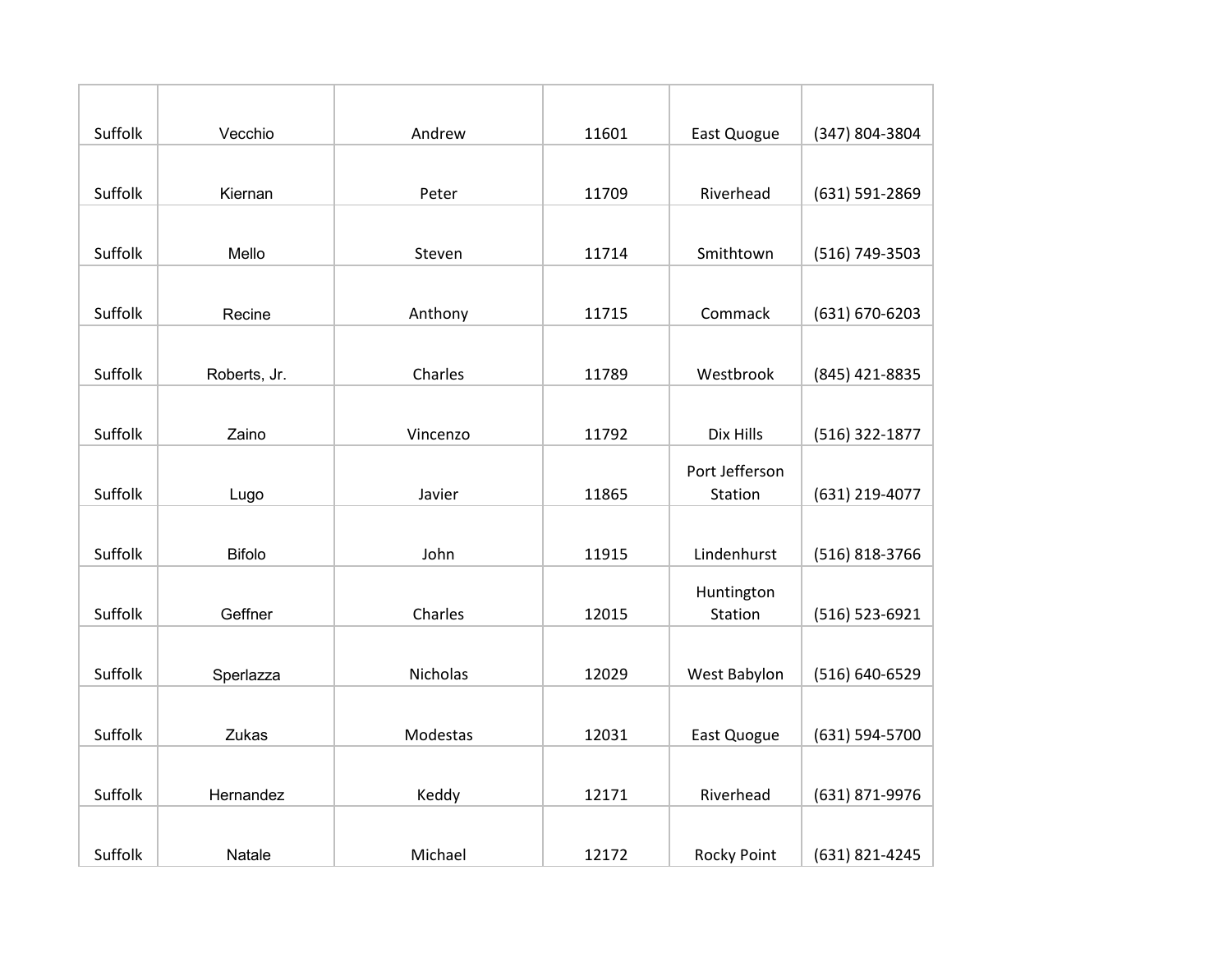| | | | | | |
|---|---|---|---|---|---|
| Suffolk | Vecchio | Andrew | 11601 | East Quogue | (347) 804-3804 |
| Suffolk | Kiernan | Peter | 11709 | Riverhead | (631) 591-2869 |
| Suffolk | Mello | Steven | 11714 | Smithtown | (516) 749-3503 |
| Suffolk | Recine | Anthony | 11715 | Commack | (631) 670-6203 |
| Suffolk | Roberts, Jr. | Charles | 11789 | Westbrook | (845) 421-8835 |
| Suffolk | Zaino | Vincenzo | 11792 | Dix Hills | (516) 322-1877 |
| Suffolk | Lugo | Javier | 11865 | Port Jefferson Station | (631) 219-4077 |
| Suffolk | Bifolo | John | 11915 | Lindenhurst | (516) 818-3766 |
| Suffolk | Geffner | Charles | 12015 | Huntington Station | (516) 523-6921 |
| Suffolk | Sperlazza | Nicholas | 12029 | West Babylon | (516) 640-6529 |
| Suffolk | Zukas | Modestas | 12031 | East Quogue | (631) 594-5700 |
| Suffolk | Hernandez | Keddy | 12171 | Riverhead | (631) 871-9976 |
| Suffolk | Natale | Michael | 12172 | Rocky Point | (631) 821-4245 |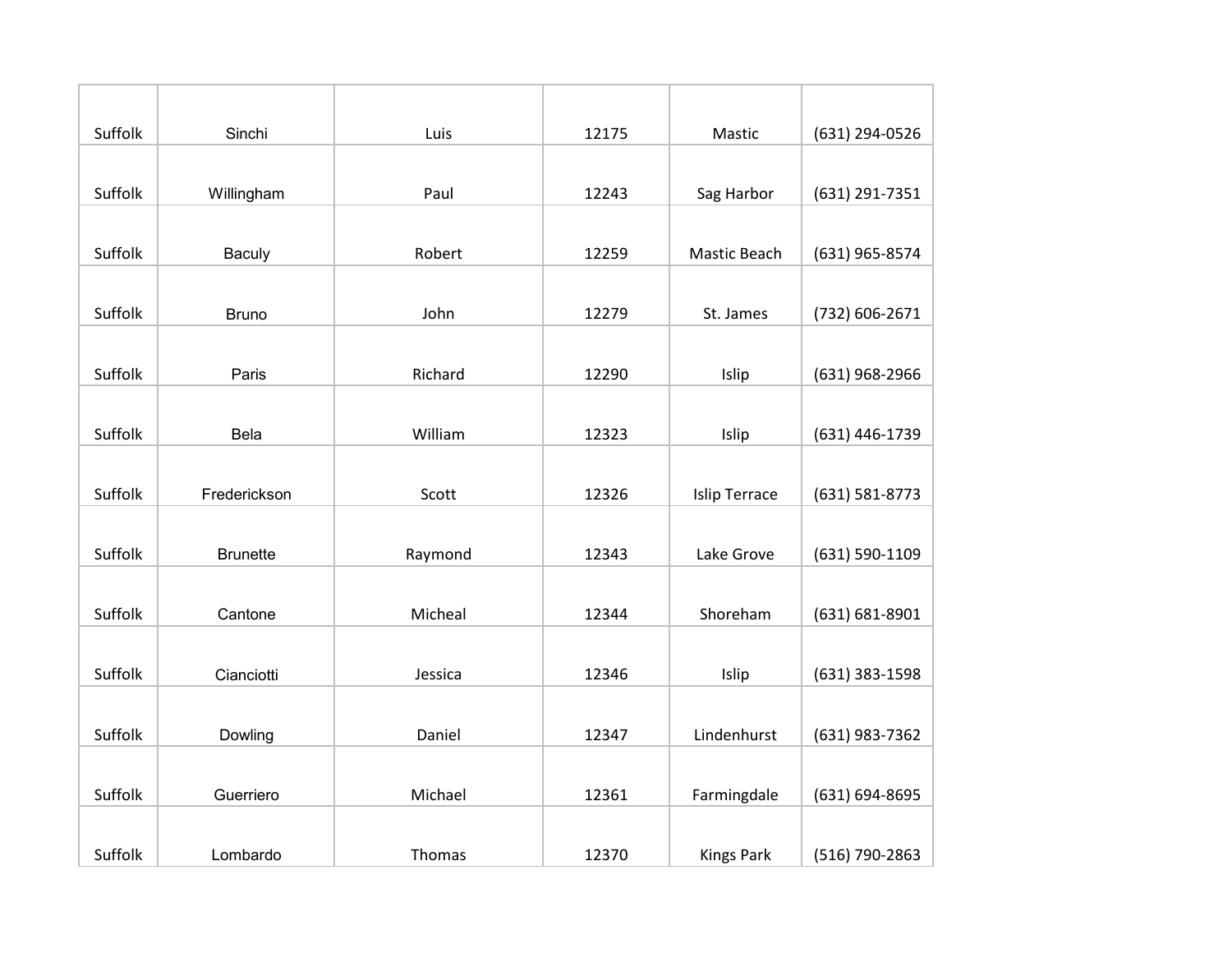| Suffolk | Sinchi | Luis | 12175 | Mastic | (631) 294-0526 |
|---|---|---|---|---|---|
| Suffolk | Willingham | Paul | 12243 | Sag Harbor | (631) 291-7351 |
| Suffolk | Baculy | Robert | 12259 | Mastic Beach | (631) 965-8574 |
| Suffolk | Bruno | John | 12279 | St. James | (732) 606-2671 |
| Suffolk | Paris | Richard | 12290 | Islip | (631) 968-2966 |
| Suffolk | Bela | William | 12323 | Islip | (631) 446-1739 |
| Suffolk | Frederickson | Scott | 12326 | Islip Terrace | (631) 581-8773 |
| Suffolk | Brunette | Raymond | 12343 | Lake Grove | (631) 590-1109 |
| Suffolk | Cantone | Micheal | 12344 | Shoreham | (631) 681-8901 |
| Suffolk | Cianciotti | Jessica | 12346 | Islip | (631) 383-1598 |
| Suffolk | Dowling | Daniel | 12347 | Lindenhurst | (631) 983-7362 |
| Suffolk | Guerriero | Michael | 12361 | Farmingdale | (631) 694-8695 |
| Suffolk | Lombardo | Thomas | 12370 | Kings Park | (516) 790-2863 |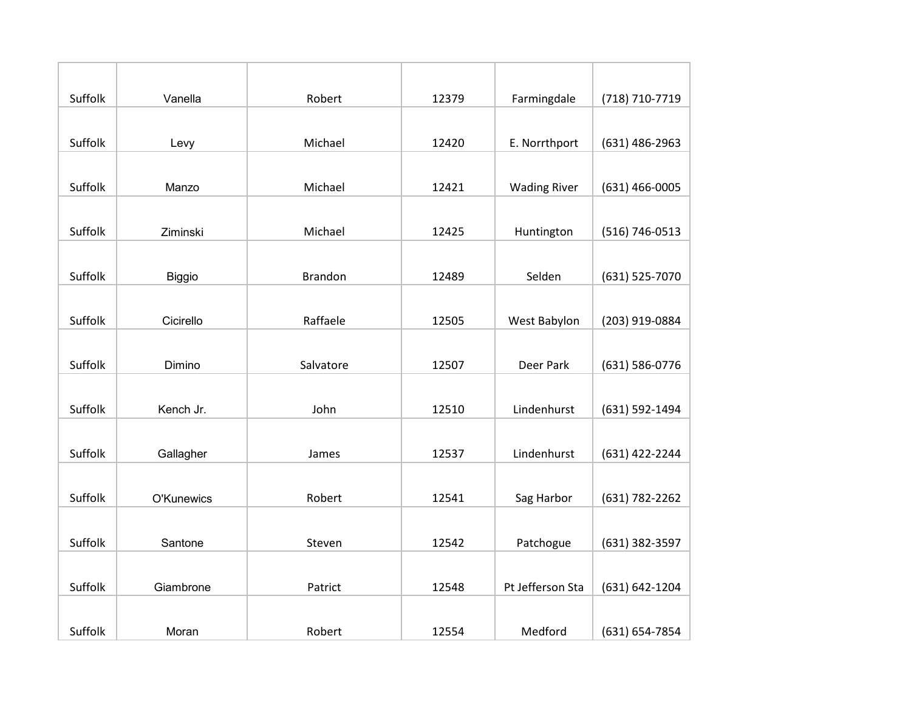| | | | | | |
|---|---|---|---|---|---|
| Suffolk | Vanella | Robert | 12379 | Farmingdale | (718) 710-7719 |
| Suffolk | Levy | Michael | 12420 | E. Norrthport | (631) 486-2963 |
| Suffolk | Manzo | Michael | 12421 | Wading River | (631) 466-0005 |
| Suffolk | Ziminski | Michael | 12425 | Huntington | (516) 746-0513 |
| Suffolk | Biggio | Brandon | 12489 | Selden | (631) 525-7070 |
| Suffolk | Cicirello | Raffaele | 12505 | West Babylon | (203) 919-0884 |
| Suffolk | Dimino | Salvatore | 12507 | Deer Park | (631) 586-0776 |
| Suffolk | Kench Jr. | John | 12510 | Lindenhurst | (631) 592-1494 |
| Suffolk | Gallagher | James | 12537 | Lindenhurst | (631) 422-2244 |
| Suffolk | O'Kunewics | Robert | 12541 | Sag Harbor | (631) 782-2262 |
| Suffolk | Santone | Steven | 12542 | Patchogue | (631) 382-3597 |
| Suffolk | Giambrone | Patrict | 12548 | Pt Jefferson Sta | (631) 642-1204 |
| Suffolk | Moran | Robert | 12554 | Medford | (631) 654-7854 |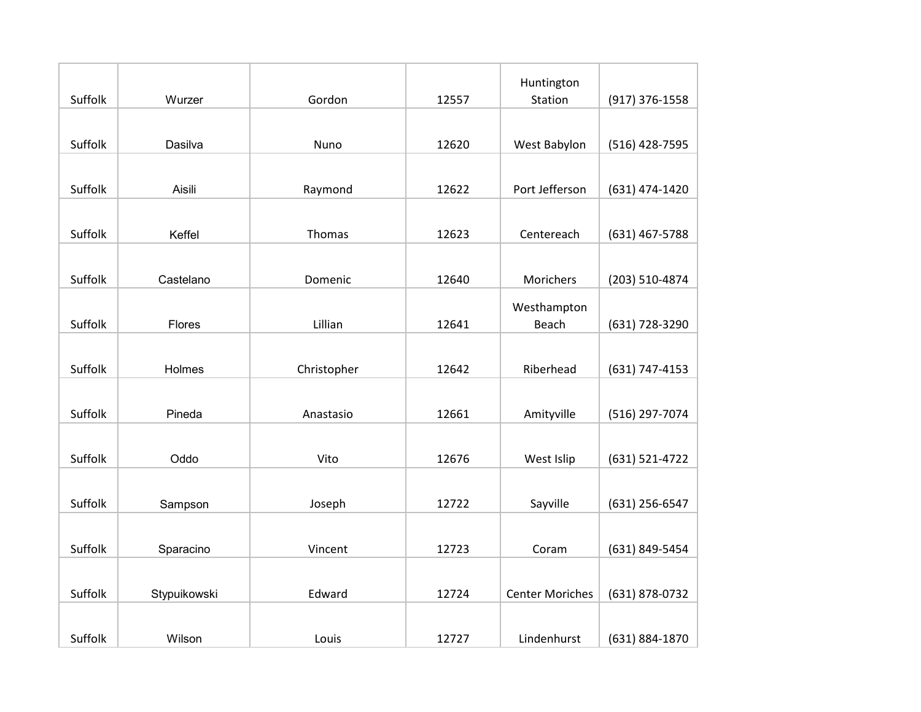| | | | | | |
|---|---|---|---|---|---|
| Suffolk | Wurzer | Gordon | 12557 | Huntington Station | (917) 376-1558 |
| Suffolk | Dasilva | Nuno | 12620 | West Babylon | (516) 428-7595 |
| Suffolk | Aisili | Raymond | 12622 | Port Jefferson | (631) 474-1420 |
| Suffolk | Keffel | Thomas | 12623 | Centereach | (631) 467-5788 |
| Suffolk | Castelano | Domenic | 12640 | Morichers | (203) 510-4874 |
| Suffolk | Flores | Lillian | 12641 | Westhampton Beach | (631) 728-3290 |
| Suffolk | Holmes | Christopher | 12642 | Riberhead | (631) 747-4153 |
| Suffolk | Pineda | Anastasio | 12661 | Amityville | (516) 297-7074 |
| Suffolk | Oddo | Vito | 12676 | West Islip | (631) 521-4722 |
| Suffolk | Sampson | Joseph | 12722 | Sayville | (631) 256-6547 |
| Suffolk | Sparacino | Vincent | 12723 | Coram | (631) 849-5454 |
| Suffolk | Stypuikowski | Edward | 12724 | Center Moriches | (631) 878-0732 |
| Suffolk | Wilson | Louis | 12727 | Lindenhurst | (631) 884-1870 |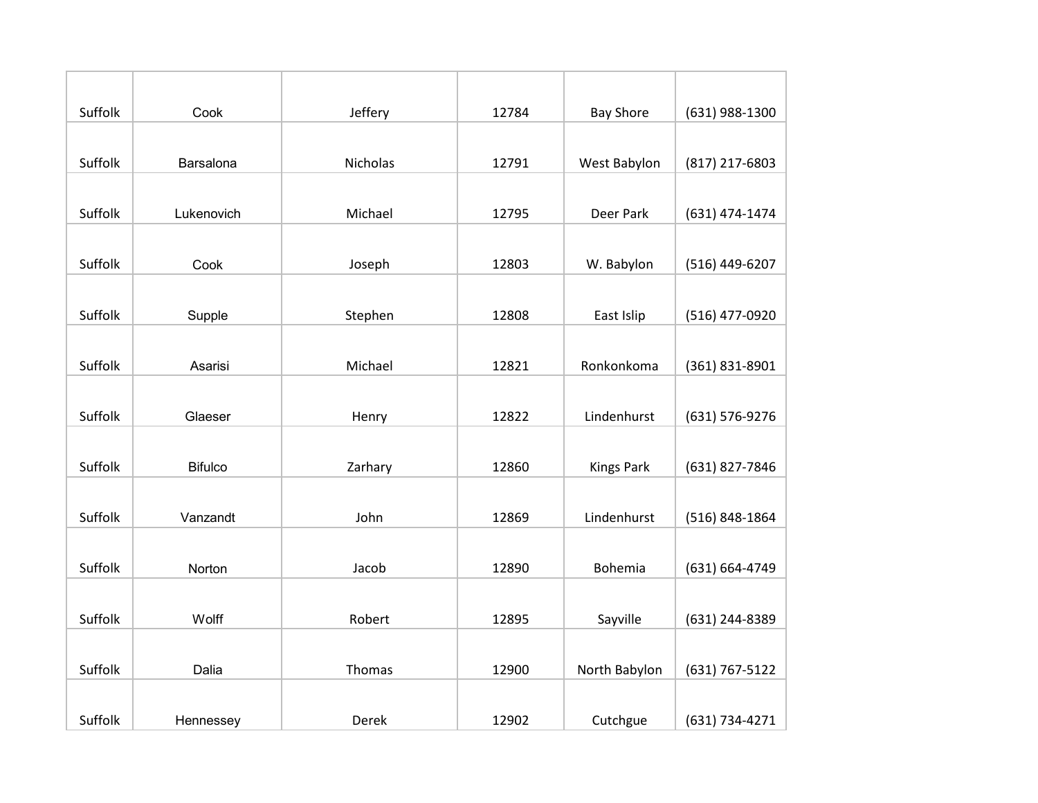| | | | | | |
|---|---|---|---|---|---|
| Suffolk | Cook | Jeffery | 12784 | Bay Shore | (631) 988-1300 |
| Suffolk | Barsalona | Nicholas | 12791 | West Babylon | (817) 217-6803 |
| Suffolk | Lukenovich | Michael | 12795 | Deer Park | (631) 474-1474 |
| Suffolk | Cook | Joseph | 12803 | W. Babylon | (516) 449-6207 |
| Suffolk | Supple | Stephen | 12808 | East Islip | (516) 477-0920 |
| Suffolk | Asarisi | Michael | 12821 | Ronkonkoma | (361) 831-8901 |
| Suffolk | Glaeser | Henry | 12822 | Lindenhurst | (631) 576-9276 |
| Suffolk | Bifulco | Zarhary | 12860 | Kings Park | (631) 827-7846 |
| Suffolk | Vanzandt | John | 12869 | Lindenhurst | (516) 848-1864 |
| Suffolk | Norton | Jacob | 12890 | Bohemia | (631) 664-4749 |
| Suffolk | Wolff | Robert | 12895 | Sayville | (631) 244-8389 |
| Suffolk | Dalia | Thomas | 12900 | North Babylon | (631) 767-5122 |
| Suffolk | Hennessey | Derek | 12902 | Cutchgue | (631) 734-4271 |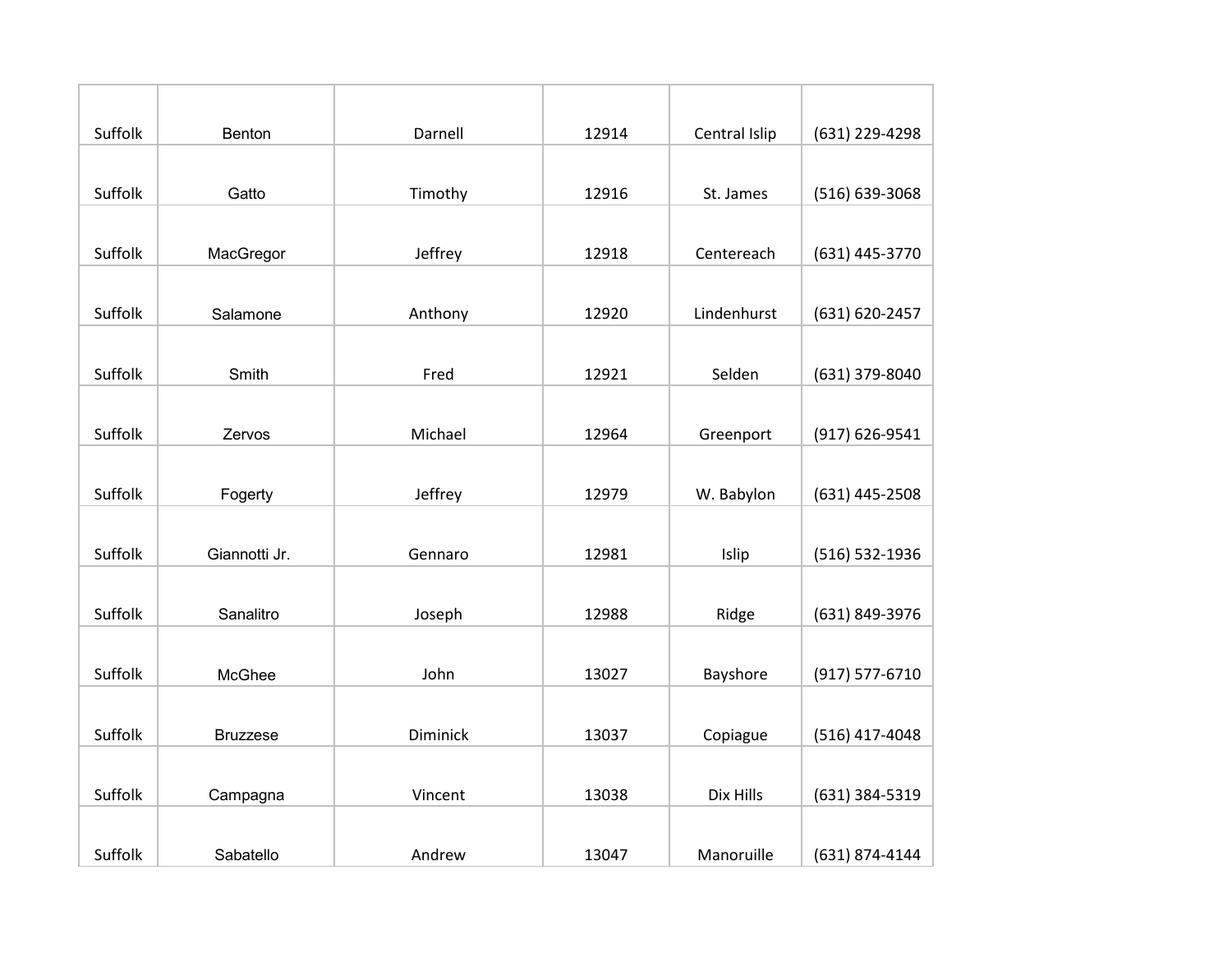| Suffolk | Benton | Darnell | 12914 | Central Islip | (631) 229-4298 |
|---|---|---|---|---|---|
| Suffolk | Gatto | Timothy | 12916 | St. James | (516) 639-3068 |
| Suffolk | MacGregor | Jeffrey | 12918 | Centereach | (631) 445-3770 |
| Suffolk | Salamone | Anthony | 12920 | Lindenhurst | (631) 620-2457 |
| Suffolk | Smith | Fred | 12921 | Selden | (631) 379-8040 |
| Suffolk | Zervos | Michael | 12964 | Greenport | (917) 626-9541 |
| Suffolk | Fogerty | Jeffrey | 12979 | W. Babylon | (631) 445-2508 |
| Suffolk | Giannotti Jr. | Gennaro | 12981 | Islip | (516) 532-1936 |
| Suffolk | Sanalitro | Joseph | 12988 | Ridge | (631) 849-3976 |
| Suffolk | McGhee | John | 13027 | Bayshore | (917) 577-6710 |
| Suffolk | Bruzzese | Diminick | 13037 | Copiague | (516) 417-4048 |
| Suffolk | Campagna | Vincent | 13038 | Dix Hills | (631) 384-5319 |
| Suffolk | Sabatello | Andrew | 13047 | Manoruille | (631) 874-4144 |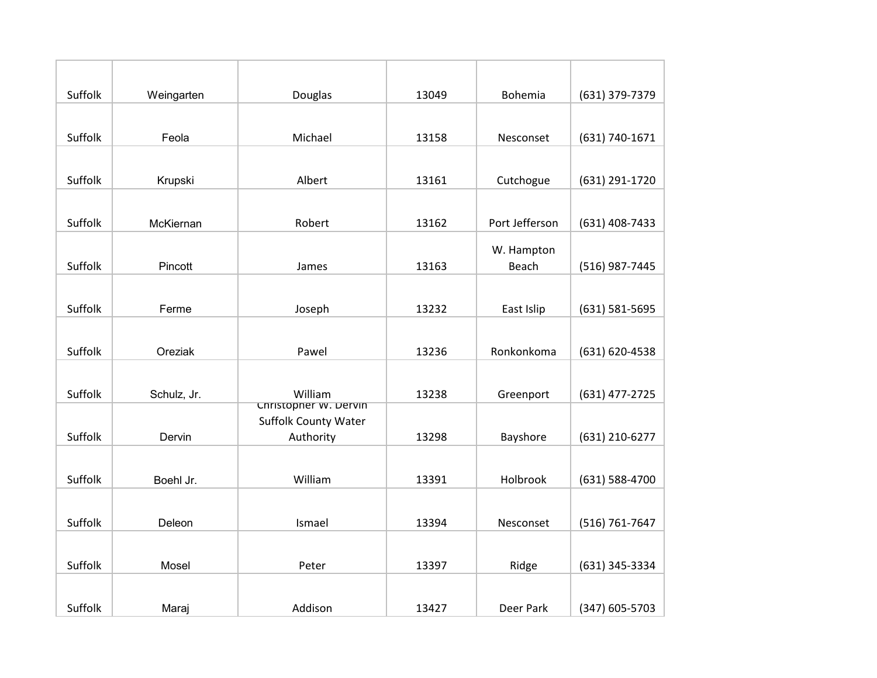| | | | | | |
|---|---|---|---|---|---|
| Suffolk | Weingarten | Douglas | 13049 | Bohemia | (631) 379-7379 |
| Suffolk | Feola | Michael | 13158 | Nesconset | (631) 740-1671 |
| Suffolk | Krupski | Albert | 13161 | Cutchogue | (631) 291-1720 |
| Suffolk | McKiernan | Robert | 13162 | Port Jefferson | (631) 408-7433 |
| Suffolk | Pincott | James | 13163 | W. Hampton Beach | (516) 987-7445 |
| Suffolk | Ferme | Joseph | 13232 | East Islip | (631) 581-5695 |
| Suffolk | Oreziak | Pawel | 13236 | Ronkonkoma | (631) 620-4538 |
| Suffolk | Schulz, Jr. | William | 13238 | Greenport | (631) 477-2725 |
| Suffolk | Dervin | Christopher W. Dervin Suffolk County Water Authority | 13298 | Bayshore | (631) 210-6277 |
| Suffolk | Boehl Jr. | William | 13391 | Holbrook | (631) 588-4700 |
| Suffolk | Deleon | Ismael | 13394 | Nesconset | (516) 761-7647 |
| Suffolk | Mosel | Peter | 13397 | Ridge | (631) 345-3334 |
| Suffolk | Maraj | Addison | 13427 | Deer Park | (347) 605-5703 |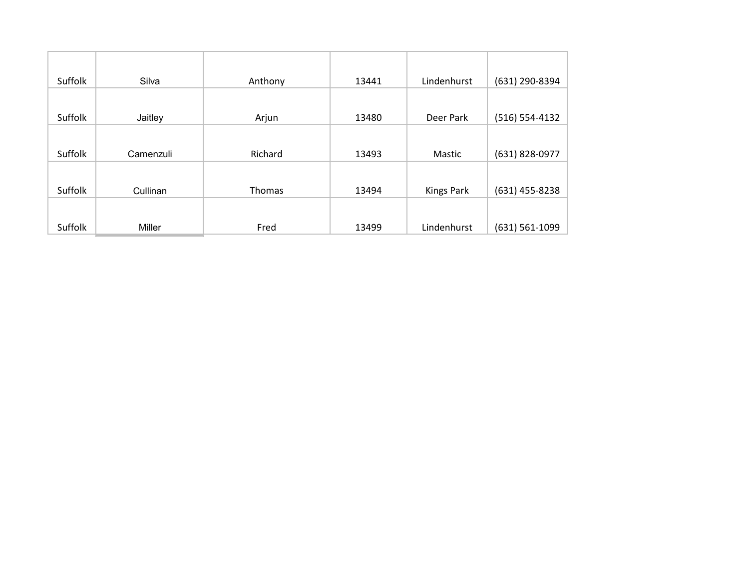| | | | | | |
|---|---|---|---|---|---|
| Suffolk | Silva | Anthony | 13441 | Lindenhurst | (631) 290-8394 |
| Suffolk | Jaitley | Arjun | 13480 | Deer Park | (516) 554-4132 |
| Suffolk | Camenzuli | Richard | 13493 | Mastic | (631) 828-0977 |
| Suffolk | Cullinan | Thomas | 13494 | Kings Park | (631) 455-8238 |
| Suffolk | Miller | Fred | 13499 | Lindenhurst | (631) 561-1099 |